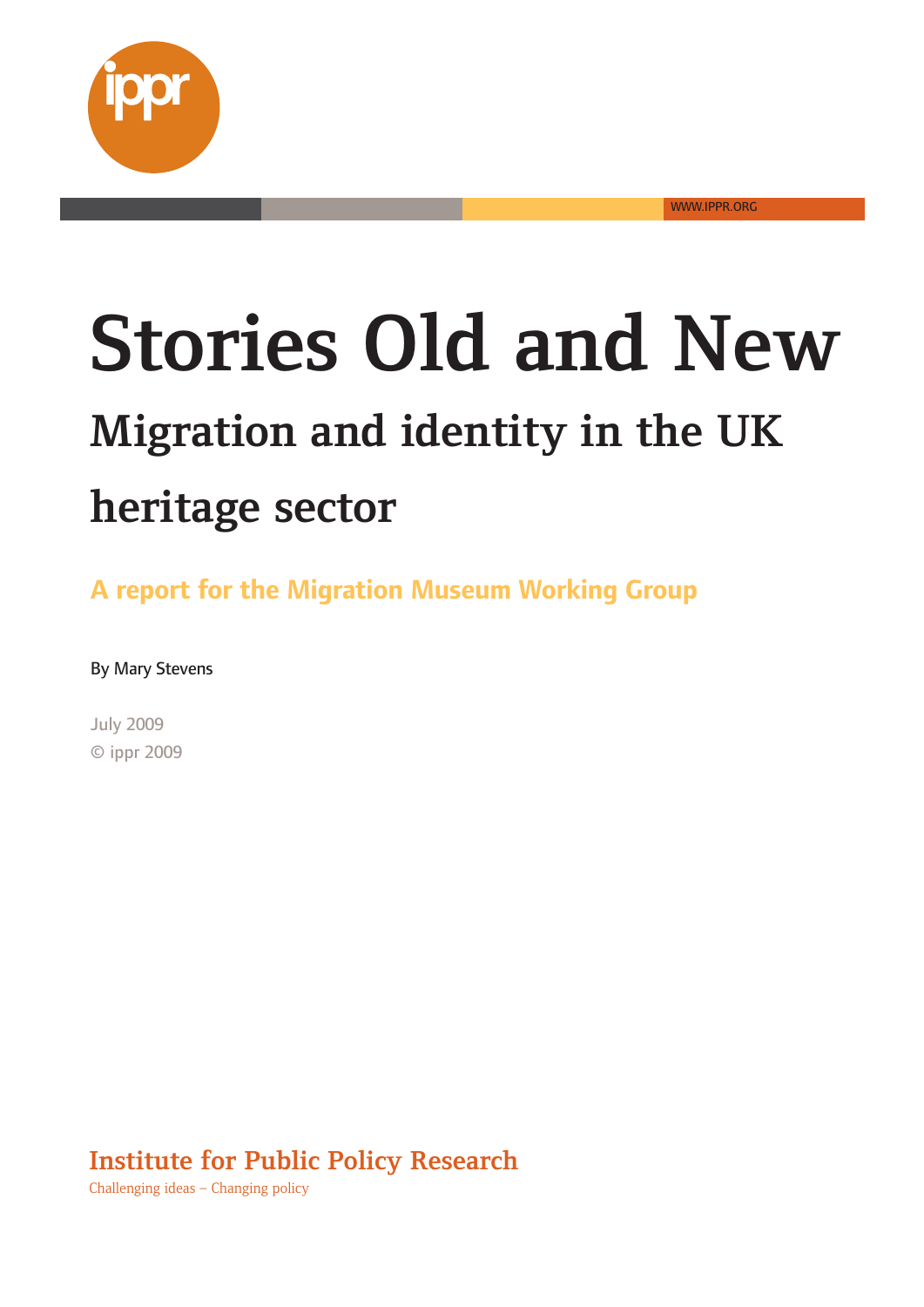WWW.IPPR.ORG

# Stories Old and New

## Migration and identity in the UK heritage sector

### A report for the Migration Museum Working Group

By Mary Stevens

July 2009
© ippr 2009

**Institute for Public Policy Research**
Challenging ideas – Changing policy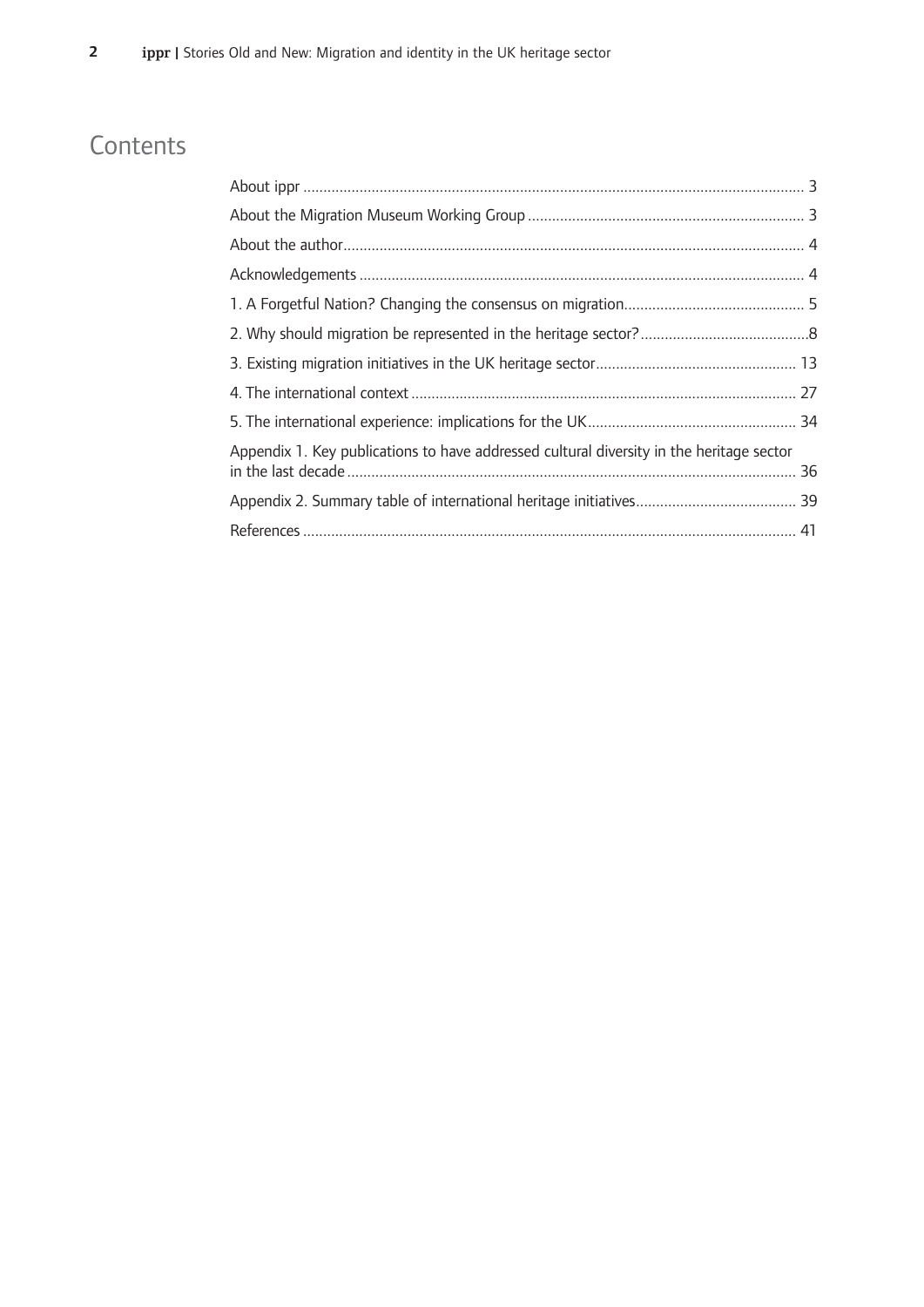# Contents

About ippr ............................................................................................................. 3

About the Migration Museum Working Group ..................................................................... 3

About the author................................................................................................... 4

Acknowledgements ............................................................................................... 4

1. A Forgetful Nation? Changing the consensus on migration............................................. 5

2. Why should migration be represented in the heritage sector?..........................................8

3. Existing migration initiatives in the UK heritage sector.................................................. 13

4. The international context ................................................................................. 27

5. The international experience: implications for the UK.................................................... 34

Appendix 1. Key publications to have addressed cultural diversity in the heritage sector in the last decade ................................................................................................ 36

Appendix 2. Summary table of international heritage initiatives........................................ 39

References ........................................................................................................... 41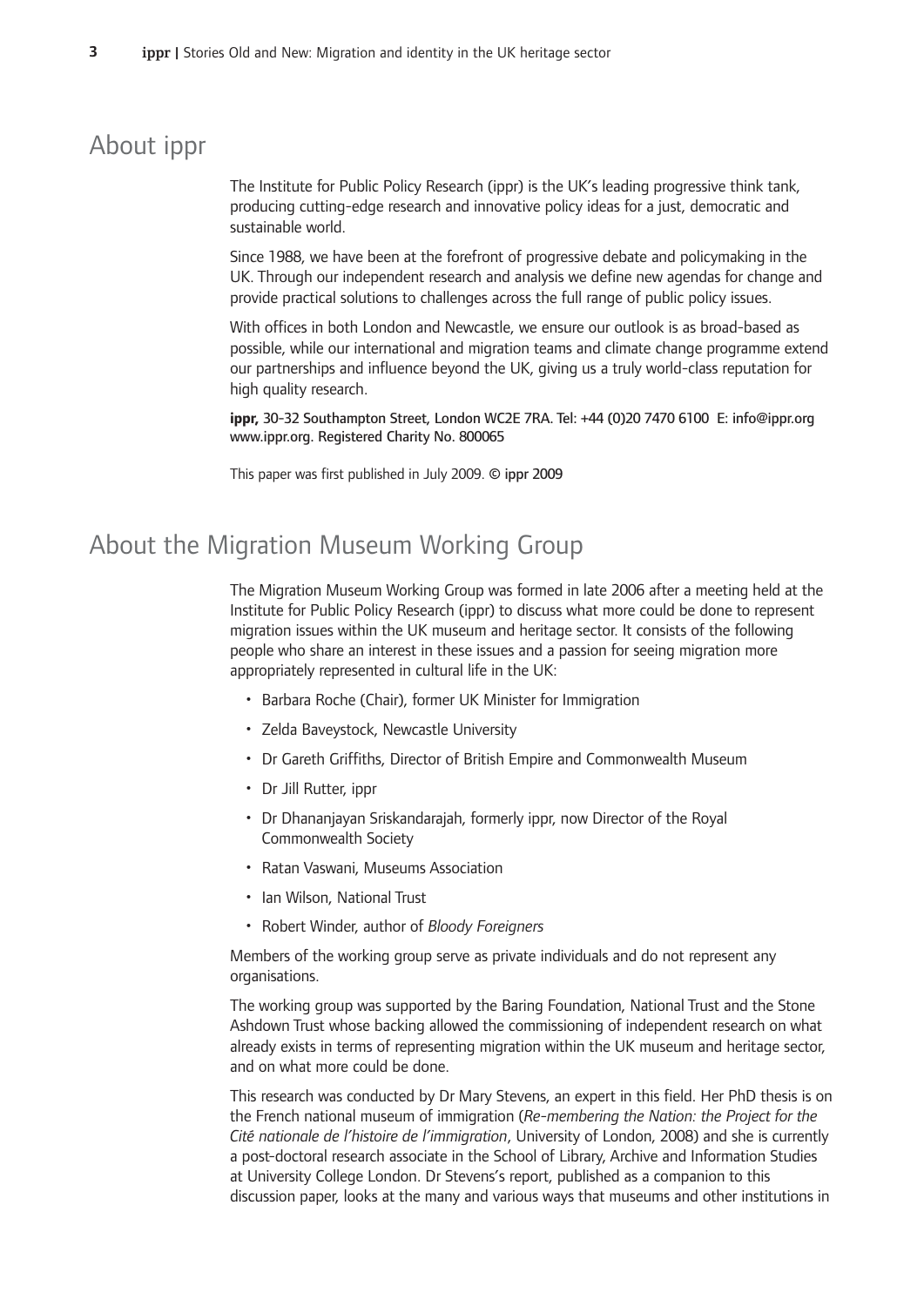## About ippr

The Institute for Public Policy Research (ippr) is the UK's leading progressive think tank, producing cutting-edge research and innovative policy ideas for a just, democratic and sustainable world.

Since 1988, we have been at the forefront of progressive debate and policymaking in the UK. Through our independent research and analysis we define new agendas for change and provide practical solutions to challenges across the full range of public policy issues.

With offices in both London and Newcastle, we ensure our outlook is as broad-based as possible, while our international and migration teams and climate change programme extend our partnerships and influence beyond the UK, giving us a truly world-class reputation for high quality research.

**ippr,** 30-32 Southampton Street, London WC2E 7RA. Tel: +44 (0)20 7470 6100 E: info@ippr.org www.ippr.org. Registered Charity No. 800065

This paper was first published in July 2009. © ippr 2009

## About the Migration Museum Working Group

The Migration Museum Working Group was formed in late 2006 after a meeting held at the Institute for Public Policy Research (ippr) to discuss what more could be done to represent migration issues within the UK museum and heritage sector. It consists of the following people who share an interest in these issues and a passion for seeing migration more appropriately represented in cultural life in the UK:

- Barbara Roche (Chair), former UK Minister for Immigration
- Zelda Baveystock, Newcastle University
- Dr Gareth Griffiths, Director of British Empire and Commonwealth Museum
- Dr Jill Rutter, ippr
- Dr Dhananjayan Sriskandarajah, formerly ippr, now Director of the Royal Commonwealth Society
- Ratan Vaswani, Museums Association
- Ian Wilson, National Trust
- Robert Winder, author of *Bloody Foreigners*

Members of the working group serve as private individuals and do not represent any organisations.

The working group was supported by the Baring Foundation, National Trust and the Stone Ashdown Trust whose backing allowed the commissioning of independent research on what already exists in terms of representing migration within the UK museum and heritage sector, and on what more could be done.

This research was conducted by Dr Mary Stevens, an expert in this field. Her PhD thesis is on the French national museum of immigration (*Re-membering the Nation: the Project for the Cité nationale de l'histoire de l'immigration*, University of London, 2008) and she is currently a post-doctoral research associate in the School of Library, Archive and Information Studies at University College London. Dr Stevens's report, published as a companion to this discussion paper, looks at the many and various ways that museums and other institutions in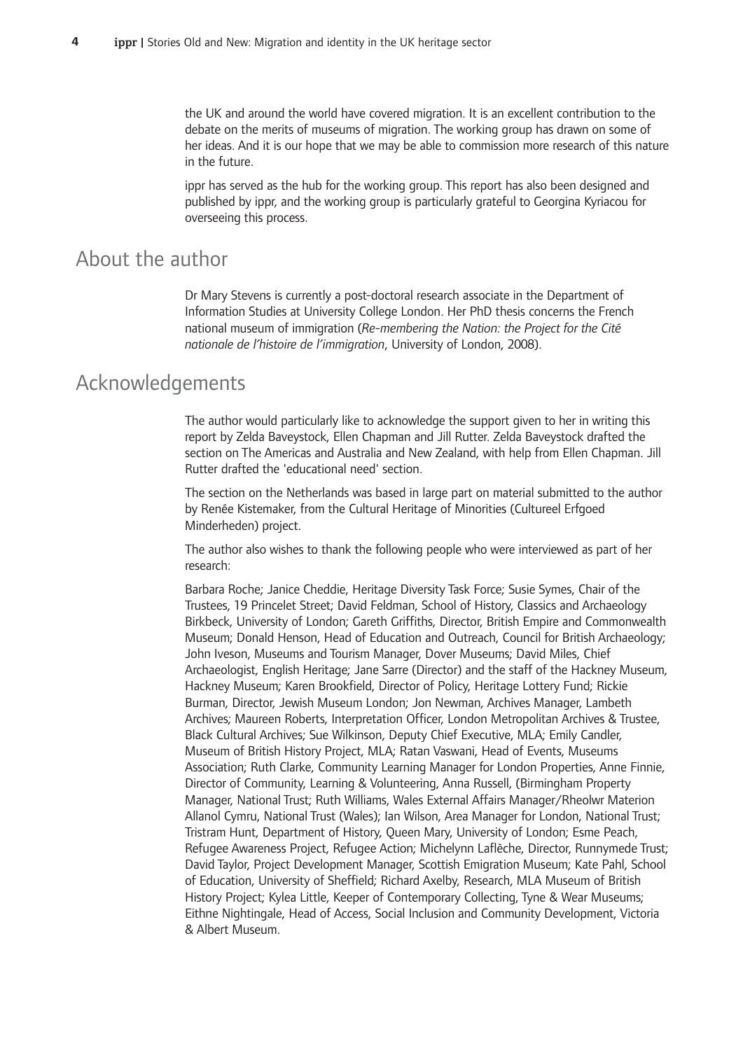the UK and around the world have covered migration. It is an excellent contribution to the debate on the merits of museums of migration. The working group has drawn on some of her ideas. And it is our hope that we may be able to commission more research of this nature in the future.

ippr has served as the hub for the working group. This report has also been designed and published by ippr, and the working group is particularly grateful to Georgina Kyriacou for overseeing this process.

## About the author

Dr Mary Stevens is currently a post-doctoral research associate in the Department of Information Studies at University College London. Her PhD thesis concerns the French national museum of immigration (*Re-membering the Nation: the Project for the Cité nationale de l'histoire de l'immigration*, University of London, 2008).

## Acknowledgements

The author would particularly like to acknowledge the support given to her in writing this report by Zelda Baveystock, Ellen Chapman and Jill Rutter. Zelda Baveystock drafted the section on The Americas and Australia and New Zealand, with help from Ellen Chapman. Jill Rutter drafted the 'educational need' section.

The section on the Netherlands was based in large part on material submitted to the author by Renée Kistemaker, from the Cultural Heritage of Minorities (Cultureel Erfgoed Minderheden) project.

The author also wishes to thank the following people who were interviewed as part of her research:

Barbara Roche; Janice Cheddie, Heritage Diversity Task Force; Susie Symes, Chair of the Trustees, 19 Princelet Street; David Feldman, School of History, Classics and Archaeology Birkbeck, University of London; Gareth Griffiths, Director, British Empire and Commonwealth Museum; Donald Henson, Head of Education and Outreach, Council for British Archaeology; John Iveson, Museums and Tourism Manager, Dover Museums; David Miles, Chief Archaeologist, English Heritage; Jane Sarre (Director) and the staff of the Hackney Museum, Hackney Museum; Karen Brookfield, Director of Policy, Heritage Lottery Fund; Rickie Burman, Director, Jewish Museum London; Jon Newman, Archives Manager, Lambeth Archives; Maureen Roberts, Interpretation Officer, London Metropolitan Archives & Trustee, Black Cultural Archives; Sue Wilkinson, Deputy Chief Executive, MLA; Emily Candler, Museum of British History Project, MLA; Ratan Vaswani, Head of Events, Museums Association; Ruth Clarke, Community Learning Manager for London Properties, Anne Finnie, Director of Community, Learning & Volunteering, Anna Russell, (Birmingham Property Manager, National Trust; Ruth Williams, Wales External Affairs Manager/Rheolwr Materion Allanol Cymru, National Trust (Wales); Ian Wilson, Area Manager for London, National Trust; Tristram Hunt, Department of History, Queen Mary, University of London; Esme Peach, Refugee Awareness Project, Refugee Action; Michelynn Laflèche, Director, Runnymede Trust; David Taylor, Project Development Manager, Scottish Emigration Museum; Kate Pahl, School of Education, University of Sheffield; Richard Axelby, Research, MLA Museum of British History Project; Kylea Little, Keeper of Contemporary Collecting, Tyne & Wear Museums; Eithne Nightingale, Head of Access, Social Inclusion and Community Development, Victoria & Albert Museum.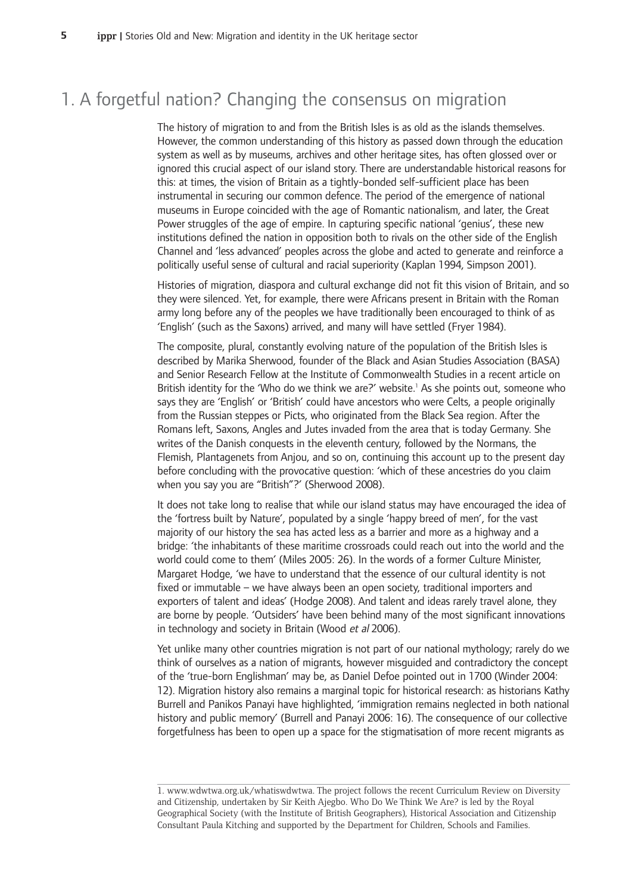# 1. A forgetful nation? Changing the consensus on migration

The history of migration to and from the British Isles is as old as the islands themselves. However, the common understanding of this history as passed down through the education system as well as by museums, archives and other heritage sites, has often glossed over or ignored this crucial aspect of our island story. There are understandable historical reasons for this: at times, the vision of Britain as a tightly-bonded self-sufficient place has been instrumental in securing our common defence. The period of the emergence of national museums in Europe coincided with the age of Romantic nationalism, and later, the Great Power struggles of the age of empire. In capturing specific national 'genius', these new institutions defined the nation in opposition both to rivals on the other side of the English Channel and 'less advanced' peoples across the globe and acted to generate and reinforce a politically useful sense of cultural and racial superiority (Kaplan 1994, Simpson 2001).

Histories of migration, diaspora and cultural exchange did not fit this vision of Britain, and so they were silenced. Yet, for example, there were Africans present in Britain with the Roman army long before any of the peoples we have traditionally been encouraged to think of as 'English' (such as the Saxons) arrived, and many will have settled (Fryer 1984).

The composite, plural, constantly evolving nature of the population of the British Isles is described by Marika Sherwood, founder of the Black and Asian Studies Association (BASA) and Senior Research Fellow at the Institute of Commonwealth Studies in a recent article on British identity for the 'Who do we think we are?' website.[1] As she points out, someone who says they are 'English' or 'British' could have ancestors who were Celts, a people originally from the Russian steppes or Picts, who originated from the Black Sea region. After the Romans left, Saxons, Angles and Jutes invaded from the area that is today Germany. She writes of the Danish conquests in the eleventh century, followed by the Normans, the Flemish, Plantagenets from Anjou, and so on, continuing this account up to the present day before concluding with the provocative question: 'which of these ancestries do you claim when you say you are "British"?' (Sherwood 2008).

It does not take long to realise that while our island status may have encouraged the idea of the 'fortress built by Nature', populated by a single 'happy breed of men', for the vast majority of our history the sea has acted less as a barrier and more as a highway and a bridge: 'the inhabitants of these maritime crossroads could reach out into the world and the world could come to them' (Miles 2005: 26). In the words of a former Culture Minister, Margaret Hodge, 'we have to understand that the essence of our cultural identity is not fixed or immutable – we have always been an open society, traditional importers and exporters of talent and ideas' (Hodge 2008). And talent and ideas rarely travel alone, they are borne by people. 'Outsiders' have been behind many of the most significant innovations in technology and society in Britain (Wood *et al* 2006).

Yet unlike many other countries migration is not part of our national mythology; rarely do we think of ourselves as a nation of migrants, however misguided and contradictory the concept of the 'true-born Englishman' may be, as Daniel Defoe pointed out in 1700 (Winder 2004: 12). Migration history also remains a marginal topic for historical research: as historians Kathy Burrell and Panikos Panayi have highlighted, 'immigration remains neglected in both national history and public memory' (Burrell and Panayi 2006: 16). The consequence of our collective forgetfulness has been to open up a space for the stigmatisation of more recent migrants as

---

1. www.wdwtwa.org.uk/whatiswdwtwa. The project follows the recent Curriculum Review on Diversity and Citizenship, undertaken by Sir Keith Ajegbo. Who Do We Think We Are? is led by the Royal Geographical Society (with the Institute of British Geographers), Historical Association and Citizenship Consultant Paula Kitching and supported by the Department for Children, Schools and Families.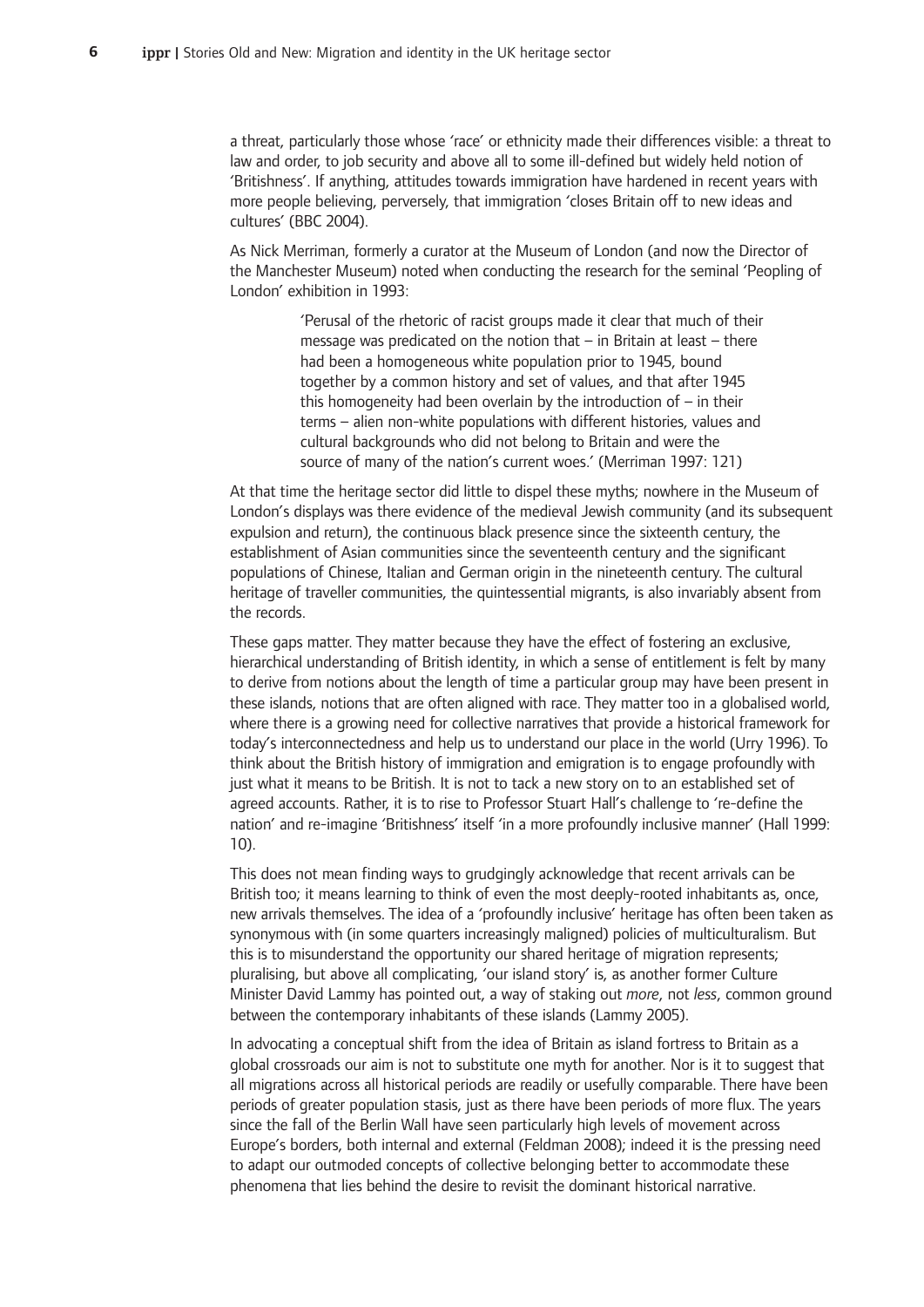a threat, particularly those whose 'race' or ethnicity made their differences visible: a threat to law and order, to job security and above all to some ill-defined but widely held notion of 'Britishness'. If anything, attitudes towards immigration have hardened in recent years with more people believing, perversely, that immigration 'closes Britain off to new ideas and cultures' (BBC 2004).

As Nick Merriman, formerly a curator at the Museum of London (and now the Director of the Manchester Museum) noted when conducting the research for the seminal 'Peopling of London' exhibition in 1993:

> 'Perusal of the rhetoric of racist groups made it clear that much of their message was predicated on the notion that – in Britain at least – there had been a homogeneous white population prior to 1945, bound together by a common history and set of values, and that after 1945 this homogeneity had been overlain by the introduction of – in their terms – alien non-white populations with different histories, values and cultural backgrounds who did not belong to Britain and were the source of many of the nation's current woes.' (Merriman 1997: 121)

At that time the heritage sector did little to dispel these myths; nowhere in the Museum of London's displays was there evidence of the medieval Jewish community (and its subsequent expulsion and return), the continuous black presence since the sixteenth century, the establishment of Asian communities since the seventeenth century and the significant populations of Chinese, Italian and German origin in the nineteenth century. The cultural heritage of traveller communities, the quintessential migrants, is also invariably absent from the records.

These gaps matter. They matter because they have the effect of fostering an exclusive, hierarchical understanding of British identity, in which a sense of entitlement is felt by many to derive from notions about the length of time a particular group may have been present in these islands, notions that are often aligned with race. They matter too in a globalised world, where there is a growing need for collective narratives that provide a historical framework for today's interconnectedness and help us to understand our place in the world (Urry 1996). To think about the British history of immigration and emigration is to engage profoundly with just what it means to be British. It is not to tack a new story on to an established set of agreed accounts. Rather, it is to rise to Professor Stuart Hall's challenge to 're-define the nation' and re-imagine 'Britishness' itself 'in a more profoundly inclusive manner' (Hall 1999: 10).

This does not mean finding ways to grudgingly acknowledge that recent arrivals can be British too; it means learning to think of even the most deeply-rooted inhabitants as, once, new arrivals themselves. The idea of a 'profoundly inclusive' heritage has often been taken as synonymous with (in some quarters increasingly maligned) policies of multiculturalism. But this is to misunderstand the opportunity our shared heritage of migration represents; pluralising, but above all complicating, 'our island story' is, as another former Culture Minister David Lammy has pointed out, a way of staking out *more*, not *less*, common ground between the contemporary inhabitants of these islands (Lammy 2005).

In advocating a conceptual shift from the idea of Britain as island fortress to Britain as a global crossroads our aim is not to substitute one myth for another. Nor is it to suggest that all migrations across all historical periods are readily or usefully comparable. There have been periods of greater population stasis, just as there have been periods of more flux. The years since the fall of the Berlin Wall have seen particularly high levels of movement across Europe's borders, both internal and external (Feldman 2008); indeed it is the pressing need to adapt our outmoded concepts of collective belonging better to accommodate these phenomena that lies behind the desire to revisit the dominant historical narrative.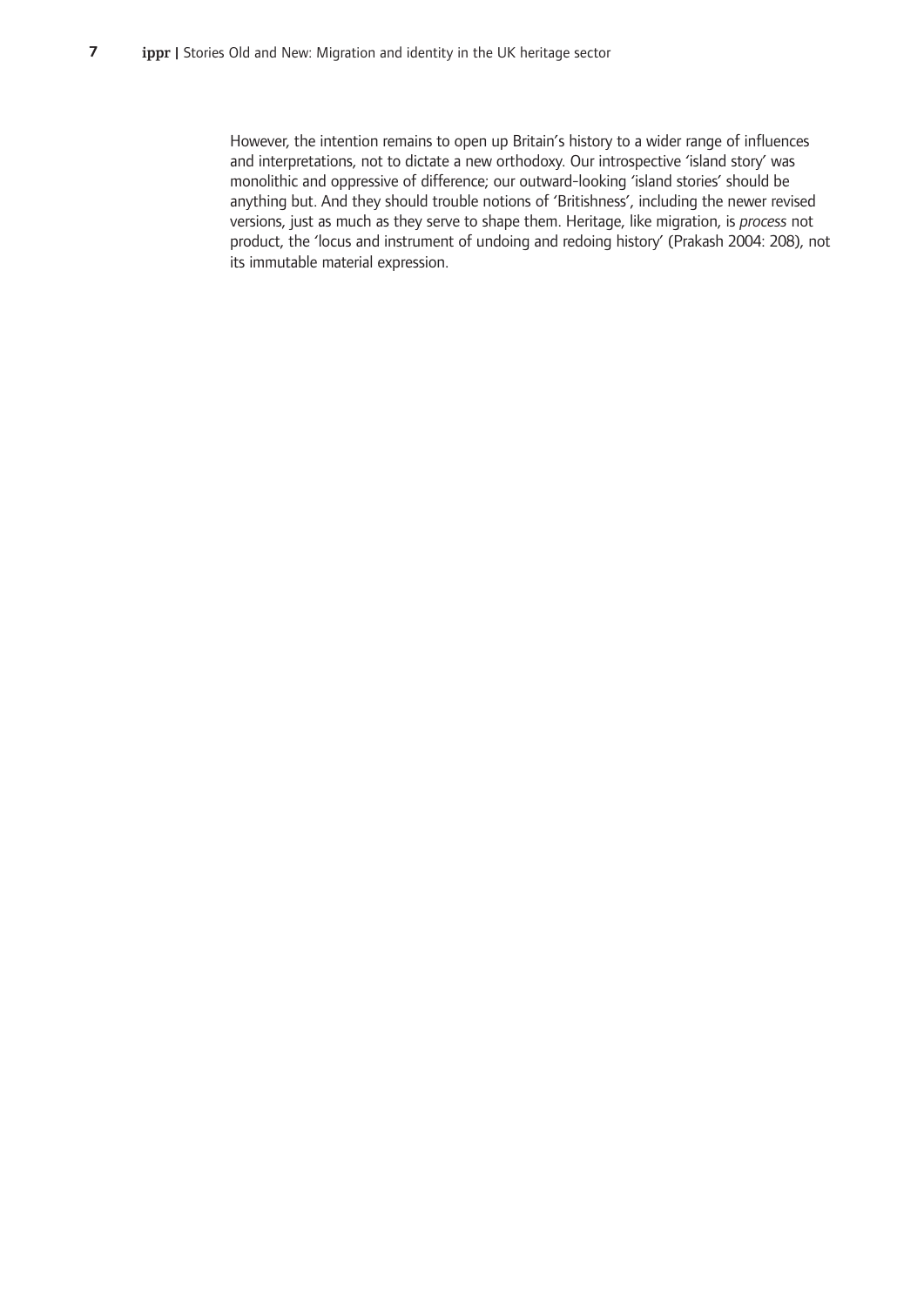However, the intention remains to open up Britain's history to a wider range of influences and interpretations, not to dictate a new orthodoxy. Our introspective 'island story' was monolithic and oppressive of difference; our outward-looking 'island stories' should be anything but. And they should trouble notions of 'Britishness', including the newer revised versions, just as much as they serve to shape them. Heritage, like migration, is *process* not product, the 'locus and instrument of undoing and redoing history' (Prakash 2004: 208), not its immutable material expression.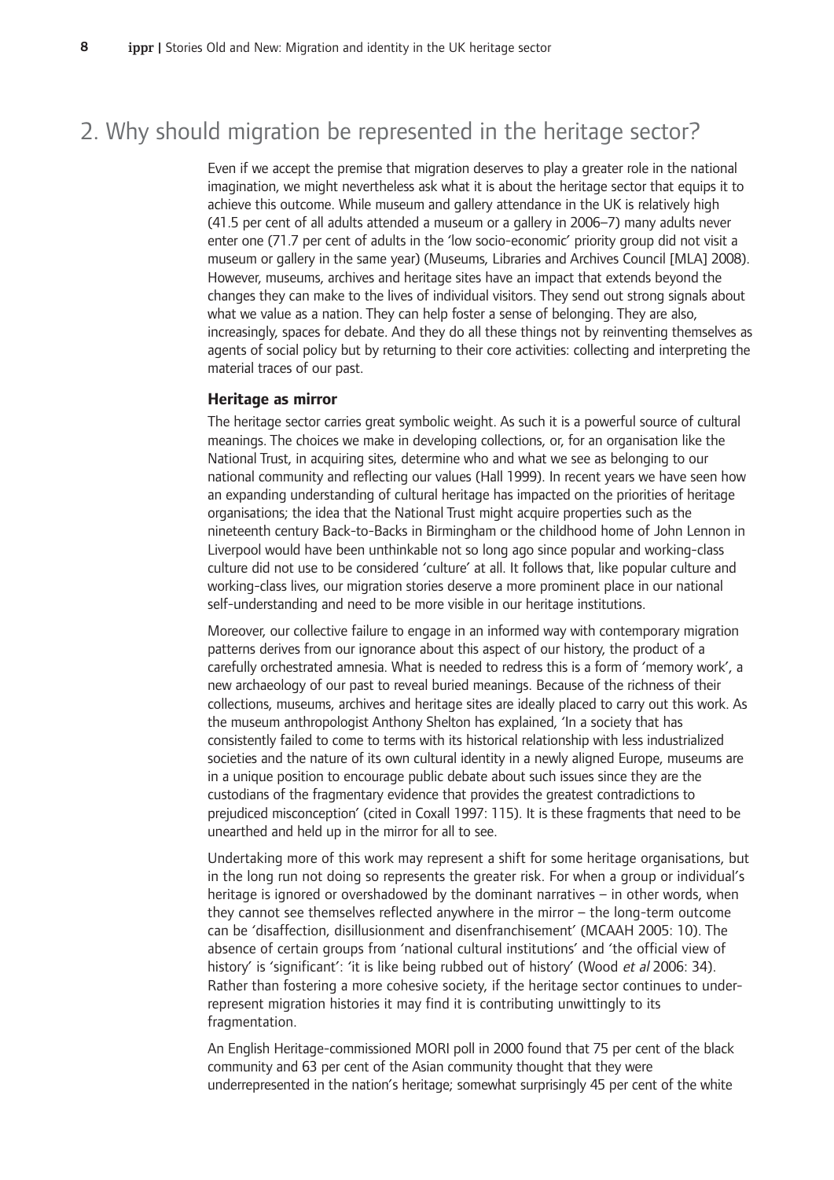## 2. Why should migration be represented in the heritage sector?

Even if we accept the premise that migration deserves to play a greater role in the national imagination, we might nevertheless ask what it is about the heritage sector that equips it to achieve this outcome. While museum and gallery attendance in the UK is relatively high (41.5 per cent of all adults attended a museum or a gallery in 2006–7) many adults never enter one (71.7 per cent of adults in the 'low socio-economic' priority group did not visit a museum or gallery in the same year) (Museums, Libraries and Archives Council [MLA] 2008). However, museums, archives and heritage sites have an impact that extends beyond the changes they can make to the lives of individual visitors. They send out strong signals about what we value as a nation. They can help foster a sense of belonging. They are also, increasingly, spaces for debate. And they do all these things not by reinventing themselves as agents of social policy but by returning to their core activities: collecting and interpreting the material traces of our past.

### Heritage as mirror

The heritage sector carries great symbolic weight. As such it is a powerful source of cultural meanings. The choices we make in developing collections, or, for an organisation like the National Trust, in acquiring sites, determine who and what we see as belonging to our national community and reflecting our values (Hall 1999). In recent years we have seen how an expanding understanding of cultural heritage has impacted on the priorities of heritage organisations; the idea that the National Trust might acquire properties such as the nineteenth century Back-to-Backs in Birmingham or the childhood home of John Lennon in Liverpool would have been unthinkable not so long ago since popular and working-class culture did not use to be considered 'culture' at all. It follows that, like popular culture and working-class lives, our migration stories deserve a more prominent place in our national self-understanding and need to be more visible in our heritage institutions.

Moreover, our collective failure to engage in an informed way with contemporary migration patterns derives from our ignorance about this aspect of our history, the product of a carefully orchestrated amnesia. What is needed to redress this is a form of 'memory work', a new archaeology of our past to reveal buried meanings. Because of the richness of their collections, museums, archives and heritage sites are ideally placed to carry out this work. As the museum anthropologist Anthony Shelton has explained, 'In a society that has consistently failed to come to terms with its historical relationship with less industrialized societies and the nature of its own cultural identity in a newly aligned Europe, museums are in a unique position to encourage public debate about such issues since they are the custodians of the fragmentary evidence that provides the greatest contradictions to prejudiced misconception' (cited in Coxall 1997: 115). It is these fragments that need to be unearthed and held up in the mirror for all to see.

Undertaking more of this work may represent a shift for some heritage organisations, but in the long run not doing so represents the greater risk. For when a group or individual's heritage is ignored or overshadowed by the dominant narratives – in other words, when they cannot see themselves reflected anywhere in the mirror – the long-term outcome can be 'disaffection, disillusionment and disenfranchisement' (MCAAH 2005: 10). The absence of certain groups from 'national cultural institutions' and 'the official view of history' is 'significant': 'it is like being rubbed out of history' (Wood *et al* 2006: 34). Rather than fostering a more cohesive society, if the heritage sector continues to under-represent migration histories it may find it is contributing unwittingly to its fragmentation.

An English Heritage-commissioned MORI poll in 2000 found that 75 per cent of the black community and 63 per cent of the Asian community thought that they were underrepresented in the nation's heritage; somewhat surprisingly 45 per cent of the white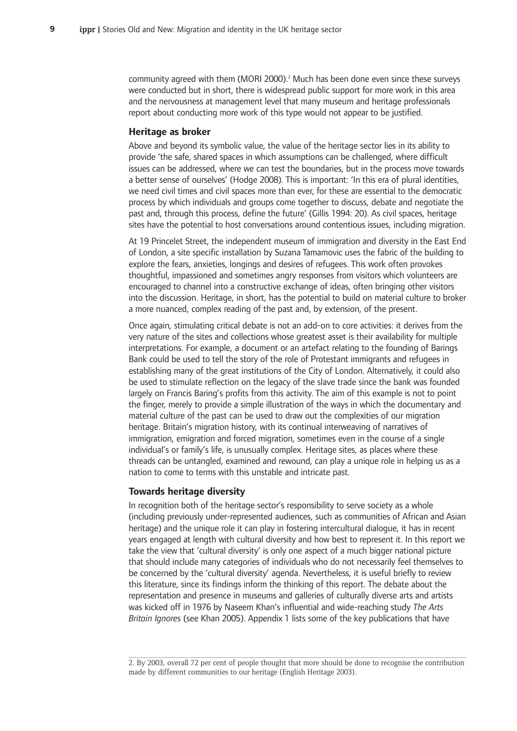community agreed with them (MORI 2000).[2] Much has been done even since these surveys were conducted but in short, there is widespread public support for more work in this area and the nervousness at management level that many museum and heritage professionals report about conducting more work of this type would not appear to be justified.

### Heritage as broker

Above and beyond its symbolic value, the value of the heritage sector lies in its ability to provide 'the safe, shared spaces in which assumptions can be challenged, where difficult issues can be addressed, where we can test the boundaries, but in the process move towards a better sense of ourselves' (Hodge 2008). This is important: 'In this era of plural identities, we need civil times and civil spaces more than ever, for these are essential to the democratic process by which individuals and groups come together to discuss, debate and negotiate the past and, through this process, define the future' (Gillis 1994: 20). As civil spaces, heritage sites have the potential to host conversations around contentious issues, including migration.

At 19 Princelet Street, the independent museum of immigration and diversity in the East End of London, a site specific installation by Suzana Tamamovic uses the fabric of the building to explore the fears, anxieties, longings and desires of refugees. This work often provokes thoughtful, impassioned and sometimes angry responses from visitors which volunteers are encouraged to channel into a constructive exchange of ideas, often bringing other visitors into the discussion. Heritage, in short, has the potential to build on material culture to broker a more nuanced, complex reading of the past and, by extension, of the present.

Once again, stimulating critical debate is not an add-on to core activities: it derives from the very nature of the sites and collections whose greatest asset is their availability for multiple interpretations. For example, a document or an artefact relating to the founding of Barings Bank could be used to tell the story of the role of Protestant immigrants and refugees in establishing many of the great institutions of the City of London. Alternatively, it could also be used to stimulate reflection on the legacy of the slave trade since the bank was founded largely on Francis Baring's profits from this activity. The aim of this example is not to point the finger, merely to provide a simple illustration of the ways in which the documentary and material culture of the past can be used to draw out the complexities of our migration heritage. Britain's migration history, with its continual interweaving of narratives of immigration, emigration and forced migration, sometimes even in the course of a single individual's or family's life, is unusually complex. Heritage sites, as places where these threads can be untangled, examined and rewound, can play a unique role in helping us as a nation to come to terms with this unstable and intricate past.

### Towards heritage diversity

In recognition both of the heritage sector's responsibility to serve society as a whole (including previously under-represented audiences, such as communities of African and Asian heritage) and the unique role it can play in fostering intercultural dialogue, it has in recent years engaged at length with cultural diversity and how best to represent it. In this report we take the view that 'cultural diversity' is only one aspect of a much bigger national picture that should include many categories of individuals who do not necessarily feel themselves to be concerned by the 'cultural diversity' agenda. Nevertheless, it is useful briefly to review this literature, since its findings inform the thinking of this report. The debate about the representation and presence in museums and galleries of culturally diverse arts and artists was kicked off in 1976 by Naseem Khan's influential and wide-reaching study *The Arts Britain Ignores* (see Khan 2005). Appendix 1 lists some of the key publications that have

---

2. By 2003, overall 72 per cent of people thought that more should be done to recognise the contribution made by different communities to our heritage (English Heritage 2003).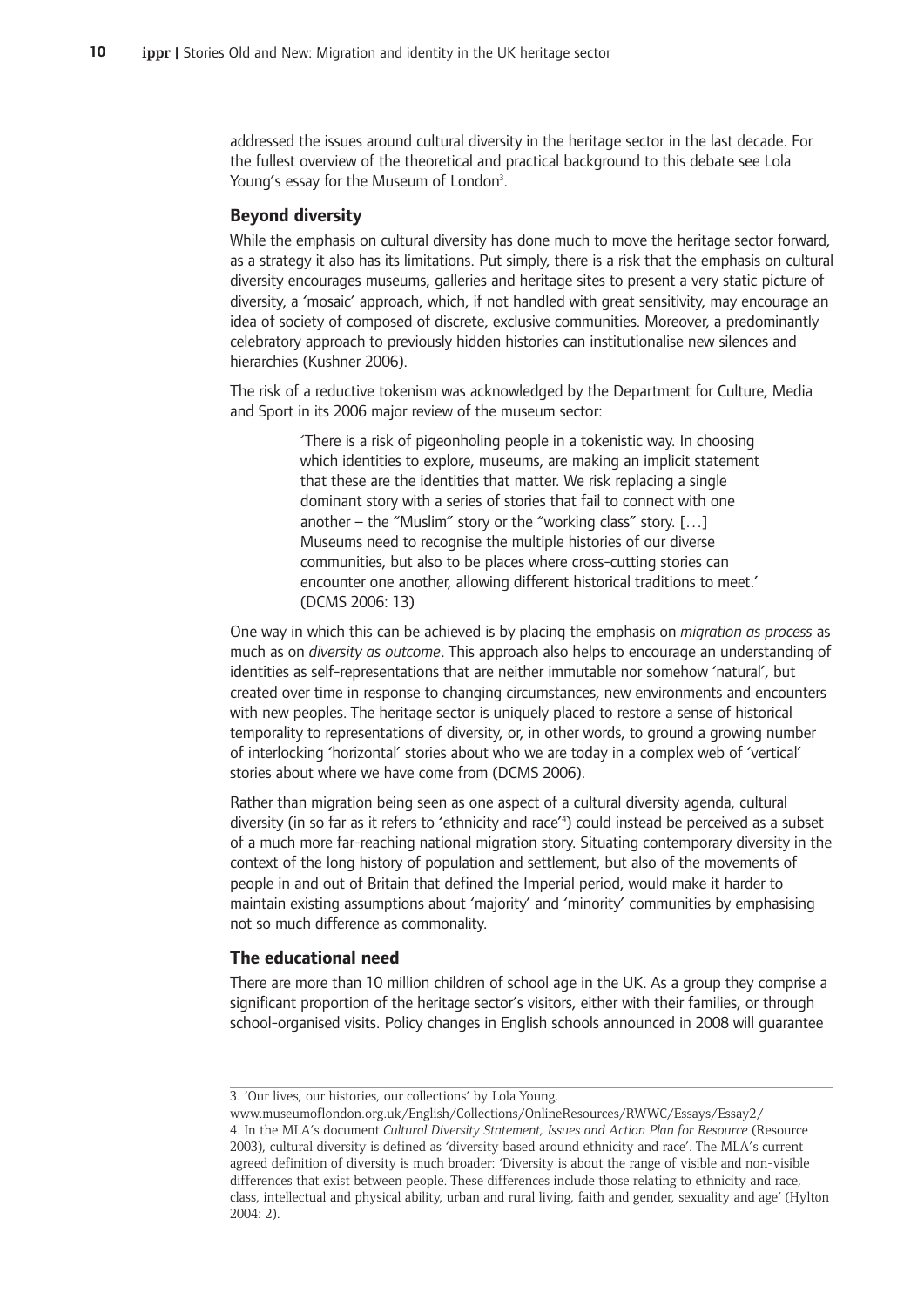addressed the issues around cultural diversity in the heritage sector in the last decade. For the fullest overview of the theoretical and practical background to this debate see Lola Young's essay for the Museum of London[3].

## Beyond diversity

While the emphasis on cultural diversity has done much to move the heritage sector forward, as a strategy it also has its limitations. Put simply, there is a risk that the emphasis on cultural diversity encourages museums, galleries and heritage sites to present a very static picture of diversity, a 'mosaic' approach, which, if not handled with great sensitivity, may encourage an idea of society of composed of discrete, exclusive communities. Moreover, a predominantly celebratory approach to previously hidden histories can institutionalise new silences and hierarchies (Kushner 2006).

The risk of a reductive tokenism was acknowledged by the Department for Culture, Media and Sport in its 2006 major review of the museum sector:

> 'There is a risk of pigeonholing people in a tokenistic way. In choosing which identities to explore, museums, are making an implicit statement that these are the identities that matter. We risk replacing a single dominant story with a series of stories that fail to connect with one another – the "Muslim" story or the "working class" story. […] Museums need to recognise the multiple histories of our diverse communities, but also to be places where cross-cutting stories can encounter one another, allowing different historical traditions to meet.' (DCMS 2006: 13)

One way in which this can be achieved is by placing the emphasis on *migration as process* as much as on *diversity as outcome*. This approach also helps to encourage an understanding of identities as self-representations that are neither immutable nor somehow 'natural', but created over time in response to changing circumstances, new environments and encounters with new peoples. The heritage sector is uniquely placed to restore a sense of historical temporality to representations of diversity, or, in other words, to ground a growing number of interlocking 'horizontal' stories about who we are today in a complex web of 'vertical' stories about where we have come from (DCMS 2006).

Rather than migration being seen as one aspect of a cultural diversity agenda, cultural diversity (in so far as it refers to 'ethnicity and race'[4]) could instead be perceived as a subset of a much more far-reaching national migration story. Situating contemporary diversity in the context of the long history of population and settlement, but also of the movements of people in and out of Britain that defined the Imperial period, would make it harder to maintain existing assumptions about 'majority' and 'minority' communities by emphasising not so much difference as commonality.

## The educational need

There are more than 10 million children of school age in the UK. As a group they comprise a significant proportion of the heritage sector's visitors, either with their families, or through school-organised visits. Policy changes in English schools announced in 2008 will guarantee

---

3. 'Our lives, our histories, our collections' by Lola Young, www.museumoflondon.org.uk/English/Collections/OnlineResources/RWWC/Essays/Essay2/

4. In the MLA's document *Cultural Diversity Statement, Issues and Action Plan for Resource* (Resource 2003), cultural diversity is defined as 'diversity based around ethnicity and race'. The MLA's current agreed definition of diversity is much broader: 'Diversity is about the range of visible and non-visible differences that exist between people. These differences include those relating to ethnicity and race, class, intellectual and physical ability, urban and rural living, faith and gender, sexuality and age' (Hylton 2004: 2).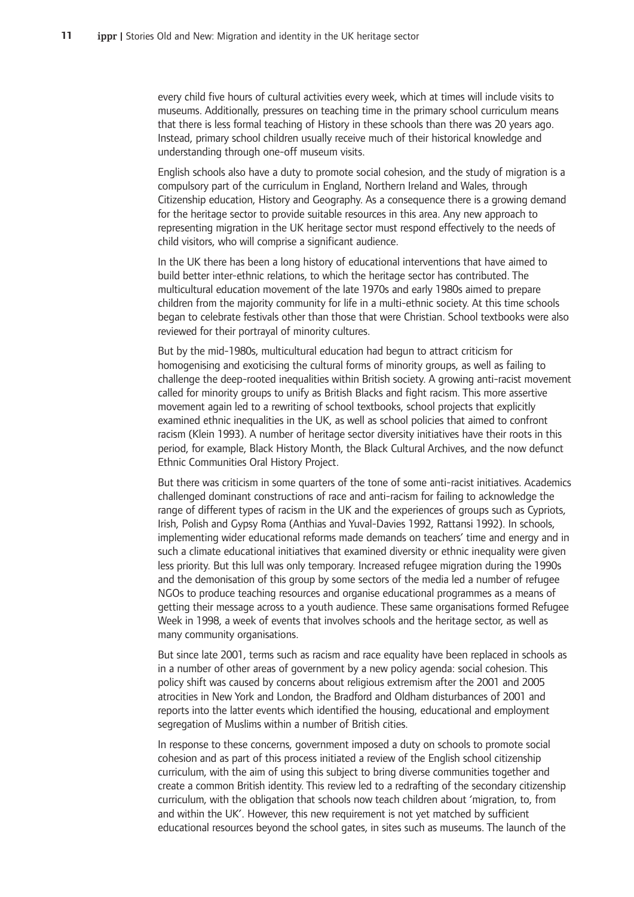every child five hours of cultural activities every week, which at times will include visits to museums. Additionally, pressures on teaching time in the primary school curriculum means that there is less formal teaching of History in these schools than there was 20 years ago. Instead, primary school children usually receive much of their historical knowledge and understanding through one-off museum visits.

English schools also have a duty to promote social cohesion, and the study of migration is a compulsory part of the curriculum in England, Northern Ireland and Wales, through Citizenship education, History and Geography. As a consequence there is a growing demand for the heritage sector to provide suitable resources in this area. Any new approach to representing migration in the UK heritage sector must respond effectively to the needs of child visitors, who will comprise a significant audience.

In the UK there has been a long history of educational interventions that have aimed to build better inter-ethnic relations, to which the heritage sector has contributed. The multicultural education movement of the late 1970s and early 1980s aimed to prepare children from the majority community for life in a multi-ethnic society. At this time schools began to celebrate festivals other than those that were Christian. School textbooks were also reviewed for their portrayal of minority cultures.

But by the mid-1980s, multicultural education had begun to attract criticism for homogenising and exoticising the cultural forms of minority groups, as well as failing to challenge the deep-rooted inequalities within British society. A growing anti-racist movement called for minority groups to unify as British Blacks and fight racism. This more assertive movement again led to a rewriting of school textbooks, school projects that explicitly examined ethnic inequalities in the UK, as well as school policies that aimed to confront racism (Klein 1993). A number of heritage sector diversity initiatives have their roots in this period, for example, Black History Month, the Black Cultural Archives, and the now defunct Ethnic Communities Oral History Project.

But there was criticism in some quarters of the tone of some anti-racist initiatives. Academics challenged dominant constructions of race and anti-racism for failing to acknowledge the range of different types of racism in the UK and the experiences of groups such as Cypriots, Irish, Polish and Gypsy Roma (Anthias and Yuval-Davies 1992, Rattansi 1992). In schools, implementing wider educational reforms made demands on teachers' time and energy and in such a climate educational initiatives that examined diversity or ethnic inequality were given less priority. But this lull was only temporary. Increased refugee migration during the 1990s and the demonisation of this group by some sectors of the media led a number of refugee NGOs to produce teaching resources and organise educational programmes as a means of getting their message across to a youth audience. These same organisations formed Refugee Week in 1998, a week of events that involves schools and the heritage sector, as well as many community organisations.

But since late 2001, terms such as racism and race equality have been replaced in schools as in a number of other areas of government by a new policy agenda: social cohesion. This policy shift was caused by concerns about religious extremism after the 2001 and 2005 atrocities in New York and London, the Bradford and Oldham disturbances of 2001 and reports into the latter events which identified the housing, educational and employment segregation of Muslims within a number of British cities.

In response to these concerns, government imposed a duty on schools to promote social cohesion and as part of this process initiated a review of the English school citizenship curriculum, with the aim of using this subject to bring diverse communities together and create a common British identity. This review led to a redrafting of the secondary citizenship curriculum, with the obligation that schools now teach children about 'migration, to, from and within the UK'. However, this new requirement is not yet matched by sufficient educational resources beyond the school gates, in sites such as museums. The launch of the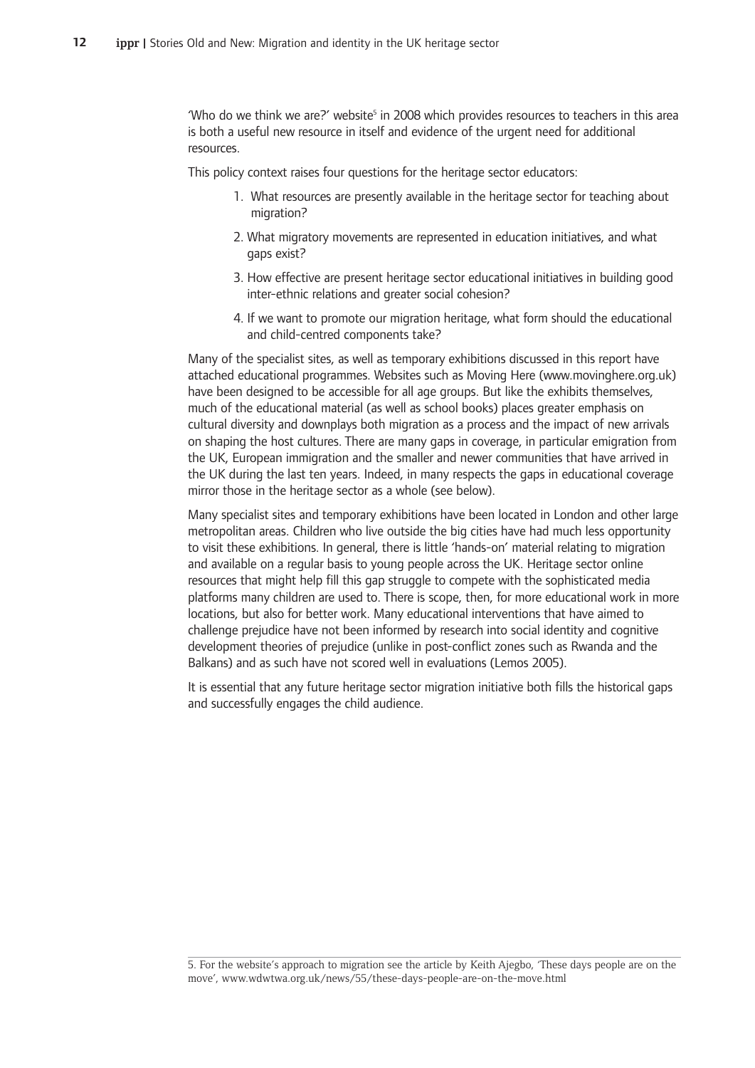'Who do we think we are?' website[5] in 2008 which provides resources to teachers in this area is both a useful new resource in itself and evidence of the urgent need for additional resources.

This policy context raises four questions for the heritage sector educators:

1. What resources are presently available in the heritage sector for teaching about migration?
2. What migratory movements are represented in education initiatives, and what gaps exist?
3. How effective are present heritage sector educational initiatives in building good inter-ethnic relations and greater social cohesion?
4. If we want to promote our migration heritage, what form should the educational and child-centred components take?

Many of the specialist sites, as well as temporary exhibitions discussed in this report have attached educational programmes. Websites such as Moving Here (www.movinghere.org.uk) have been designed to be accessible for all age groups. But like the exhibits themselves, much of the educational material (as well as school books) places greater emphasis on cultural diversity and downplays both migration as a process and the impact of new arrivals on shaping the host cultures. There are many gaps in coverage, in particular emigration from the UK, European immigration and the smaller and newer communities that have arrived in the UK during the last ten years. Indeed, in many respects the gaps in educational coverage mirror those in the heritage sector as a whole (see below).

Many specialist sites and temporary exhibitions have been located in London and other large metropolitan areas. Children who live outside the big cities have had much less opportunity to visit these exhibitions. In general, there is little 'hands-on' material relating to migration and available on a regular basis to young people across the UK. Heritage sector online resources that might help fill this gap struggle to compete with the sophisticated media platforms many children are used to. There is scope, then, for more educational work in more locations, but also for better work. Many educational interventions that have aimed to challenge prejudice have not been informed by research into social identity and cognitive development theories of prejudice (unlike in post-conflict zones such as Rwanda and the Balkans) and as such have not scored well in evaluations (Lemos 2005).

It is essential that any future heritage sector migration initiative both fills the historical gaps and successfully engages the child audience.

5. For the website's approach to migration see the article by Keith Ajegbo, 'These days people are on the move', www.wdwtwa.org.uk/news/55/these-days-people-are-on-the-move.html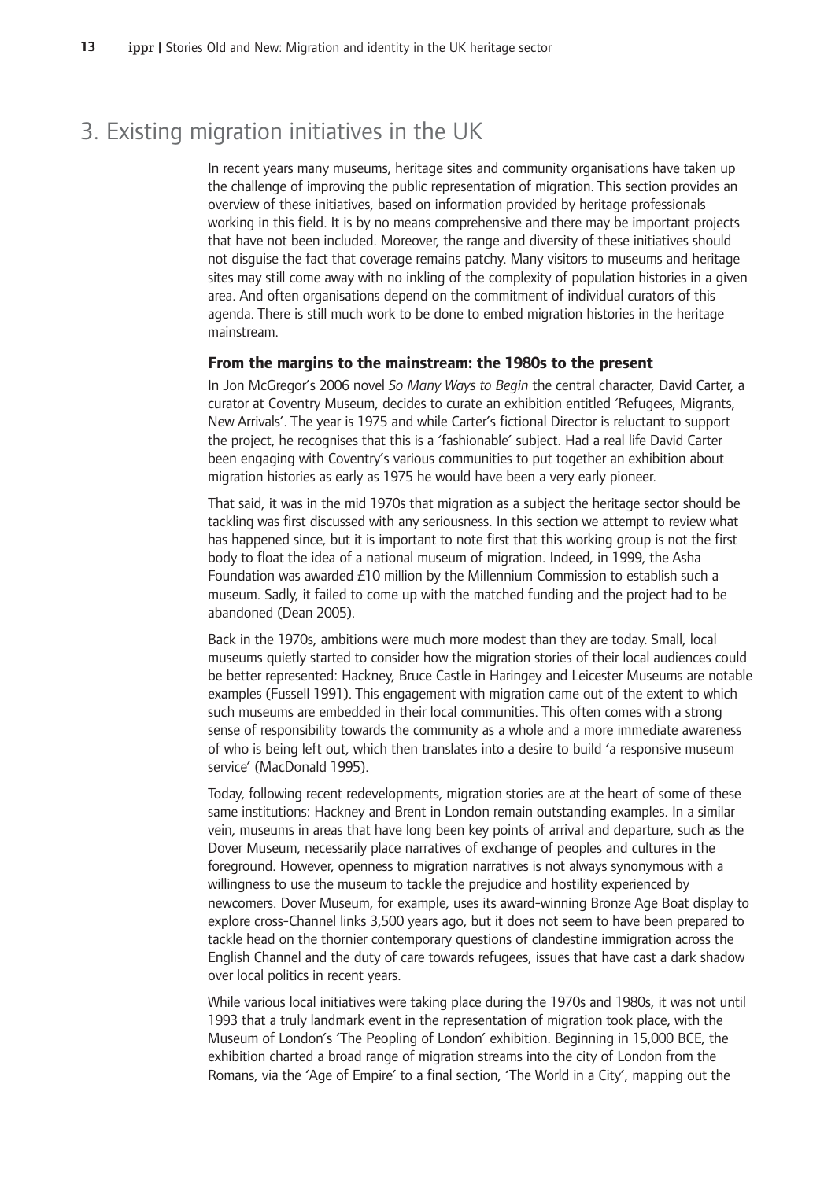## 3. Existing migration initiatives in the UK

In recent years many museums, heritage sites and community organisations have taken up the challenge of improving the public representation of migration. This section provides an overview of these initiatives, based on information provided by heritage professionals working in this field. It is by no means comprehensive and there may be important projects that have not been included. Moreover, the range and diversity of these initiatives should not disguise the fact that coverage remains patchy. Many visitors to museums and heritage sites may still come away with no inkling of the complexity of population histories in a given area. And often organisations depend on the commitment of individual curators of this agenda. There is still much work to be done to embed migration histories in the heritage mainstream.

### From the margins to the mainstream: the 1980s to the present

In Jon McGregor's 2006 novel *So Many Ways to Begin* the central character, David Carter, a curator at Coventry Museum, decides to curate an exhibition entitled 'Refugees, Migrants, New Arrivals'. The year is 1975 and while Carter's fictional Director is reluctant to support the project, he recognises that this is a 'fashionable' subject. Had a real life David Carter been engaging with Coventry's various communities to put together an exhibition about migration histories as early as 1975 he would have been a very early pioneer.

That said, it was in the mid 1970s that migration as a subject the heritage sector should be tackling was first discussed with any seriousness. In this section we attempt to review what has happened since, but it is important to note first that this working group is not the first body to float the idea of a national museum of migration. Indeed, in 1999, the Asha Foundation was awarded £10 million by the Millennium Commission to establish such a museum. Sadly, it failed to come up with the matched funding and the project had to be abandoned (Dean 2005).

Back in the 1970s, ambitions were much more modest than they are today. Small, local museums quietly started to consider how the migration stories of their local audiences could be better represented: Hackney, Bruce Castle in Haringey and Leicester Museums are notable examples (Fussell 1991). This engagement with migration came out of the extent to which such museums are embedded in their local communities. This often comes with a strong sense of responsibility towards the community as a whole and a more immediate awareness of who is being left out, which then translates into a desire to build 'a responsive museum service' (MacDonald 1995).

Today, following recent redevelopments, migration stories are at the heart of some of these same institutions: Hackney and Brent in London remain outstanding examples. In a similar vein, museums in areas that have long been key points of arrival and departure, such as the Dover Museum, necessarily place narratives of exchange of peoples and cultures in the foreground. However, openness to migration narratives is not always synonymous with a willingness to use the museum to tackle the prejudice and hostility experienced by newcomers. Dover Museum, for example, uses its award-winning Bronze Age Boat display to explore cross-Channel links 3,500 years ago, but it does not seem to have been prepared to tackle head on the thornier contemporary questions of clandestine immigration across the English Channel and the duty of care towards refugees, issues that have cast a dark shadow over local politics in recent years.

While various local initiatives were taking place during the 1970s and 1980s, it was not until 1993 that a truly landmark event in the representation of migration took place, with the Museum of London's 'The Peopling of London' exhibition. Beginning in 15,000 BCE, the exhibition charted a broad range of migration streams into the city of London from the Romans, via the 'Age of Empire' to a final section, 'The World in a City', mapping out the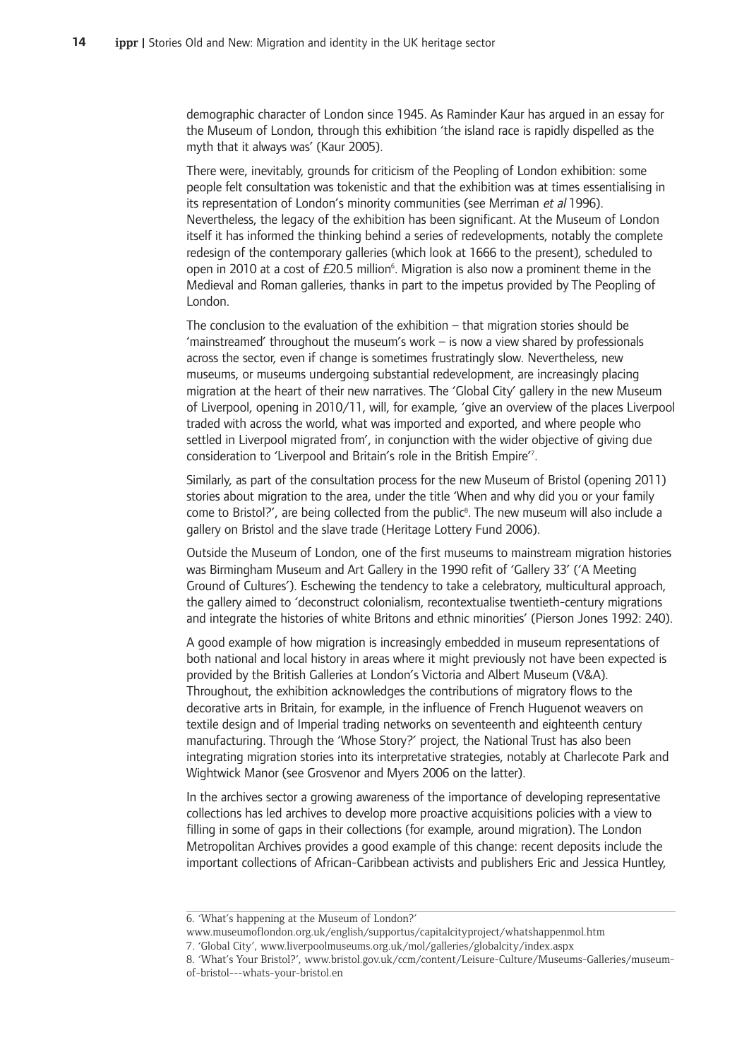demographic character of London since 1945. As Raminder Kaur has argued in an essay for the Museum of London, through this exhibition 'the island race is rapidly dispelled as the myth that it always was' (Kaur 2005).

There were, inevitably, grounds for criticism of the Peopling of London exhibition: some people felt consultation was tokenistic and that the exhibition was at times essentialising in its representation of London's minority communities (see Merriman *et al* 1996). Nevertheless, the legacy of the exhibition has been significant. At the Museum of London itself it has informed the thinking behind a series of redevelopments, notably the complete redesign of the contemporary galleries (which look at 1666 to the present), scheduled to open in 2010 at a cost of £20.5 million[6]. Migration is also now a prominent theme in the Medieval and Roman galleries, thanks in part to the impetus provided by The Peopling of London.

The conclusion to the evaluation of the exhibition – that migration stories should be 'mainstreamed' throughout the museum's work – is now a view shared by professionals across the sector, even if change is sometimes frustratingly slow. Nevertheless, new museums, or museums undergoing substantial redevelopment, are increasingly placing migration at the heart of their new narratives. The 'Global City' gallery in the new Museum of Liverpool, opening in 2010/11, will, for example, 'give an overview of the places Liverpool traded with across the world, what was imported and exported, and where people who settled in Liverpool migrated from', in conjunction with the wider objective of giving due consideration to 'Liverpool and Britain's role in the British Empire'[7].

Similarly, as part of the consultation process for the new Museum of Bristol (opening 2011) stories about migration to the area, under the title 'When and why did you or your family come to Bristol?', are being collected from the public[8]. The new museum will also include a gallery on Bristol and the slave trade (Heritage Lottery Fund 2006).

Outside the Museum of London, one of the first museums to mainstream migration histories was Birmingham Museum and Art Gallery in the 1990 refit of 'Gallery 33' ('A Meeting Ground of Cultures'). Eschewing the tendency to take a celebratory, multicultural approach, the gallery aimed to 'deconstruct colonialism, recontextualise twentieth-century migrations and integrate the histories of white Britons and ethnic minorities' (Pierson Jones 1992: 240).

A good example of how migration is increasingly embedded in museum representations of both national and local history in areas where it might previously not have been expected is provided by the British Galleries at London's Victoria and Albert Museum (V&A). Throughout, the exhibition acknowledges the contributions of migratory flows to the decorative arts in Britain, for example, in the influence of French Huguenot weavers on textile design and of Imperial trading networks on seventeenth and eighteenth century manufacturing. Through the 'Whose Story?' project, the National Trust has also been integrating migration stories into its interpretative strategies, notably at Charlecote Park and Wightwick Manor (see Grosvenor and Myers 2006 on the latter).

In the archives sector a growing awareness of the importance of developing representative collections has led archives to develop more proactive acquisitions policies with a view to filling in some of gaps in their collections (for example, around migration). The London Metropolitan Archives provides a good example of this change: recent deposits include the important collections of African-Caribbean activists and publishers Eric and Jessica Huntley,

---

6. 'What's happening at the Museum of London?' www.museumoflondon.org.uk/english/supportus/capitalcityproject/whatshappenmol.htm

7. 'Global City', www.liverpoolmuseums.org.uk/mol/galleries/globalcity/index.aspx

8. 'What's Your Bristol?', www.bristol.gov.uk/ccm/content/Leisure-Culture/Museums-Galleries/museum-of-bristol---whats-your-bristol.en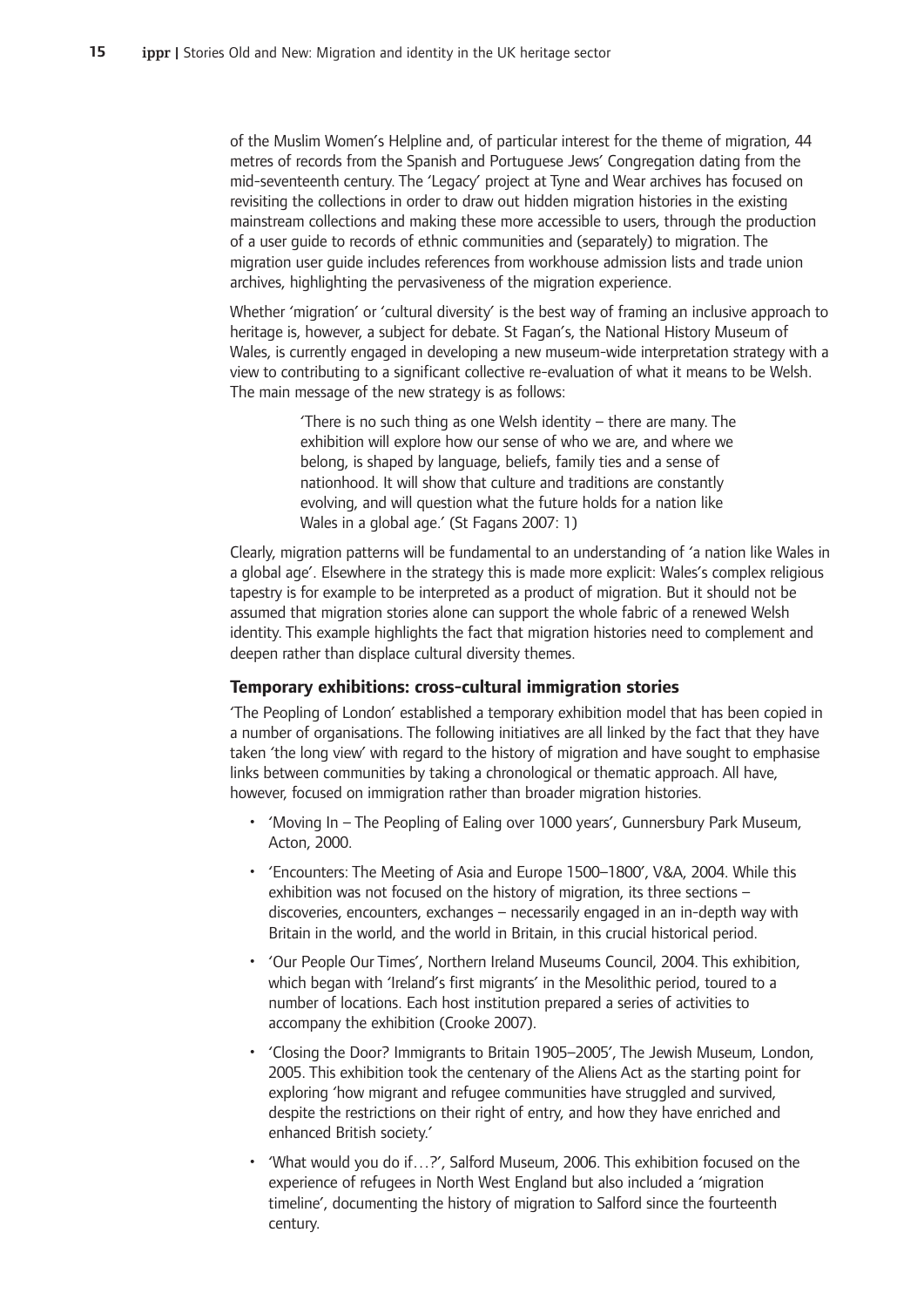of the Muslim Women's Helpline and, of particular interest for the theme of migration, 44 metres of records from the Spanish and Portuguese Jews' Congregation dating from the mid-seventeenth century. The 'Legacy' project at Tyne and Wear archives has focused on revisiting the collections in order to draw out hidden migration histories in the existing mainstream collections and making these more accessible to users, through the production of a user guide to records of ethnic communities and (separately) to migration. The migration user guide includes references from workhouse admission lists and trade union archives, highlighting the pervasiveness of the migration experience.

Whether 'migration' or 'cultural diversity' is the best way of framing an inclusive approach to heritage is, however, a subject for debate. St Fagan's, the National History Museum of Wales, is currently engaged in developing a new museum-wide interpretation strategy with a view to contributing to a significant collective re-evaluation of what it means to be Welsh. The main message of the new strategy is as follows:

> 'There is no such thing as one Welsh identity – there are many. The exhibition will explore how our sense of who we are, and where we belong, is shaped by language, beliefs, family ties and a sense of nationhood. It will show that culture and traditions are constantly evolving, and will question what the future holds for a nation like Wales in a global age.' (St Fagans 2007: 1)

Clearly, migration patterns will be fundamental to an understanding of 'a nation like Wales in a global age'. Elsewhere in the strategy this is made more explicit: Wales's complex religious tapestry is for example to be interpreted as a product of migration. But it should not be assumed that migration stories alone can support the whole fabric of a renewed Welsh identity. This example highlights the fact that migration histories need to complement and deepen rather than displace cultural diversity themes.

### Temporary exhibitions: cross-cultural immigration stories

'The Peopling of London' established a temporary exhibition model that has been copied in a number of organisations. The following initiatives are all linked by the fact that they have taken 'the long view' with regard to the history of migration and have sought to emphasise links between communities by taking a chronological or thematic approach. All have, however, focused on immigration rather than broader migration histories.

- 'Moving In – The Peopling of Ealing over 1000 years', Gunnersbury Park Museum, Acton, 2000.
- 'Encounters: The Meeting of Asia and Europe 1500–1800', V&A, 2004. While this exhibition was not focused on the history of migration, its three sections – discoveries, encounters, exchanges – necessarily engaged in an in-depth way with Britain in the world, and the world in Britain, in this crucial historical period.
- 'Our People Our Times', Northern Ireland Museums Council, 2004. This exhibition, which began with 'Ireland's first migrants' in the Mesolithic period, toured to a number of locations. Each host institution prepared a series of activities to accompany the exhibition (Crooke 2007).
- 'Closing the Door? Immigrants to Britain 1905–2005', The Jewish Museum, London, 2005. This exhibition took the centenary of the Aliens Act as the starting point for exploring 'how migrant and refugee communities have struggled and survived, despite the restrictions on their right of entry, and how they have enriched and enhanced British society.'
- 'What would you do if…?', Salford Museum, 2006. This exhibition focused on the experience of refugees in North West England but also included a 'migration timeline', documenting the history of migration to Salford since the fourteenth century.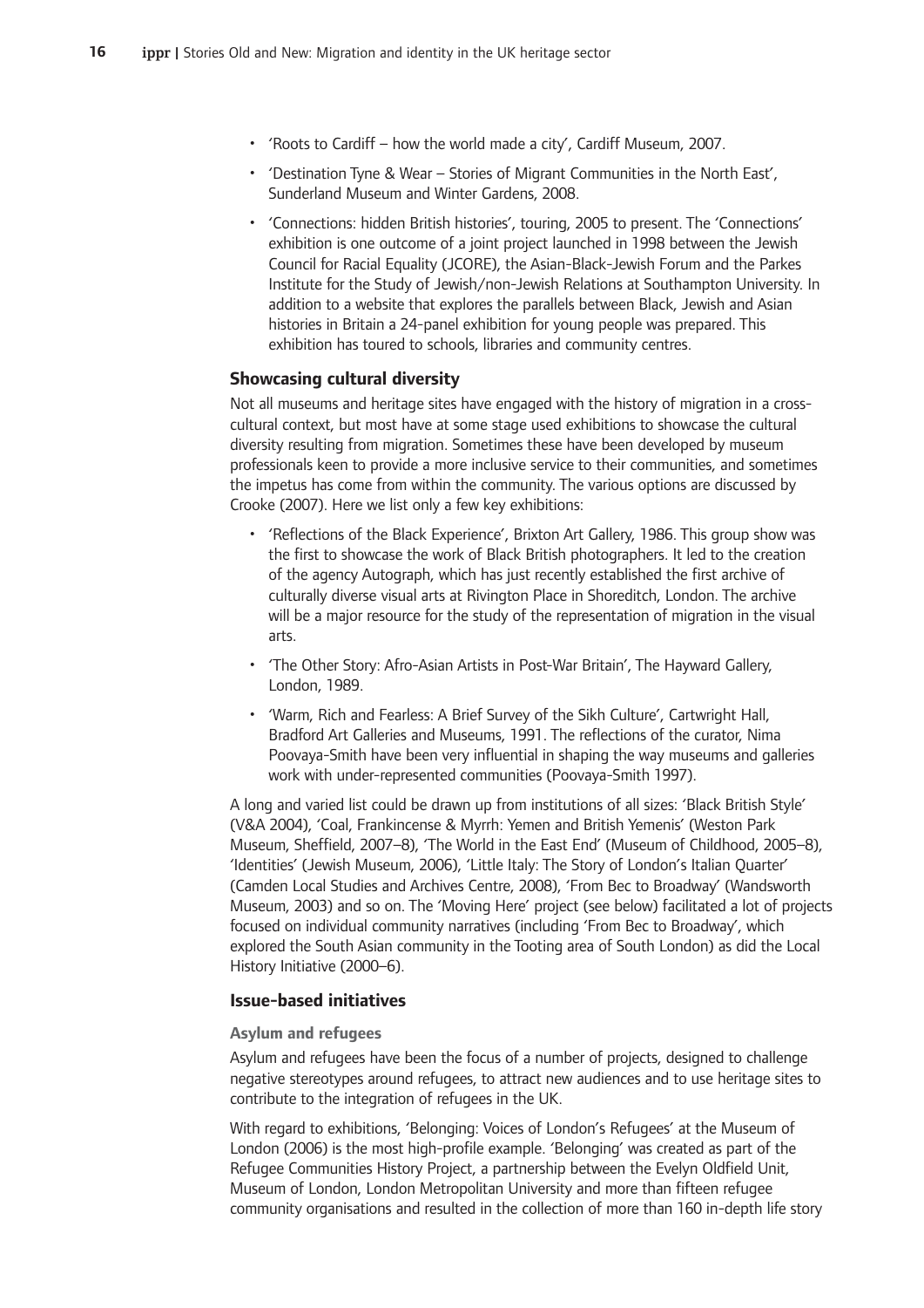- 'Roots to Cardiff – how the world made a city', Cardiff Museum, 2007.
- 'Destination Tyne & Wear – Stories of Migrant Communities in the North East', Sunderland Museum and Winter Gardens, 2008.
- 'Connections: hidden British histories', touring, 2005 to present. The 'Connections' exhibition is one outcome of a joint project launched in 1998 between the Jewish Council for Racial Equality (JCORE), the Asian-Black-Jewish Forum and the Parkes Institute for the Study of Jewish/non-Jewish Relations at Southampton University. In addition to a website that explores the parallels between Black, Jewish and Asian histories in Britain a 24-panel exhibition for young people was prepared. This exhibition has toured to schools, libraries and community centres.

### Showcasing cultural diversity

Not all museums and heritage sites have engaged with the history of migration in a cross-cultural context, but most have at some stage used exhibitions to showcase the cultural diversity resulting from migration. Sometimes these have been developed by museum professionals keen to provide a more inclusive service to their communities, and sometimes the impetus has come from within the community. The various options are discussed by Crooke (2007). Here we list only a few key exhibitions:

- 'Reflections of the Black Experience', Brixton Art Gallery, 1986. This group show was the first to showcase the work of Black British photographers. It led to the creation of the agency Autograph, which has just recently established the first archive of culturally diverse visual arts at Rivington Place in Shoreditch, London. The archive will be a major resource for the study of the representation of migration in the visual arts.
- 'The Other Story: Afro-Asian Artists in Post-War Britain', The Hayward Gallery, London, 1989.
- 'Warm, Rich and Fearless: A Brief Survey of the Sikh Culture', Cartwright Hall, Bradford Art Galleries and Museums, 1991. The reflections of the curator, Nima Poovaya-Smith have been very influential in shaping the way museums and galleries work with under-represented communities (Poovaya-Smith 1997).

A long and varied list could be drawn up from institutions of all sizes: 'Black British Style' (V&A 2004), 'Coal, Frankincense & Myrrh: Yemen and British Yemenis' (Weston Park Museum, Sheffield, 2007–8), 'The World in the East End' (Museum of Childhood, 2005–8), 'Identities' (Jewish Museum, 2006), 'Little Italy: The Story of London's Italian Quarter' (Camden Local Studies and Archives Centre, 2008), 'From Bec to Broadway' (Wandsworth Museum, 2003) and so on. The 'Moving Here' project (see below) facilitated a lot of projects focused on individual community narratives (including 'From Bec to Broadway', which explored the South Asian community in the Tooting area of South London) as did the Local History Initiative (2000–6).

### Issue-based initiatives

#### Asylum and refugees

Asylum and refugees have been the focus of a number of projects, designed to challenge negative stereotypes around refugees, to attract new audiences and to use heritage sites to contribute to the integration of refugees in the UK.

With regard to exhibitions, 'Belonging: Voices of London's Refugees' at the Museum of London (2006) is the most high-profile example. 'Belonging' was created as part of the Refugee Communities History Project, a partnership between the Evelyn Oldfield Unit, Museum of London, London Metropolitan University and more than fifteen refugee community organisations and resulted in the collection of more than 160 in-depth life story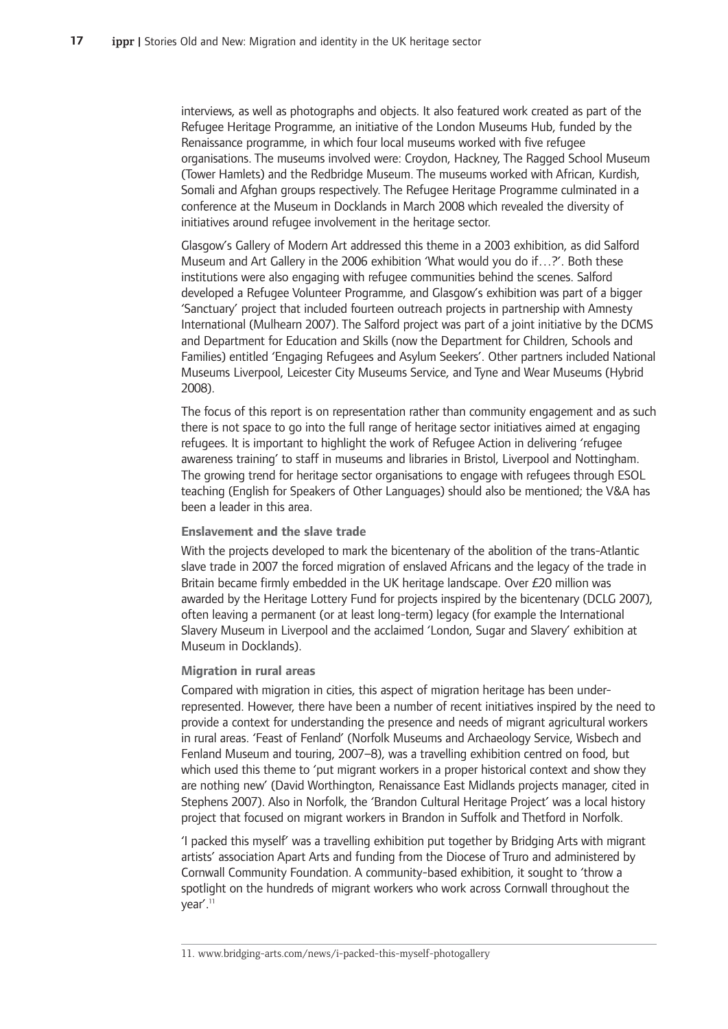interviews, as well as photographs and objects. It also featured work created as part of the Refugee Heritage Programme, an initiative of the London Museums Hub, funded by the Renaissance programme, in which four local museums worked with five refugee organisations. The museums involved were: Croydon, Hackney, The Ragged School Museum (Tower Hamlets) and the Redbridge Museum. The museums worked with African, Kurdish, Somali and Afghan groups respectively. The Refugee Heritage Programme culminated in a conference at the Museum in Docklands in March 2008 which revealed the diversity of initiatives around refugee involvement in the heritage sector.

Glasgow's Gallery of Modern Art addressed this theme in a 2003 exhibition, as did Salford Museum and Art Gallery in the 2006 exhibition 'What would you do if…?'. Both these institutions were also engaging with refugee communities behind the scenes. Salford developed a Refugee Volunteer Programme, and Glasgow's exhibition was part of a bigger 'Sanctuary' project that included fourteen outreach projects in partnership with Amnesty International (Mulhearn 2007). The Salford project was part of a joint initiative by the DCMS and Department for Education and Skills (now the Department for Children, Schools and Families) entitled 'Engaging Refugees and Asylum Seekers'. Other partners included National Museums Liverpool, Leicester City Museums Service, and Tyne and Wear Museums (Hybrid 2008).

The focus of this report is on representation rather than community engagement and as such there is not space to go into the full range of heritage sector initiatives aimed at engaging refugees. It is important to highlight the work of Refugee Action in delivering 'refugee awareness training' to staff in museums and libraries in Bristol, Liverpool and Nottingham. The growing trend for heritage sector organisations to engage with refugees through ESOL teaching (English for Speakers of Other Languages) should also be mentioned; the V&A has been a leader in this area.

#### Enslavement and the slave trade

With the projects developed to mark the bicentenary of the abolition of the trans-Atlantic slave trade in 2007 the forced migration of enslaved Africans and the legacy of the trade in Britain became firmly embedded in the UK heritage landscape. Over £20 million was awarded by the Heritage Lottery Fund for projects inspired by the bicentenary (DCLG 2007), often leaving a permanent (or at least long-term) legacy (for example the International Slavery Museum in Liverpool and the acclaimed 'London, Sugar and Slavery' exhibition at Museum in Docklands).

#### Migration in rural areas

Compared with migration in cities, this aspect of migration heritage has been under-represented. However, there have been a number of recent initiatives inspired by the need to provide a context for understanding the presence and needs of migrant agricultural workers in rural areas. 'Feast of Fenland' (Norfolk Museums and Archaeology Service, Wisbech and Fenland Museum and touring, 2007–8), was a travelling exhibition centred on food, but which used this theme to 'put migrant workers in a proper historical context and show they are nothing new' (David Worthington, Renaissance East Midlands projects manager, cited in Stephens 2007). Also in Norfolk, the 'Brandon Cultural Heritage Project' was a local history project that focused on migrant workers in Brandon in Suffolk and Thetford in Norfolk.

'I packed this myself' was a travelling exhibition put together by Bridging Arts with migrant artists' association Apart Arts and funding from the Diocese of Truro and administered by Cornwall Community Foundation. A community-based exhibition, it sought to 'throw a spotlight on the hundreds of migrant workers who work across Cornwall throughout the year'.[11]

11. www.bridging-arts.com/news/i-packed-this-myself-photogallery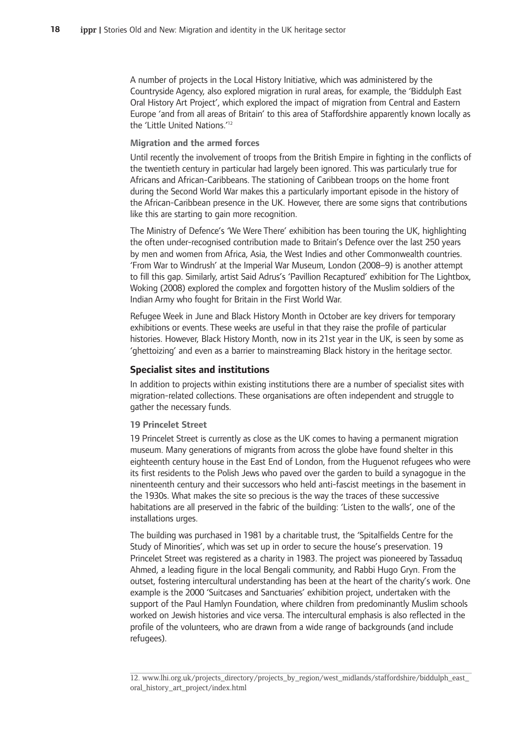A number of projects in the Local History Initiative, which was administered by the Countryside Agency, also explored migration in rural areas, for example, the 'Biddulph East Oral History Art Project', which explored the impact of migration from Central and Eastern Europe 'and from all areas of Britain' to this area of Staffordshire apparently known locally as the 'Little United Nations.'[12]

### Migration and the armed forces

Until recently the involvement of troops from the British Empire in fighting in the conflicts of the twentieth century in particular had largely been ignored. This was particularly true for Africans and African-Caribbeans. The stationing of Caribbean troops on the home front during the Second World War makes this a particularly important episode in the history of the African-Caribbean presence in the UK. However, there are some signs that contributions like this are starting to gain more recognition.

The Ministry of Defence's 'We Were There' exhibition has been touring the UK, highlighting the often under-recognised contribution made to Britain's Defence over the last 250 years by men and women from Africa, Asia, the West Indies and other Commonwealth countries. 'From War to Windrush' at the Imperial War Museum, London (2008–9) is another attempt to fill this gap. Similarly, artist Said Adrus's 'Pavillion Recaptured' exhibition for The Lightbox, Woking (2008) explored the complex and forgotten history of the Muslim soldiers of the Indian Army who fought for Britain in the First World War.

Refugee Week in June and Black History Month in October are key drivers for temporary exhibitions or events. These weeks are useful in that they raise the profile of particular histories. However, Black History Month, now in its 21st year in the UK, is seen by some as 'ghettoizing' and even as a barrier to mainstreaming Black history in the heritage sector.

## Specialist sites and institutions

In addition to projects within existing institutions there are a number of specialist sites with migration-related collections. These organisations are often independent and struggle to gather the necessary funds.

### 19 Princelet Street

19 Princelet Street is currently as close as the UK comes to having a permanent migration museum. Many generations of migrants from across the globe have found shelter in this eighteenth century house in the East End of London, from the Huguenot refugees who were its first residents to the Polish Jews who paved over the garden to build a synagogue in the ninenteenth century and their successors who held anti-fascist meetings in the basement in the 1930s. What makes the site so precious is the way the traces of these successive habitations are all preserved in the fabric of the building: 'Listen to the walls', one of the installations urges.

The building was purchased in 1981 by a charitable trust, the 'Spitalfields Centre for the Study of Minorities', which was set up in order to secure the house's preservation. 19 Princelet Street was registered as a charity in 1983. The project was pioneered by Tassaduq Ahmed, a leading figure in the local Bengali community, and Rabbi Hugo Gryn. From the outset, fostering intercultural understanding has been at the heart of the charity's work. One example is the 2000 'Suitcases and Sanctuaries' exhibition project, undertaken with the support of the Paul Hamlyn Foundation, where children from predominantly Muslim schools worked on Jewish histories and vice versa. The intercultural emphasis is also reflected in the profile of the volunteers, who are drawn from a wide range of backgrounds (and include refugees).

12. www.lhi.org.uk/projects_directory/projects_by_region/west_midlands/staffordshire/biddulph_east_oral_history_art_project/index.html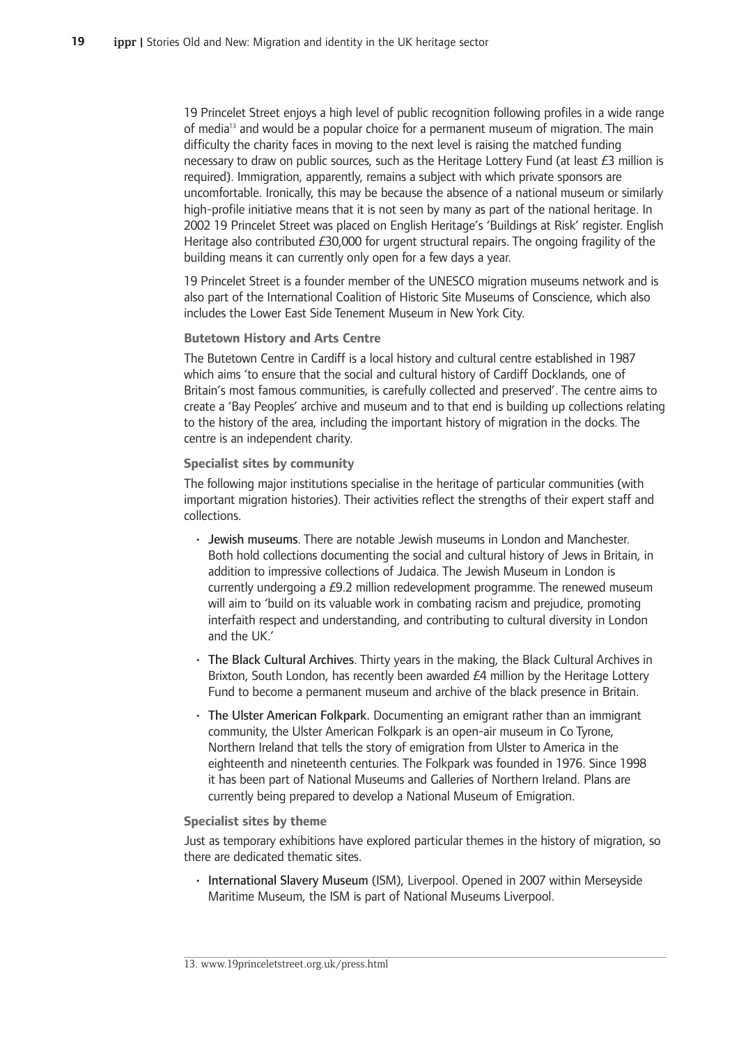19 Princelet Street enjoys a high level of public recognition following profiles in a wide range of media[13] and would be a popular choice for a permanent museum of migration. The main difficulty the charity faces in moving to the next level is raising the matched funding necessary to draw on public sources, such as the Heritage Lottery Fund (at least £3 million is required). Immigration, apparently, remains a subject with which private sponsors are uncomfortable. Ironically, this may be because the absence of a national museum or similarly high-profile initiative means that it is not seen by many as part of the national heritage. In 2002 19 Princelet Street was placed on English Heritage's 'Buildings at Risk' register. English Heritage also contributed £30,000 for urgent structural repairs. The ongoing fragility of the building means it can currently only open for a few days a year.

19 Princelet Street is a founder member of the UNESCO migration museums network and is also part of the International Coalition of Historic Site Museums of Conscience, which also includes the Lower East Side Tenement Museum in New York City.

#### Butetown History and Arts Centre

The Butetown Centre in Cardiff is a local history and cultural centre established in 1987 which aims 'to ensure that the social and cultural history of Cardiff Docklands, one of Britain's most famous communities, is carefully collected and preserved'. The centre aims to create a 'Bay Peoples' archive and museum and to that end is building up collections relating to the history of the area, including the important history of migration in the docks. The centre is an independent charity.

#### Specialist sites by community

The following major institutions specialise in the heritage of particular communities (with important migration histories). Their activities reflect the strengths of their expert staff and collections.

- Jewish museums. There are notable Jewish museums in London and Manchester. Both hold collections documenting the social and cultural history of Jews in Britain, in addition to impressive collections of Judaica. The Jewish Museum in London is currently undergoing a £9.2 million redevelopment programme. The renewed museum will aim to 'build on its valuable work in combating racism and prejudice, promoting interfaith respect and understanding, and contributing to cultural diversity in London and the UK.'
- The Black Cultural Archives. Thirty years in the making, the Black Cultural Archives in Brixton, South London, has recently been awarded £4 million by the Heritage Lottery Fund to become a permanent museum and archive of the black presence in Britain.
- The Ulster American Folkpark. Documenting an emigrant rather than an immigrant community, the Ulster American Folkpark is an open-air museum in Co Tyrone, Northern Ireland that tells the story of emigration from Ulster to America in the eighteenth and nineteenth centuries. The Folkpark was founded in 1976. Since 1998 it has been part of National Museums and Galleries of Northern Ireland. Plans are currently being prepared to develop a National Museum of Emigration.

#### Specialist sites by theme

Just as temporary exhibitions have explored particular themes in the history of migration, so there are dedicated thematic sites.

- International Slavery Museum (ISM), Liverpool. Opened in 2007 within Merseyside Maritime Museum, the ISM is part of National Museums Liverpool.

13. www.19princeletstreet.org.uk/press.html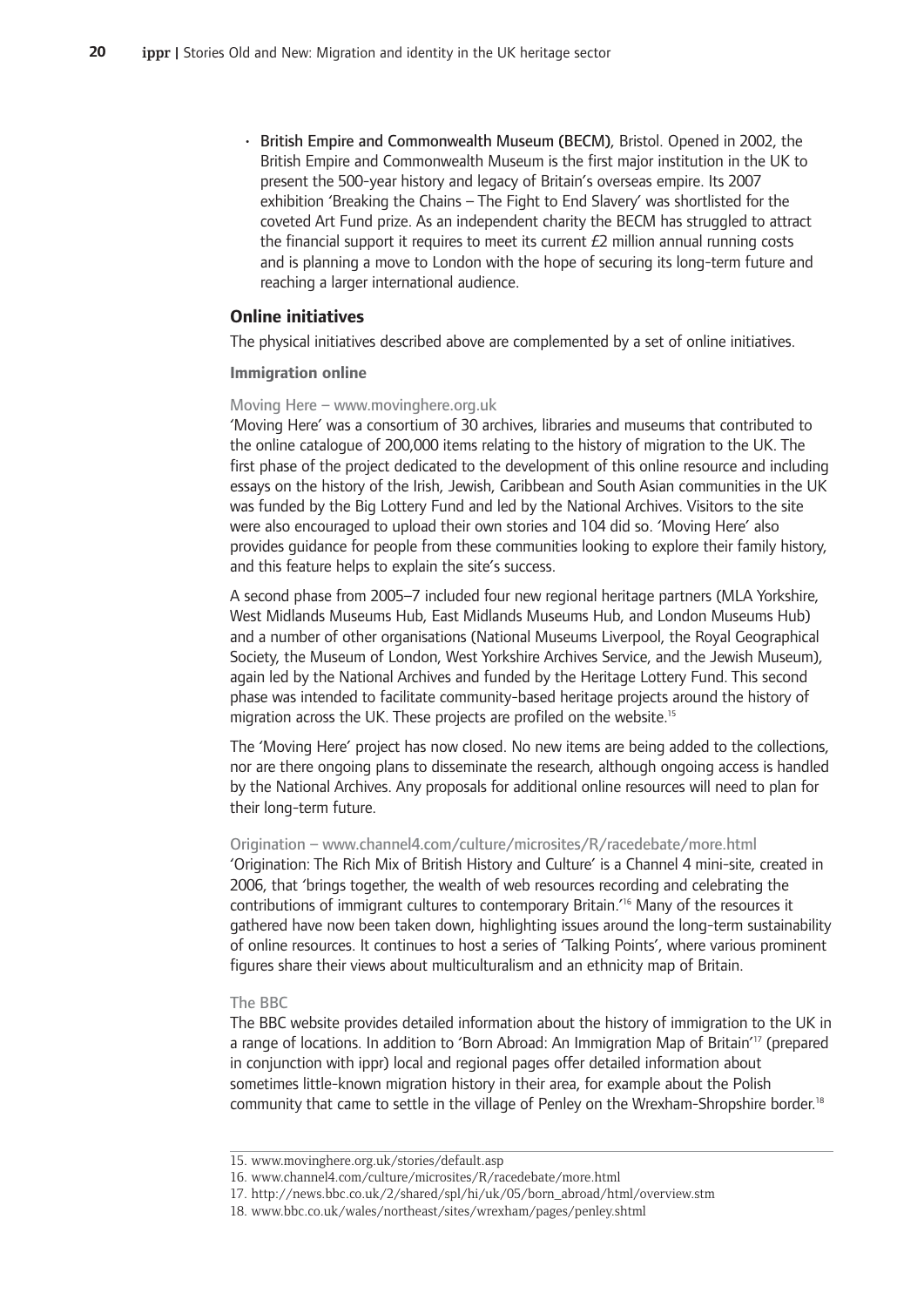- **British Empire and Commonwealth Museum (BECM)**, Bristol. Opened in 2002, the British Empire and Commonwealth Museum is the first major institution in the UK to present the 500-year history and legacy of Britain's overseas empire. Its 2007 exhibition 'Breaking the Chains – The Fight to End Slavery' was shortlisted for the coveted Art Fund prize. As an independent charity the BECM has struggled to attract the financial support it requires to meet its current £2 million annual running costs and is planning a move to London with the hope of securing its long-term future and reaching a larger international audience.

## Online initiatives

The physical initiatives described above are complemented by a set of online initiatives.

### Immigration online

#### Moving Here – www.movinghere.org.uk

'Moving Here' was a consortium of 30 archives, libraries and museums that contributed to the online catalogue of 200,000 items relating to the history of migration to the UK. The first phase of the project dedicated to the development of this online resource and including essays on the history of the Irish, Jewish, Caribbean and South Asian communities in the UK was funded by the Big Lottery Fund and led by the National Archives. Visitors to the site were also encouraged to upload their own stories and 104 did so. 'Moving Here' also provides guidance for people from these communities looking to explore their family history, and this feature helps to explain the site's success.

A second phase from 2005–7 included four new regional heritage partners (MLA Yorkshire, West Midlands Museums Hub, East Midlands Museums Hub, and London Museums Hub) and a number of other organisations (National Museums Liverpool, the Royal Geographical Society, the Museum of London, West Yorkshire Archives Service, and the Jewish Museum), again led by the National Archives and funded by the Heritage Lottery Fund. This second phase was intended to facilitate community-based heritage projects around the history of migration across the UK. These projects are profiled on the website.[15]

The 'Moving Here' project has now closed. No new items are being added to the collections, nor are there ongoing plans to disseminate the research, although ongoing access is handled by the National Archives. Any proposals for additional online resources will need to plan for their long-term future.

#### Origination – www.channel4.com/culture/microsites/R/racedebate/more.html

'Origination: The Rich Mix of British History and Culture' is a Channel 4 mini-site, created in 2006, that 'brings together, the wealth of web resources recording and celebrating the contributions of immigrant cultures to contemporary Britain.'[16] Many of the resources it gathered have now been taken down, highlighting issues around the long-term sustainability of online resources. It continues to host a series of 'Talking Points', where various prominent figures share their views about multiculturalism and an ethnicity map of Britain.

#### The BBC

The BBC website provides detailed information about the history of immigration to the UK in a range of locations. In addition to 'Born Abroad: An Immigration Map of Britain'[17] (prepared in conjunction with ippr) local and regional pages offer detailed information about sometimes little-known migration history in their area, for example about the Polish community that came to settle in the village of Penley on the Wrexham-Shropshire border.[18]

---

15. www.movinghere.org.uk/stories/default.asp
16. www.channel4.com/culture/microsites/R/racedebate/more.html
17. http://news.bbc.co.uk/2/shared/spl/hi/uk/05/born_abroad/html/overview.stm
18. www.bbc.co.uk/wales/northeast/sites/wrexham/pages/penley.shtml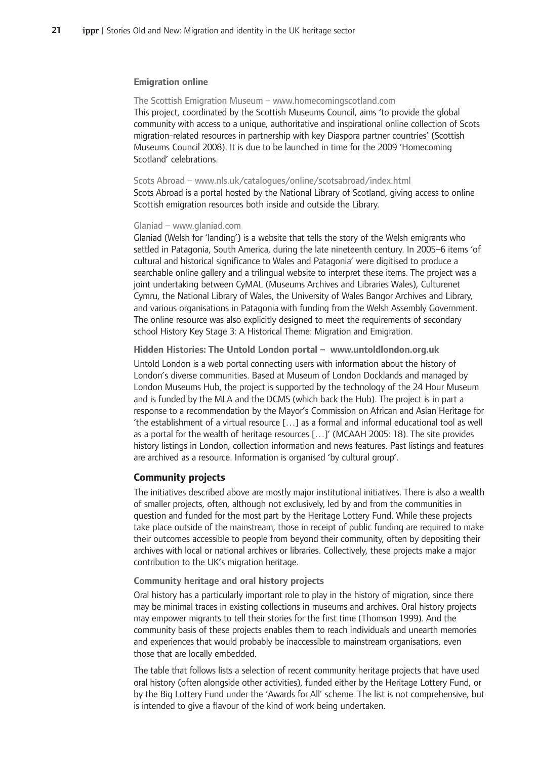#### Emigration online

The Scottish Emigration Museum – www.homecomingscotland.com

This project, coordinated by the Scottish Museums Council, aims 'to provide the global community with access to a unique, authoritative and inspirational online collection of Scots migration-related resources in partnership with key Diaspora partner countries' (Scottish Museums Council 2008). It is due to be launched in time for the 2009 'Homecoming Scotland' celebrations.

Scots Abroad – www.nls.uk/catalogues/online/scotsabroad/index.html

Scots Abroad is a portal hosted by the National Library of Scotland, giving access to online Scottish emigration resources both inside and outside the Library.

Glaniad – www.glaniad.com

Glaniad (Welsh for 'landing') is a website that tells the story of the Welsh emigrants who settled in Patagonia, South America, during the late nineteenth century. In 2005–6 items 'of cultural and historical significance to Wales and Patagonia' were digitised to produce a searchable online gallery and a trilingual website to interpret these items. The project was a joint undertaking between CyMAL (Museums Archives and Libraries Wales), Culturenet Cymru, the National Library of Wales, the University of Wales Bangor Archives and Library, and various organisations in Patagonia with funding from the Welsh Assembly Government. The online resource was also explicitly designed to meet the requirements of secondary school History Key Stage 3: A Historical Theme: Migration and Emigration.

#### Hidden Histories: The Untold London portal – www.untoldlondon.org.uk

Untold London is a web portal connecting users with information about the history of London's diverse communities. Based at Museum of London Docklands and managed by London Museums Hub, the project is supported by the technology of the 24 Hour Museum and is funded by the MLA and the DCMS (which back the Hub). The project is in part a response to a recommendation by the Mayor's Commission on African and Asian Heritage for 'the establishment of a virtual resource […] as a formal and informal educational tool as well as a portal for the wealth of heritage resources […]' (MCAAH 2005: 18). The site provides history listings in London, collection information and news features. Past listings and features are archived as a resource. Information is organised 'by cultural group'.

### Community projects

The initiatives described above are mostly major institutional initiatives. There is also a wealth of smaller projects, often, although not exclusively, led by and from the communities in question and funded for the most part by the Heritage Lottery Fund. While these projects take place outside of the mainstream, those in receipt of public funding are required to make their outcomes accessible to people from beyond their community, often by depositing their archives with local or national archives or libraries. Collectively, these projects make a major contribution to the UK's migration heritage.

#### Community heritage and oral history projects

Oral history has a particularly important role to play in the history of migration, since there may be minimal traces in existing collections in museums and archives. Oral history projects may empower migrants to tell their stories for the first time (Thomson 1999). And the community basis of these projects enables them to reach individuals and unearth memories and experiences that would probably be inaccessible to mainstream organisations, even those that are locally embedded.

The table that follows lists a selection of recent community heritage projects that have used oral history (often alongside other activities), funded either by the Heritage Lottery Fund, or by the Big Lottery Fund under the 'Awards for All' scheme. The list is not comprehensive, but is intended to give a flavour of the kind of work being undertaken.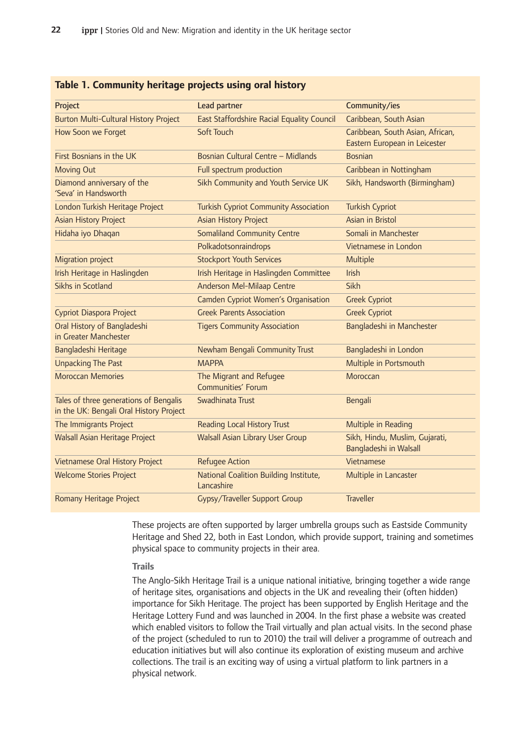**Table 1. Community heritage projects using oral history**

| Project | Lead partner | Community/ies |
|---|---|---|
| Burton Multi-Cultural History Project | East Staffordshire Racial Equality Council | Caribbean, South Asian |
| How Soon we Forget | Soft Touch | Caribbean, South Asian, African, Eastern European in Leicester |
| First Bosnians in the UK | Bosnian Cultural Centre – Midlands | Bosnian |
| Moving Out | Full spectrum production | Caribbean in Nottingham |
| Diamond anniversary of the 'Seva' in Handsworth | Sikh Community and Youth Service UK | Sikh, Handsworth (Birmingham) |
| London Turkish Heritage Project | Turkish Cypriot Community Association | Turkish Cypriot |
| Asian History Project | Asian History Project | Asian in Bristol |
| Hidaha iyo Dhaqan | Somaliland Community Centre | Somali in Manchester |
| | Polkadotsonraindrops | Vietnamese in London |
| Migration project | Stockport Youth Services | Multiple |
| Irish Heritage in Haslingden | Irish Heritage in Haslingden Committee | Irish |
| Sikhs in Scotland | Anderson Mel-Milaap Centre | Sikh |
| | Camden Cypriot Women's Organisation | Greek Cypriot |
| Cypriot Diaspora Project | Greek Parents Association | Greek Cypriot |
| Oral History of Bangladeshi in Greater Manchester | Tigers Community Association | Bangladeshi in Manchester |
| Bangladeshi Heritage | Newham Bengali Community Trust | Bangladeshi in London |
| Unpacking The Past | MAPPA | Multiple in Portsmouth |
| Moroccan Memories | The Migrant and Refugee Communities' Forum | Moroccan |
| Tales of three generations of Bengalis in the UK: Bengali Oral History Project | Swadhinata Trust | Bengali |
| The Immigrants Project | Reading Local History Trust | Multiple in Reading |
| Walsall Asian Heritage Project | Walsall Asian Library User Group | Sikh, Hindu, Muslim, Gujarati, Bangladeshi in Walsall |
| Vietnamese Oral History Project | Refugee Action | Vietnamese |
| Welcome Stories Project | National Coalition Building Institute, Lancashire | Multiple in Lancaster |
| Romany Heritage Project | Gypsy/Traveller Support Group | Traveller |

These projects are often supported by larger umbrella groups such as Eastside Community Heritage and Shed 22, both in East London, which provide support, training and sometimes physical space to community projects in their area.

### Trails

The Anglo-Sikh Heritage Trail is a unique national initiative, bringing together a wide range of heritage sites, organisations and objects in the UK and revealing their (often hidden) importance for Sikh Heritage. The project has been supported by English Heritage and the Heritage Lottery Fund and was launched in 2004. In the first phase a website was created which enabled visitors to follow the Trail virtually and plan actual visits. In the second phase of the project (scheduled to run to 2010) the trail will deliver a programme of outreach and education initiatives but will also continue its exploration of existing museum and archive collections. The trail is an exciting way of using a virtual platform to link partners in a physical network.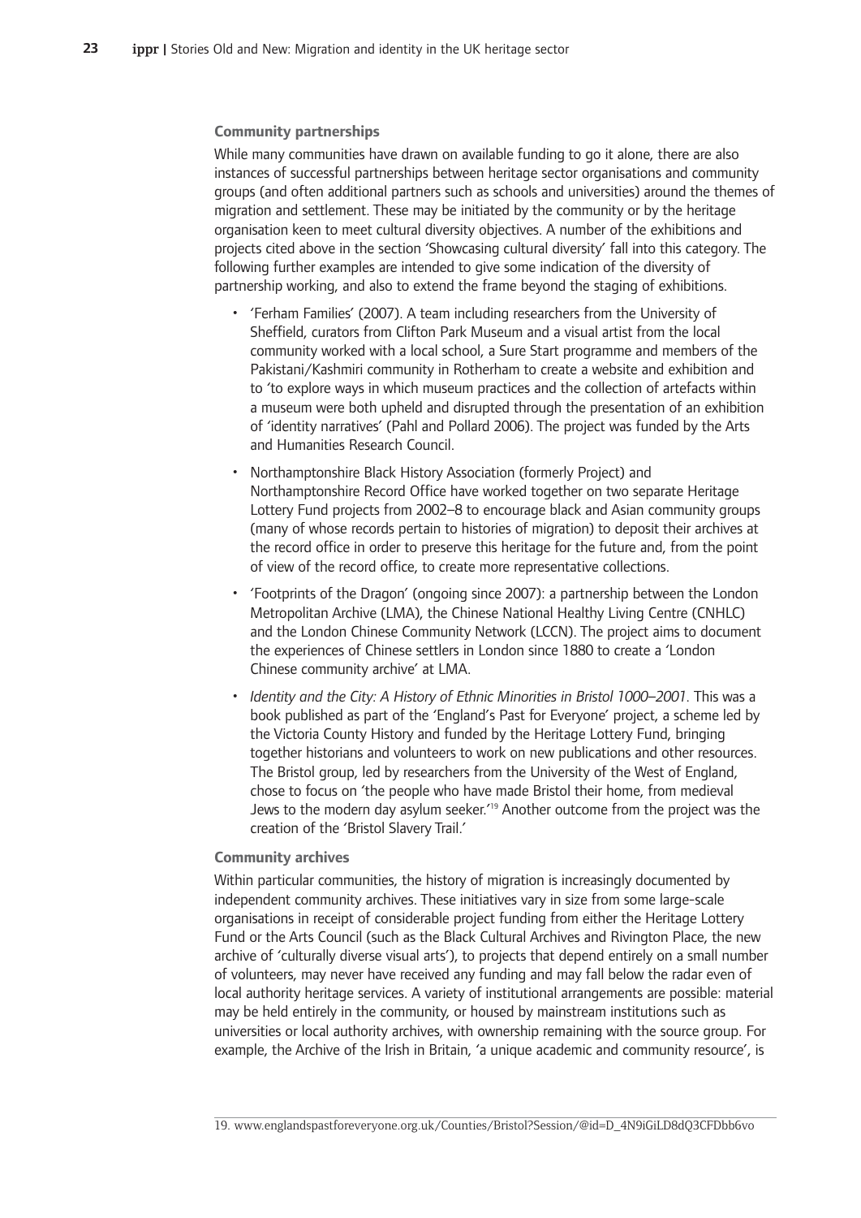### Community partnerships

While many communities have drawn on available funding to go it alone, there are also instances of successful partnerships between heritage sector organisations and community groups (and often additional partners such as schools and universities) around the themes of migration and settlement. These may be initiated by the community or by the heritage organisation keen to meet cultural diversity objectives. A number of the exhibitions and projects cited above in the section 'Showcasing cultural diversity' fall into this category. The following further examples are intended to give some indication of the diversity of partnership working, and also to extend the frame beyond the staging of exhibitions.

- 'Ferham Families' (2007). A team including researchers from the University of Sheffield, curators from Clifton Park Museum and a visual artist from the local community worked with a local school, a Sure Start programme and members of the Pakistani/Kashmiri community in Rotherham to create a website and exhibition and to 'to explore ways in which museum practices and the collection of artefacts within a museum were both upheld and disrupted through the presentation of an exhibition of 'identity narratives' (Pahl and Pollard 2006). The project was funded by the Arts and Humanities Research Council.
- Northamptonshire Black History Association (formerly Project) and Northamptonshire Record Office have worked together on two separate Heritage Lottery Fund projects from 2002–8 to encourage black and Asian community groups (many of whose records pertain to histories of migration) to deposit their archives at the record office in order to preserve this heritage for the future and, from the point of view of the record office, to create more representative collections.
- 'Footprints of the Dragon' (ongoing since 2007): a partnership between the London Metropolitan Archive (LMA), the Chinese National Healthy Living Centre (CNHLC) and the London Chinese Community Network (LCCN). The project aims to document the experiences of Chinese settlers in London since 1880 to create a 'London Chinese community archive' at LMA.
- *Identity and the City: A History of Ethnic Minorities in Bristol 1000–2001*. This was a book published as part of the 'England's Past for Everyone' project, a scheme led by the Victoria County History and funded by the Heritage Lottery Fund, bringing together historians and volunteers to work on new publications and other resources. The Bristol group, led by researchers from the University of the West of England, chose to focus on 'the people who have made Bristol their home, from medieval Jews to the modern day asylum seeker.'[19] Another outcome from the project was the creation of the 'Bristol Slavery Trail.'

### Community archives

Within particular communities, the history of migration is increasingly documented by independent community archives. These initiatives vary in size from some large-scale organisations in receipt of considerable project funding from either the Heritage Lottery Fund or the Arts Council (such as the Black Cultural Archives and Rivington Place, the new archive of 'culturally diverse visual arts'), to projects that depend entirely on a small number of volunteers, may never have received any funding and may fall below the radar even of local authority heritage services. A variety of institutional arrangements are possible: material may be held entirely in the community, or housed by mainstream institutions such as universities or local authority archives, with ownership remaining with the source group. For example, the Archive of the Irish in Britain, 'a unique academic and community resource', is

19. www.englandspastforeveryone.org.uk/Counties/Bristol?Session/@id=D_4N9iGiLD8dQ3CFDbb6vo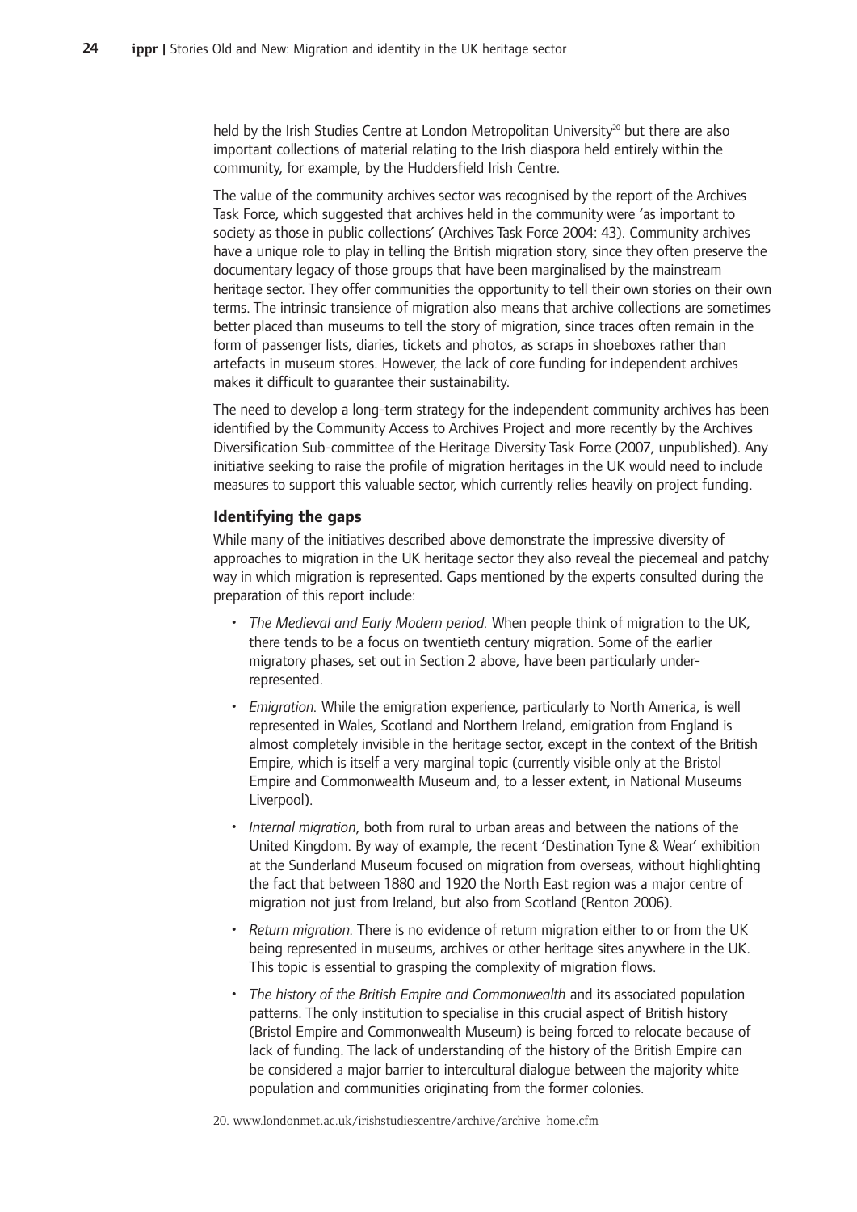held by the Irish Studies Centre at London Metropolitan University[20] but there are also important collections of material relating to the Irish diaspora held entirely within the community, for example, by the Huddersfield Irish Centre.

The value of the community archives sector was recognised by the report of the Archives Task Force, which suggested that archives held in the community were 'as important to society as those in public collections' (Archives Task Force 2004: 43). Community archives have a unique role to play in telling the British migration story, since they often preserve the documentary legacy of those groups that have been marginalised by the mainstream heritage sector. They offer communities the opportunity to tell their own stories on their own terms. The intrinsic transience of migration also means that archive collections are sometimes better placed than museums to tell the story of migration, since traces often remain in the form of passenger lists, diaries, tickets and photos, as scraps in shoeboxes rather than artefacts in museum stores. However, the lack of core funding for independent archives makes it difficult to guarantee their sustainability.

The need to develop a long-term strategy for the independent community archives has been identified by the Community Access to Archives Project and more recently by the Archives Diversification Sub-committee of the Heritage Diversity Task Force (2007, unpublished). Any initiative seeking to raise the profile of migration heritages in the UK would need to include measures to support this valuable sector, which currently relies heavily on project funding.

### Identifying the gaps

While many of the initiatives described above demonstrate the impressive diversity of approaches to migration in the UK heritage sector they also reveal the piecemeal and patchy way in which migration is represented. Gaps mentioned by the experts consulted during the preparation of this report include:

- *The Medieval and Early Modern period.* When people think of migration to the UK, there tends to be a focus on twentieth century migration. Some of the earlier migratory phases, set out in Section 2 above, have been particularly under-represented.
- *Emigration.* While the emigration experience, particularly to North America, is well represented in Wales, Scotland and Northern Ireland, emigration from England is almost completely invisible in the heritage sector, except in the context of the British Empire, which is itself a very marginal topic (currently visible only at the Bristol Empire and Commonwealth Museum and, to a lesser extent, in National Museums Liverpool).
- *Internal migration*, both from rural to urban areas and between the nations of the United Kingdom. By way of example, the recent 'Destination Tyne & Wear' exhibition at the Sunderland Museum focused on migration from overseas, without highlighting the fact that between 1880 and 1920 the North East region was a major centre of migration not just from Ireland, but also from Scotland (Renton 2006).
- *Return migration.* There is no evidence of return migration either to or from the UK being represented in museums, archives or other heritage sites anywhere in the UK. This topic is essential to grasping the complexity of migration flows.
- *The history of the British Empire and Commonwealth* and its associated population patterns. The only institution to specialise in this crucial aspect of British history (Bristol Empire and Commonwealth Museum) is being forced to relocate because of lack of funding. The lack of understanding of the history of the British Empire can be considered a major barrier to intercultural dialogue between the majority white population and communities originating from the former colonies.

20. www.londonmet.ac.uk/irishstudiescentre/archive/archive_home.cfm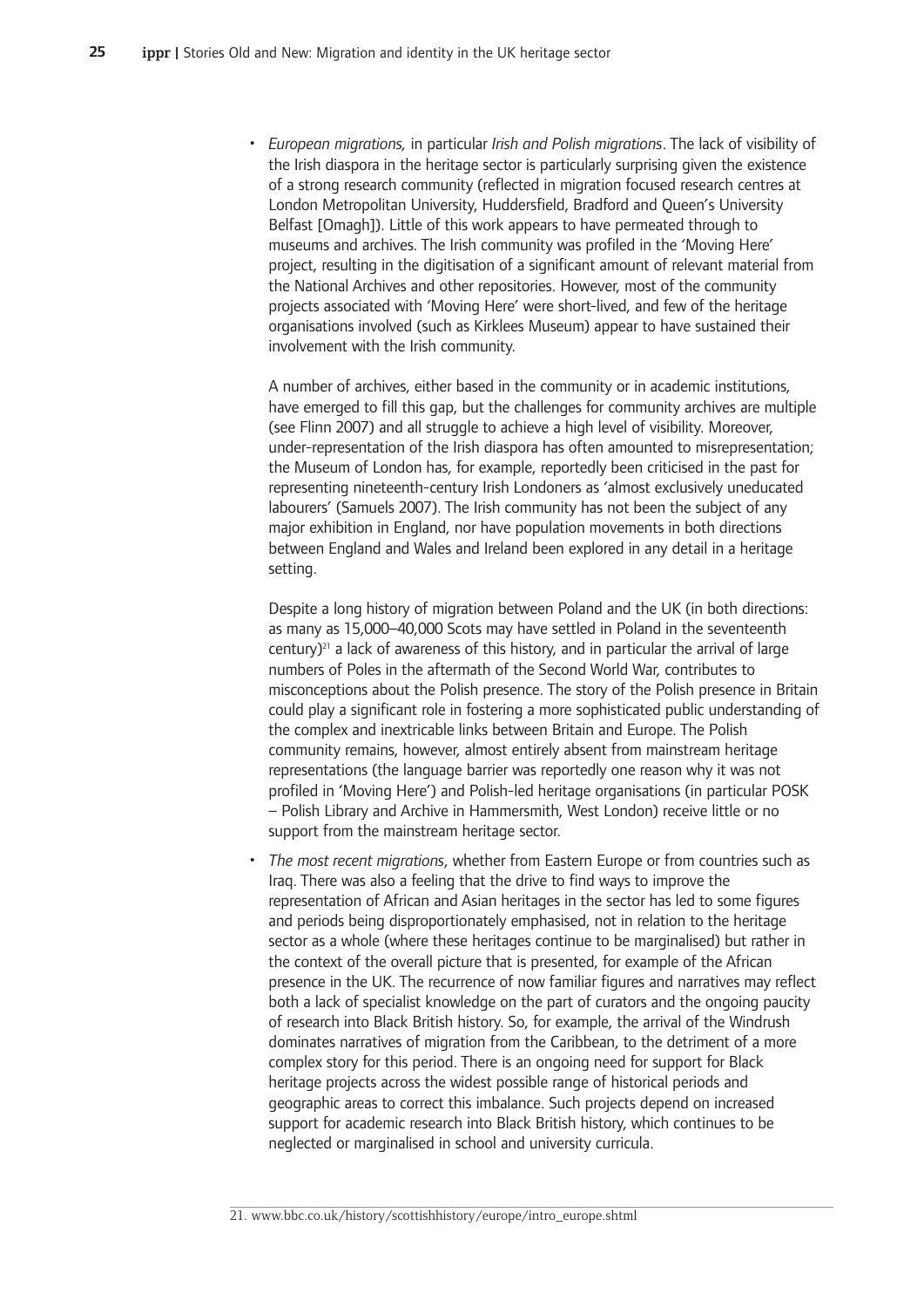- *European migrations*, in particular *Irish and Polish migrations*. The lack of visibility of the Irish diaspora in the heritage sector is particularly surprising given the existence of a strong research community (reflected in migration focused research centres at London Metropolitan University, Huddersfield, Bradford and Queen's University Belfast [Omagh]). Little of this work appears to have permeated through to museums and archives. The Irish community was profiled in the 'Moving Here' project, resulting in the digitisation of a significant amount of relevant material from the National Archives and other repositories. However, most of the community projects associated with 'Moving Here' were short-lived, and few of the heritage organisations involved (such as Kirklees Museum) appear to have sustained their involvement with the Irish community.

  A number of archives, either based in the community or in academic institutions, have emerged to fill this gap, but the challenges for community archives are multiple (see Flinn 2007) and all struggle to achieve a high level of visibility. Moreover, under-representation of the Irish diaspora has often amounted to misrepresentation; the Museum of London has, for example, reportedly been criticised in the past for representing nineteenth-century Irish Londoners as 'almost exclusively uneducated labourers' (Samuels 2007). The Irish community has not been the subject of any major exhibition in England, nor have population movements in both directions between England and Wales and Ireland been explored in any detail in a heritage setting.

  Despite a long history of migration between Poland and the UK (in both directions: as many as 15,000–40,000 Scots may have settled in Poland in the seventeenth century)[21] a lack of awareness of this history, and in particular the arrival of large numbers of Poles in the aftermath of the Second World War, contributes to misconceptions about the Polish presence. The story of the Polish presence in Britain could play a significant role in fostering a more sophisticated public understanding of the complex and inextricable links between Britain and Europe. The Polish community remains, however, almost entirely absent from mainstream heritage representations (the language barrier was reportedly one reason why it was not profiled in 'Moving Here') and Polish-led heritage organisations (in particular POSK – Polish Library and Archive in Hammersmith, West London) receive little or no support from the mainstream heritage sector.

- *The most recent migrations*, whether from Eastern Europe or from countries such as Iraq. There was also a feeling that the drive to find ways to improve the representation of African and Asian heritages in the sector has led to some figures and periods being disproportionately emphasised, not in relation to the heritage sector as a whole (where these heritages continue to be marginalised) but rather in the context of the overall picture that is presented, for example of the African presence in the UK. The recurrence of now familiar figures and narratives may reflect both a lack of specialist knowledge on the part of curators and the ongoing paucity of research into Black British history. So, for example, the arrival of the Windrush dominates narratives of migration from the Caribbean, to the detriment of a more complex story for this period. There is an ongoing need for support for Black heritage projects across the widest possible range of historical periods and geographic areas to correct this imbalance. Such projects depend on increased support for academic research into Black British history, which continues to be neglected or marginalised in school and university curricula.

21. www.bbc.co.uk/history/scottishhistory/europe/intro_europe.shtml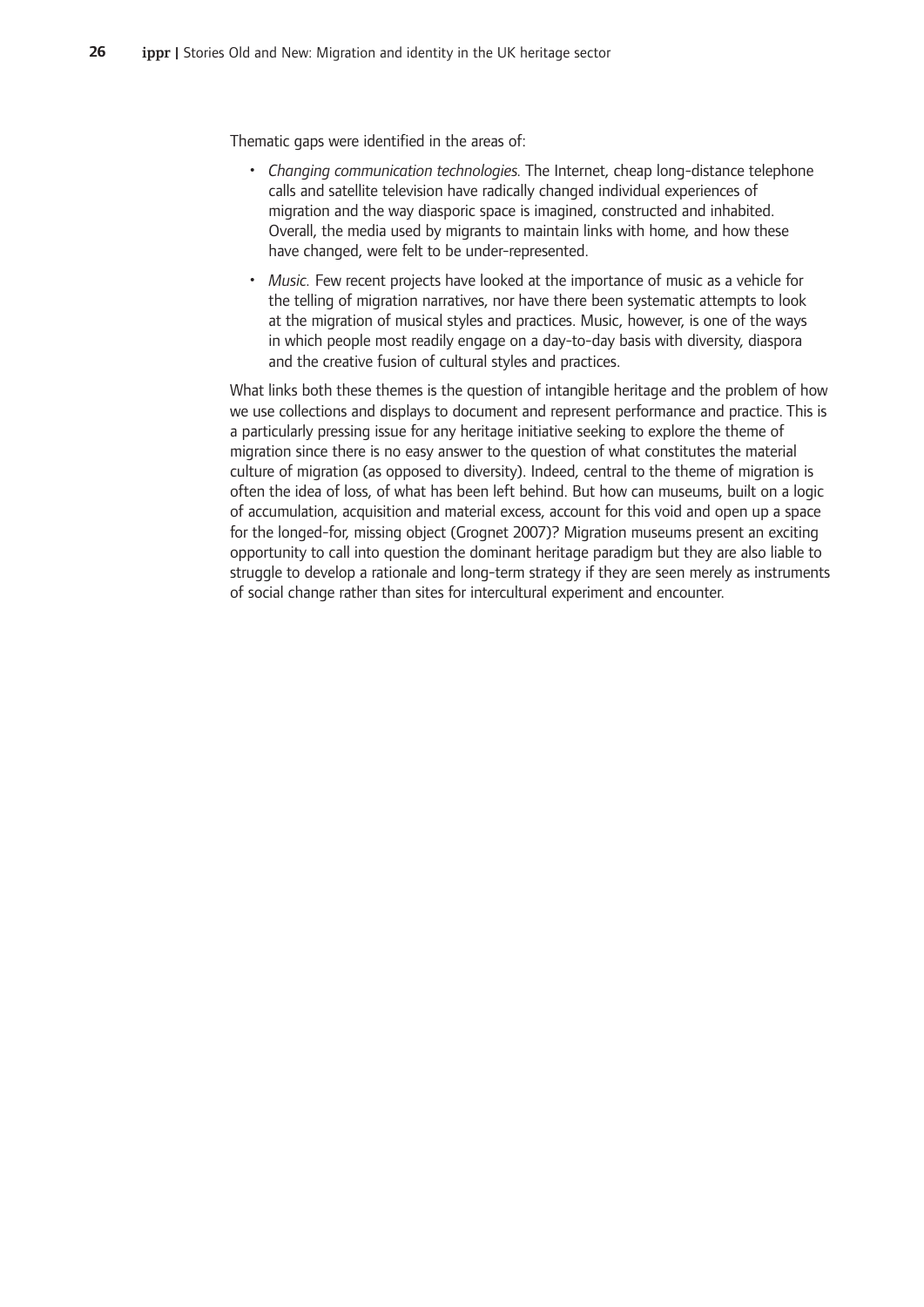Thematic gaps were identified in the areas of:

- *Changing communication technologies.* The Internet, cheap long-distance telephone calls and satellite television have radically changed individual experiences of migration and the way diasporic space is imagined, constructed and inhabited. Overall, the media used by migrants to maintain links with home, and how these have changed, were felt to be under-represented.
- *Music.* Few recent projects have looked at the importance of music as a vehicle for the telling of migration narratives, nor have there been systematic attempts to look at the migration of musical styles and practices. Music, however, is one of the ways in which people most readily engage on a day-to-day basis with diversity, diaspora and the creative fusion of cultural styles and practices.

What links both these themes is the question of intangible heritage and the problem of how we use collections and displays to document and represent performance and practice. This is a particularly pressing issue for any heritage initiative seeking to explore the theme of migration since there is no easy answer to the question of what constitutes the material culture of migration (as opposed to diversity). Indeed, central to the theme of migration is often the idea of loss, of what has been left behind. But how can museums, built on a logic of accumulation, acquisition and material excess, account for this void and open up a space for the longed-for, missing object (Grognet 2007)? Migration museums present an exciting opportunity to call into question the dominant heritage paradigm but they are also liable to struggle to develop a rationale and long-term strategy if they are seen merely as instruments of social change rather than sites for intercultural experiment and encounter.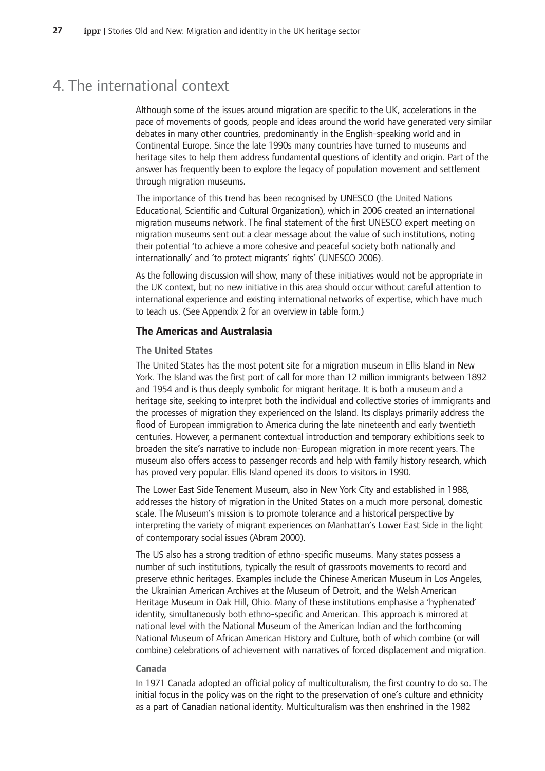# 4. The international context

Although some of the issues around migration are specific to the UK, accelerations in the pace of movements of goods, people and ideas around the world have generated very similar debates in many other countries, predominantly in the English-speaking world and in Continental Europe. Since the late 1990s many countries have turned to museums and heritage sites to help them address fundamental questions of identity and origin. Part of the answer has frequently been to explore the legacy of population movement and settlement through migration museums.

The importance of this trend has been recognised by UNESCO (the United Nations Educational, Scientific and Cultural Organization), which in 2006 created an international migration museums network. The final statement of the first UNESCO expert meeting on migration museums sent out a clear message about the value of such institutions, noting their potential 'to achieve a more cohesive and peaceful society both nationally and internationally' and 'to protect migrants' rights' (UNESCO 2006).

As the following discussion will show, many of these initiatives would not be appropriate in the UK context, but no new initiative in this area should occur without careful attention to international experience and existing international networks of expertise, which have much to teach us. (See Appendix 2 for an overview in table form.)

## The Americas and Australasia

### The United States

The United States has the most potent site for a migration museum in Ellis Island in New York. The Island was the first port of call for more than 12 million immigrants between 1892 and 1954 and is thus deeply symbolic for migrant heritage. It is both a museum and a heritage site, seeking to interpret both the individual and collective stories of immigrants and the processes of migration they experienced on the Island. Its displays primarily address the flood of European immigration to America during the late nineteenth and early twentieth centuries. However, a permanent contextual introduction and temporary exhibitions seek to broaden the site's narrative to include non-European migration in more recent years. The museum also offers access to passenger records and help with family history research, which has proved very popular. Ellis Island opened its doors to visitors in 1990.

The Lower East Side Tenement Museum, also in New York City and established in 1988, addresses the history of migration in the United States on a much more personal, domestic scale. The Museum's mission is to promote tolerance and a historical perspective by interpreting the variety of migrant experiences on Manhattan's Lower East Side in the light of contemporary social issues (Abram 2000).

The US also has a strong tradition of ethno-specific museums. Many states possess a number of such institutions, typically the result of grassroots movements to record and preserve ethnic heritages. Examples include the Chinese American Museum in Los Angeles, the Ukrainian American Archives at the Museum of Detroit, and the Welsh American Heritage Museum in Oak Hill, Ohio. Many of these institutions emphasise a 'hyphenated' identity, simultaneously both ethno-specific and American. This approach is mirrored at national level with the National Museum of the American Indian and the forthcoming National Museum of African American History and Culture, both of which combine (or will combine) celebrations of achievement with narratives of forced displacement and migration.

### Canada

In 1971 Canada adopted an official policy of multiculturalism, the first country to do so. The initial focus in the policy was on the right to the preservation of one's culture and ethnicity as a part of Canadian national identity. Multiculturalism was then enshrined in the 1982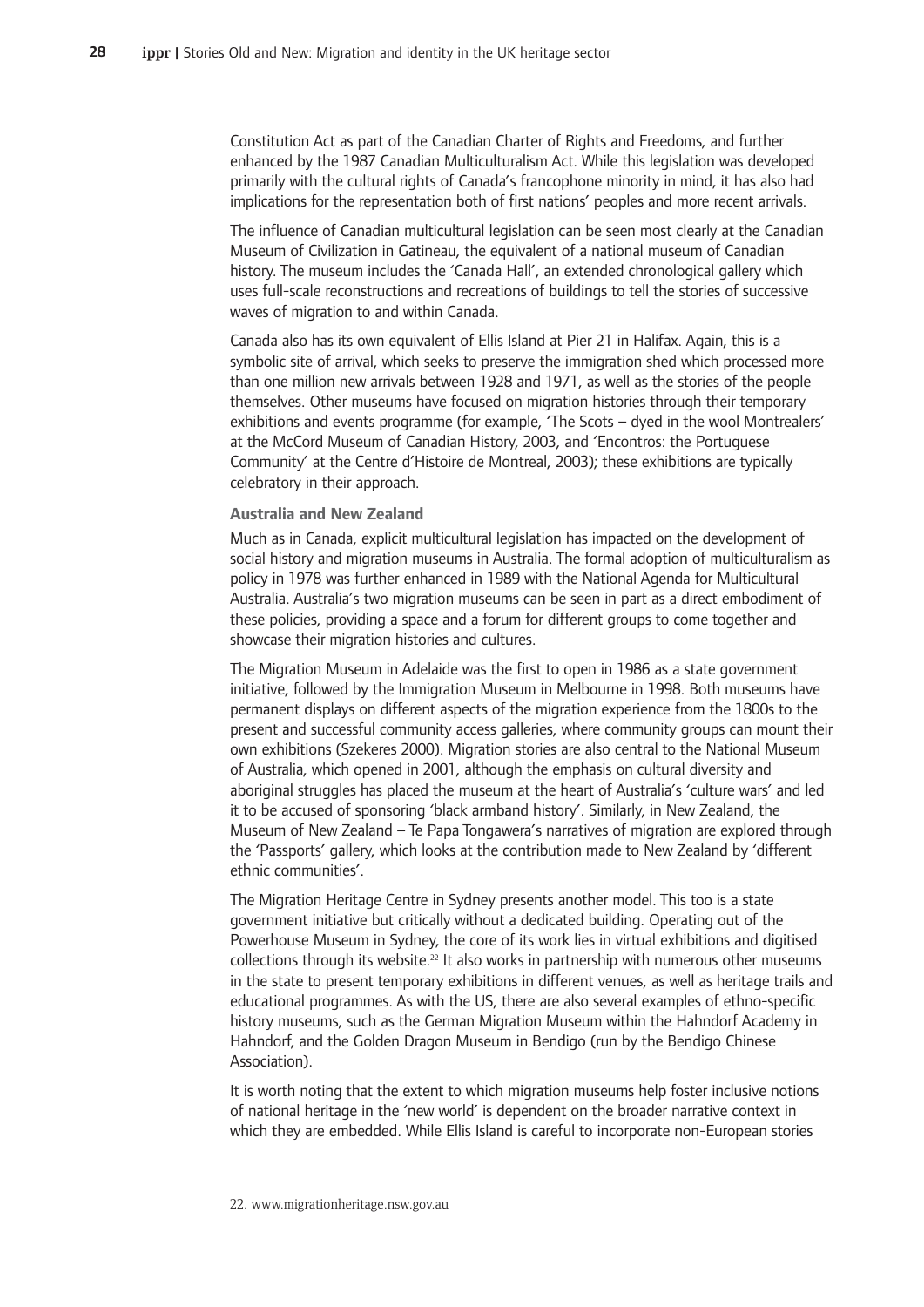Constitution Act as part of the Canadian Charter of Rights and Freedoms, and further enhanced by the 1987 Canadian Multiculturalism Act. While this legislation was developed primarily with the cultural rights of Canada's francophone minority in mind, it has also had implications for the representation both of first nations' peoples and more recent arrivals.

The influence of Canadian multicultural legislation can be seen most clearly at the Canadian Museum of Civilization in Gatineau, the equivalent of a national museum of Canadian history. The museum includes the 'Canada Hall', an extended chronological gallery which uses full-scale reconstructions and recreations of buildings to tell the stories of successive waves of migration to and within Canada.

Canada also has its own equivalent of Ellis Island at Pier 21 in Halifax. Again, this is a symbolic site of arrival, which seeks to preserve the immigration shed which processed more than one million new arrivals between 1928 and 1971, as well as the stories of the people themselves. Other museums have focused on migration histories through their temporary exhibitions and events programme (for example, 'The Scots – dyed in the wool Montrealers' at the McCord Museum of Canadian History, 2003, and 'Encontros: the Portuguese Community' at the Centre d'Histoire de Montreal, 2003); these exhibitions are typically celebratory in their approach.

**Australia and New Zealand**

Much as in Canada, explicit multicultural legislation has impacted on the development of social history and migration museums in Australia. The formal adoption of multiculturalism as policy in 1978 was further enhanced in 1989 with the National Agenda for Multicultural Australia. Australia's two migration museums can be seen in part as a direct embodiment of these policies, providing a space and a forum for different groups to come together and showcase their migration histories and cultures.

The Migration Museum in Adelaide was the first to open in 1986 as a state government initiative, followed by the Immigration Museum in Melbourne in 1998. Both museums have permanent displays on different aspects of the migration experience from the 1800s to the present and successful community access galleries, where community groups can mount their own exhibitions (Szekeres 2000). Migration stories are also central to the National Museum of Australia, which opened in 2001, although the emphasis on cultural diversity and aboriginal struggles has placed the museum at the heart of Australia's 'culture wars' and led it to be accused of sponsoring 'black armband history'. Similarly, in New Zealand, the Museum of New Zealand – Te Papa Tongawera's narratives of migration are explored through the 'Passports' gallery, which looks at the contribution made to New Zealand by 'different ethnic communities'.

The Migration Heritage Centre in Sydney presents another model. This too is a state government initiative but critically without a dedicated building. Operating out of the Powerhouse Museum in Sydney, the core of its work lies in virtual exhibitions and digitised collections through its website.[22] It also works in partnership with numerous other museums in the state to present temporary exhibitions in different venues, as well as heritage trails and educational programmes. As with the US, there are also several examples of ethno-specific history museums, such as the German Migration Museum within the Hahndorf Academy in Hahndorf, and the Golden Dragon Museum in Bendigo (run by the Bendigo Chinese Association).

It is worth noting that the extent to which migration museums help foster inclusive notions of national heritage in the 'new world' is dependent on the broader narrative context in which they are embedded. While Ellis Island is careful to incorporate non-European stories

22. www.migrationheritage.nsw.gov.au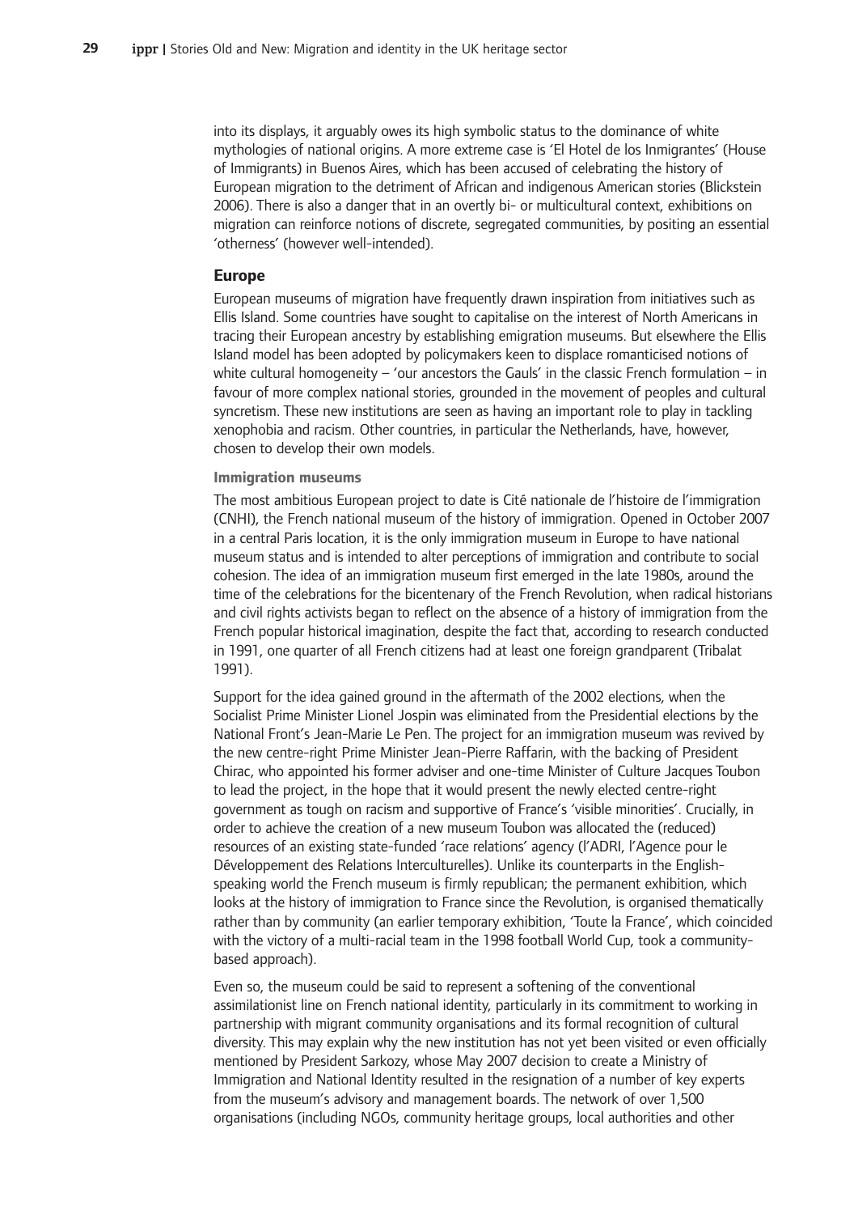into its displays, it arguably owes its high symbolic status to the dominance of white mythologies of national origins. A more extreme case is 'El Hotel de los Inmigrantes' (House of Immigrants) in Buenos Aires, which has been accused of celebrating the history of European migration to the detriment of African and indigenous American stories (Blickstein 2006). There is also a danger that in an overtly bi- or multicultural context, exhibitions on migration can reinforce notions of discrete, segregated communities, by positing an essential 'otherness' (however well-intended).

## Europe

European museums of migration have frequently drawn inspiration from initiatives such as Ellis Island. Some countries have sought to capitalise on the interest of North Americans in tracing their European ancestry by establishing emigration museums. But elsewhere the Ellis Island model has been adopted by policymakers keen to displace romanticised notions of white cultural homogeneity – 'our ancestors the Gauls' in the classic French formulation – in favour of more complex national stories, grounded in the movement of peoples and cultural syncretism. These new institutions are seen as having an important role to play in tackling xenophobia and racism. Other countries, in particular the Netherlands, have, however, chosen to develop their own models.

### Immigration museums

The most ambitious European project to date is Cité nationale de l'histoire de l'immigration (CNHI), the French national museum of the history of immigration. Opened in October 2007 in a central Paris location, it is the only immigration museum in Europe to have national museum status and is intended to alter perceptions of immigration and contribute to social cohesion. The idea of an immigration museum first emerged in the late 1980s, around the time of the celebrations for the bicentenary of the French Revolution, when radical historians and civil rights activists began to reflect on the absence of a history of immigration from the French popular historical imagination, despite the fact that, according to research conducted in 1991, one quarter of all French citizens had at least one foreign grandparent (Tribalat 1991).

Support for the idea gained ground in the aftermath of the 2002 elections, when the Socialist Prime Minister Lionel Jospin was eliminated from the Presidential elections by the National Front's Jean-Marie Le Pen. The project for an immigration museum was revived by the new centre-right Prime Minister Jean-Pierre Raffarin, with the backing of President Chirac, who appointed his former adviser and one-time Minister of Culture Jacques Toubon to lead the project, in the hope that it would present the newly elected centre-right government as tough on racism and supportive of France's 'visible minorities'. Crucially, in order to achieve the creation of a new museum Toubon was allocated the (reduced) resources of an existing state-funded 'race relations' agency (l'ADRI, l'Agence pour le Développement des Relations Interculturelles). Unlike its counterparts in the English-speaking world the French museum is firmly republican; the permanent exhibition, which looks at the history of immigration to France since the Revolution, is organised thematically rather than by community (an earlier temporary exhibition, 'Toute la France', which coincided with the victory of a multi-racial team in the 1998 football World Cup, took a community-based approach).

Even so, the museum could be said to represent a softening of the conventional assimilationist line on French national identity, particularly in its commitment to working in partnership with migrant community organisations and its formal recognition of cultural diversity. This may explain why the new institution has not yet been visited or even officially mentioned by President Sarkozy, whose May 2007 decision to create a Ministry of Immigration and National Identity resulted in the resignation of a number of key experts from the museum's advisory and management boards. The network of over 1,500 organisations (including NGOs, community heritage groups, local authorities and other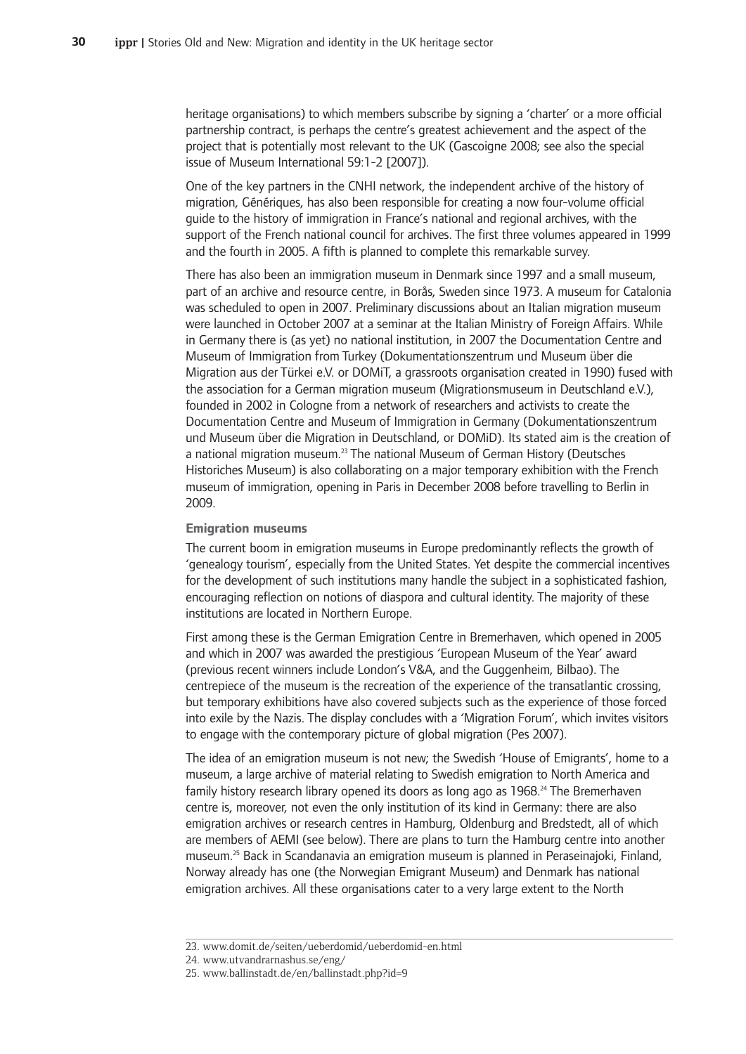heritage organisations) to which members subscribe by signing a 'charter' or a more official partnership contract, is perhaps the centre's greatest achievement and the aspect of the project that is potentially most relevant to the UK (Gascoigne 2008; see also the special issue of Museum International 59:1-2 [2007]).

One of the key partners in the CNHI network, the independent archive of the history of migration, Génériques, has also been responsible for creating a now four-volume official guide to the history of immigration in France's national and regional archives, with the support of the French national council for archives. The first three volumes appeared in 1999 and the fourth in 2005. A fifth is planned to complete this remarkable survey.

There has also been an immigration museum in Denmark since 1997 and a small museum, part of an archive and resource centre, in Borås, Sweden since 1973. A museum for Catalonia was scheduled to open in 2007. Preliminary discussions about an Italian migration museum were launched in October 2007 at a seminar at the Italian Ministry of Foreign Affairs. While in Germany there is (as yet) no national institution, in 2007 the Documentation Centre and Museum of Immigration from Turkey (Dokumentationszentrum und Museum über die Migration aus der Türkei e.V. or DOMiT, a grassroots organisation created in 1990) fused with the association for a German migration museum (Migrationsmuseum in Deutschland e.V.), founded in 2002 in Cologne from a network of researchers and activists to create the Documentation Centre and Museum of Immigration in Germany (Dokumentationszentrum und Museum über die Migration in Deutschland, or DOMiD). Its stated aim is the creation of a national migration museum.[23] The national Museum of German History (Deutsches Historiches Museum) is also collaborating on a major temporary exhibition with the French museum of immigration, opening in Paris in December 2008 before travelling to Berlin in 2009.

#### Emigration museums

The current boom in emigration museums in Europe predominantly reflects the growth of 'genealogy tourism', especially from the United States. Yet despite the commercial incentives for the development of such institutions many handle the subject in a sophisticated fashion, encouraging reflection on notions of diaspora and cultural identity. The majority of these institutions are located in Northern Europe.

First among these is the German Emigration Centre in Bremerhaven, which opened in 2005 and which in 2007 was awarded the prestigious 'European Museum of the Year' award (previous recent winners include London's V&A, and the Guggenheim, Bilbao). The centrepiece of the museum is the recreation of the experience of the transatlantic crossing, but temporary exhibitions have also covered subjects such as the experience of those forced into exile by the Nazis. The display concludes with a 'Migration Forum', which invites visitors to engage with the contemporary picture of global migration (Pes 2007).

The idea of an emigration museum is not new; the Swedish 'House of Emigrants', home to a museum, a large archive of material relating to Swedish emigration to North America and family history research library opened its doors as long ago as 1968.[24] The Bremerhaven centre is, moreover, not even the only institution of its kind in Germany: there are also emigration archives or research centres in Hamburg, Oldenburg and Bredstedt, all of which are members of AEMI (see below). There are plans to turn the Hamburg centre into another museum.[25] Back in Scandanavia an emigration museum is planned in Peraseinajoki, Finland, Norway already has one (the Norwegian Emigrant Museum) and Denmark has national emigration archives. All these organisations cater to a very large extent to the North

---

23. www.domit.de/seiten/ueberdomid/ueberdomid-en.html
24. www.utvandrarnashus.se/eng/
25. www.ballinstadt.de/en/ballinstadt.php?id=9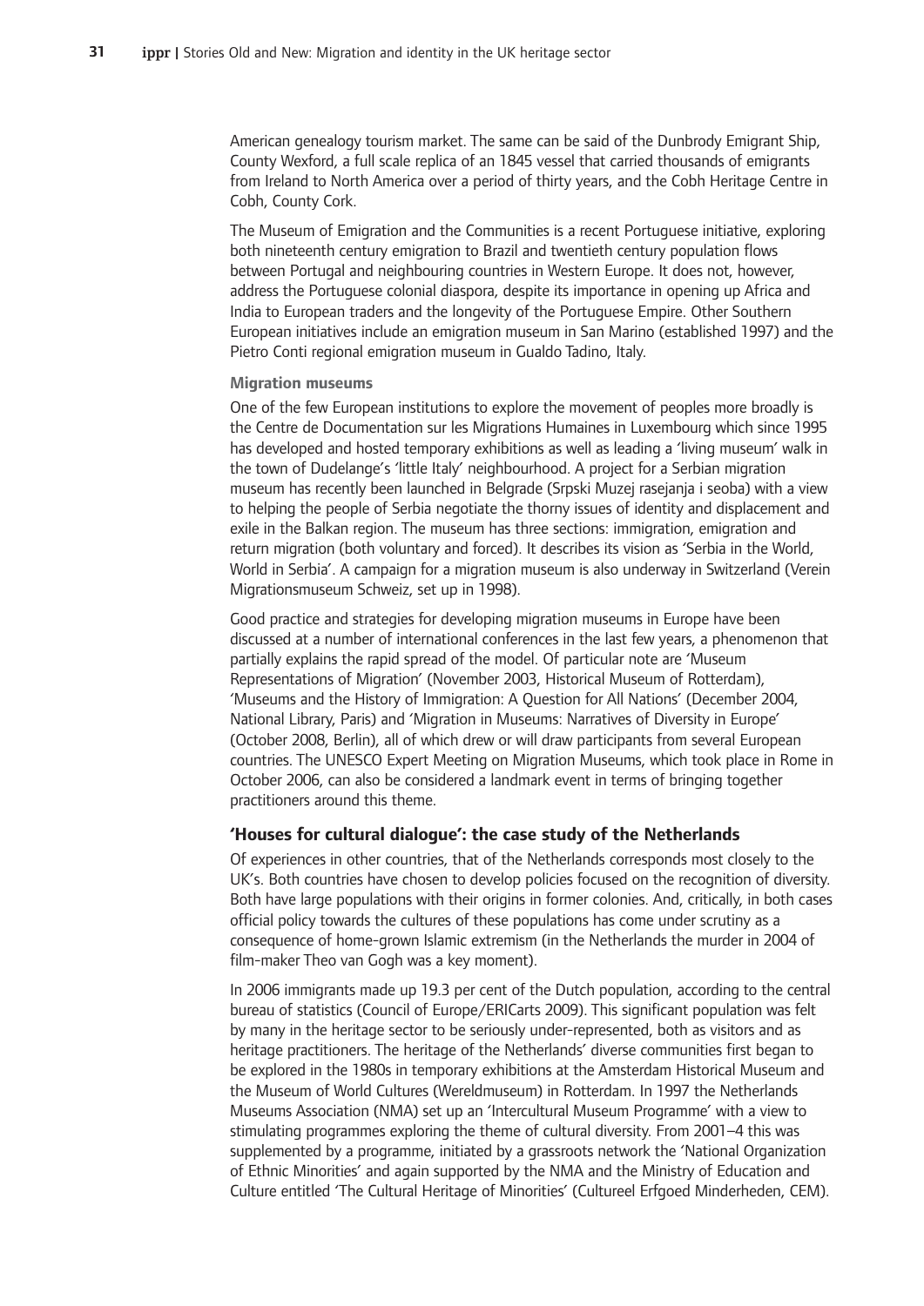American genealogy tourism market. The same can be said of the Dunbrody Emigrant Ship, County Wexford, a full scale replica of an 1845 vessel that carried thousands of emigrants from Ireland to North America over a period of thirty years, and the Cobh Heritage Centre in Cobh, County Cork.

The Museum of Emigration and the Communities is a recent Portuguese initiative, exploring both nineteenth century emigration to Brazil and twentieth century population flows between Portugal and neighbouring countries in Western Europe. It does not, however, address the Portuguese colonial diaspora, despite its importance in opening up Africa and India to European traders and the longevity of the Portuguese Empire. Other Southern European initiatives include an emigration museum in San Marino (established 1997) and the Pietro Conti regional emigration museum in Gualdo Tadino, Italy.

#### Migration museums

One of the few European institutions to explore the movement of peoples more broadly is the Centre de Documentation sur les Migrations Humaines in Luxembourg which since 1995 has developed and hosted temporary exhibitions as well as leading a 'living museum' walk in the town of Dudelange's 'little Italy' neighbourhood. A project for a Serbian migration museum has recently been launched in Belgrade (Srpski Muzej rasejanja i seoba) with a view to helping the people of Serbia negotiate the thorny issues of identity and displacement and exile in the Balkan region. The museum has three sections: immigration, emigration and return migration (both voluntary and forced). It describes its vision as 'Serbia in the World, World in Serbia'. A campaign for a migration museum is also underway in Switzerland (Verein Migrationsmuseum Schweiz, set up in 1998).

Good practice and strategies for developing migration museums in Europe have been discussed at a number of international conferences in the last few years, a phenomenon that partially explains the rapid spread of the model. Of particular note are 'Museum Representations of Migration' (November 2003, Historical Museum of Rotterdam), 'Museums and the History of Immigration: A Question for All Nations' (December 2004, National Library, Paris) and 'Migration in Museums: Narratives of Diversity in Europe' (October 2008, Berlin), all of which drew or will draw participants from several European countries. The UNESCO Expert Meeting on Migration Museums, which took place in Rome in October 2006, can also be considered a landmark event in terms of bringing together practitioners around this theme.

### 'Houses for cultural dialogue': the case study of the Netherlands

Of experiences in other countries, that of the Netherlands corresponds most closely to the UK's. Both countries have chosen to develop policies focused on the recognition of diversity. Both have large populations with their origins in former colonies. And, critically, in both cases official policy towards the cultures of these populations has come under scrutiny as a consequence of home-grown Islamic extremism (in the Netherlands the murder in 2004 of film-maker Theo van Gogh was a key moment).

In 2006 immigrants made up 19.3 per cent of the Dutch population, according to the central bureau of statistics (Council of Europe/ERICarts 2009). This significant population was felt by many in the heritage sector to be seriously under-represented, both as visitors and as heritage practitioners. The heritage of the Netherlands' diverse communities first began to be explored in the 1980s in temporary exhibitions at the Amsterdam Historical Museum and the Museum of World Cultures (Wereldmuseum) in Rotterdam. In 1997 the Netherlands Museums Association (NMA) set up an 'Intercultural Museum Programme' with a view to stimulating programmes exploring the theme of cultural diversity. From 2001–4 this was supplemented by a programme, initiated by a grassroots network the 'National Organization of Ethnic Minorities' and again supported by the NMA and the Ministry of Education and Culture entitled 'The Cultural Heritage of Minorities' (Cultureel Erfgoed Minderheden, CEM).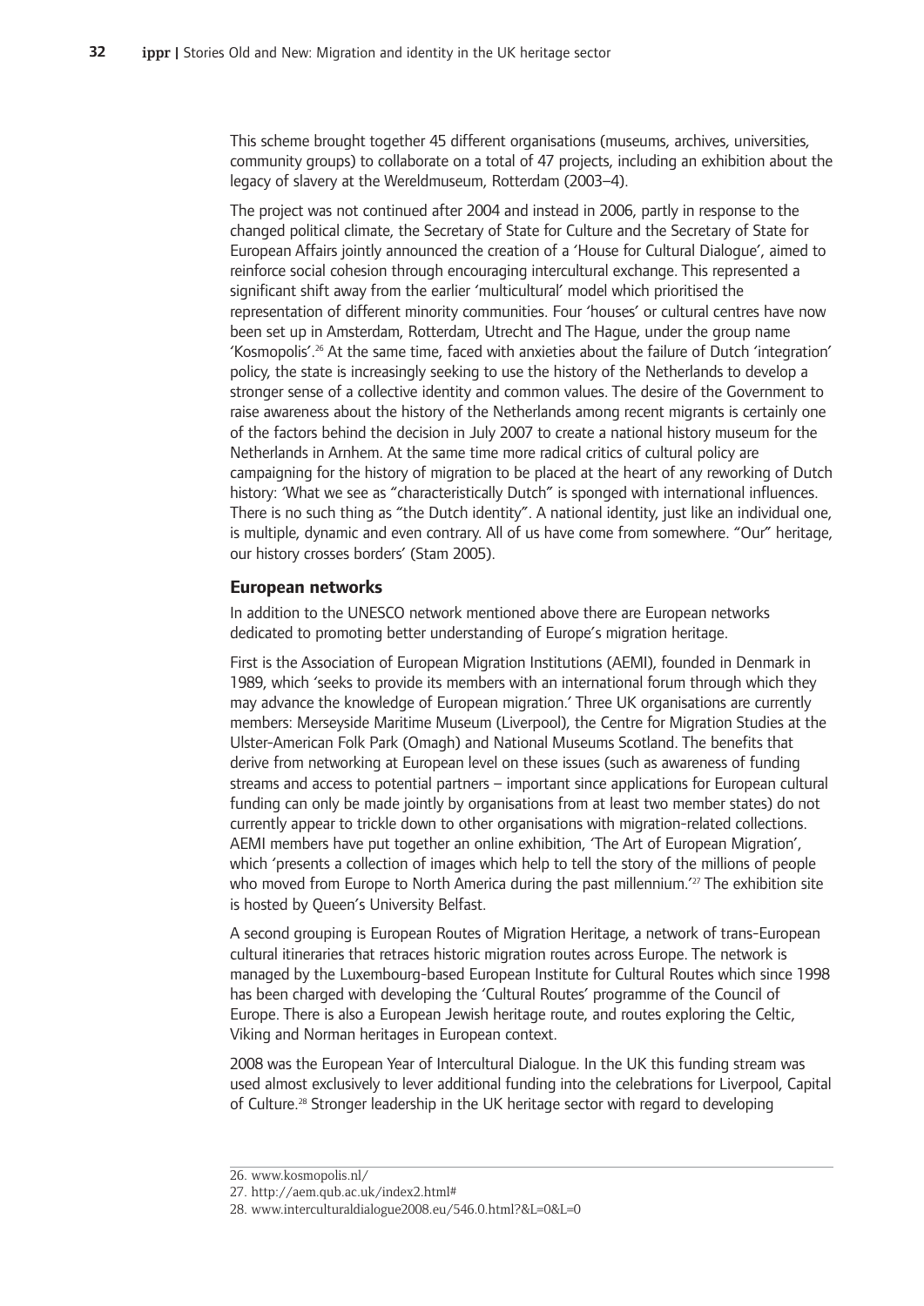This scheme brought together 45 different organisations (museums, archives, universities, community groups) to collaborate on a total of 47 projects, including an exhibition about the legacy of slavery at the Wereldmuseum, Rotterdam (2003–4).

The project was not continued after 2004 and instead in 2006, partly in response to the changed political climate, the Secretary of State for Culture and the Secretary of State for European Affairs jointly announced the creation of a 'House for Cultural Dialogue', aimed to reinforce social cohesion through encouraging intercultural exchange. This represented a significant shift away from the earlier 'multicultural' model which prioritised the representation of different minority communities. Four 'houses' or cultural centres have now been set up in Amsterdam, Rotterdam, Utrecht and The Hague, under the group name 'Kosmopolis'.[26] At the same time, faced with anxieties about the failure of Dutch 'integration' policy, the state is increasingly seeking to use the history of the Netherlands to develop a stronger sense of a collective identity and common values. The desire of the Government to raise awareness about the history of the Netherlands among recent migrants is certainly one of the factors behind the decision in July 2007 to create a national history museum for the Netherlands in Arnhem. At the same time more radical critics of cultural policy are campaigning for the history of migration to be placed at the heart of any reworking of Dutch history: 'What we see as "characteristically Dutch" is sponged with international influences. There is no such thing as "the Dutch identity". A national identity, just like an individual one, is multiple, dynamic and even contrary. All of us have come from somewhere. "Our" heritage, our history crosses borders' (Stam 2005).

### European networks

In addition to the UNESCO network mentioned above there are European networks dedicated to promoting better understanding of Europe's migration heritage.

First is the Association of European Migration Institutions (AEMI), founded in Denmark in 1989, which 'seeks to provide its members with an international forum through which they may advance the knowledge of European migration.' Three UK organisations are currently members: Merseyside Maritime Museum (Liverpool), the Centre for Migration Studies at the Ulster-American Folk Park (Omagh) and National Museums Scotland. The benefits that derive from networking at European level on these issues (such as awareness of funding streams and access to potential partners – important since applications for European cultural funding can only be made jointly by organisations from at least two member states) do not currently appear to trickle down to other organisations with migration-related collections. AEMI members have put together an online exhibition, 'The Art of European Migration', which 'presents a collection of images which help to tell the story of the millions of people who moved from Europe to North America during the past millennium.'[27] The exhibition site is hosted by Queen's University Belfast.

A second grouping is European Routes of Migration Heritage, a network of trans-European cultural itineraries that retraces historic migration routes across Europe. The network is managed by the Luxembourg-based European Institute for Cultural Routes which since 1998 has been charged with developing the 'Cultural Routes' programme of the Council of Europe. There is also a European Jewish heritage route, and routes exploring the Celtic, Viking and Norman heritages in European context.

2008 was the European Year of Intercultural Dialogue. In the UK this funding stream was used almost exclusively to lever additional funding into the celebrations for Liverpool, Capital of Culture.[28] Stronger leadership in the UK heritage sector with regard to developing

---

26. www.kosmopolis.nl/
27. http://aem.qub.ac.uk/index2.html#
28. www.interculturaldialogue2008.eu/546.0.html?&L=0&L=0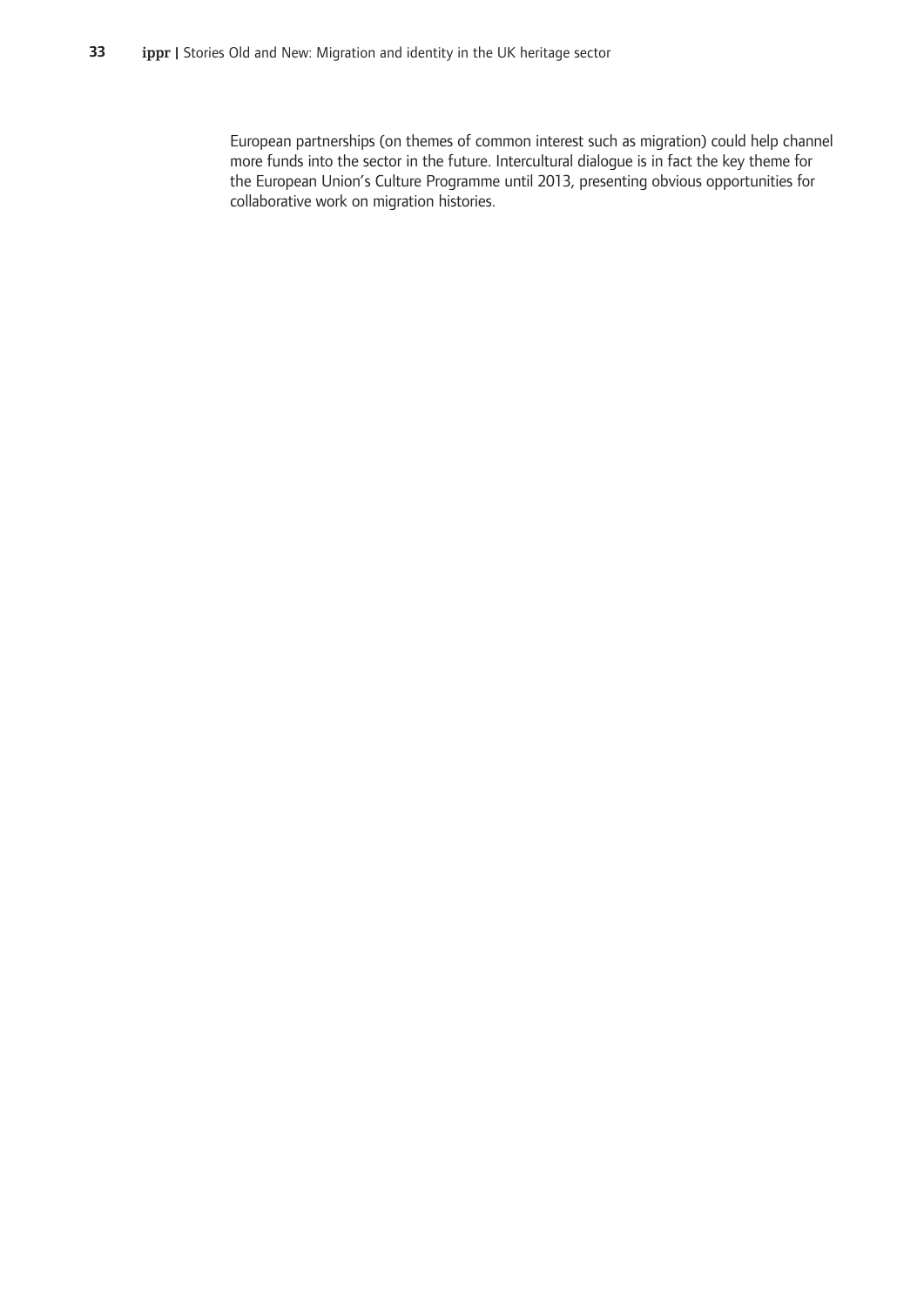European partnerships (on themes of common interest such as migration) could help channel more funds into the sector in the future. Intercultural dialogue is in fact the key theme for the European Union's Culture Programme until 2013, presenting obvious opportunities for collaborative work on migration histories.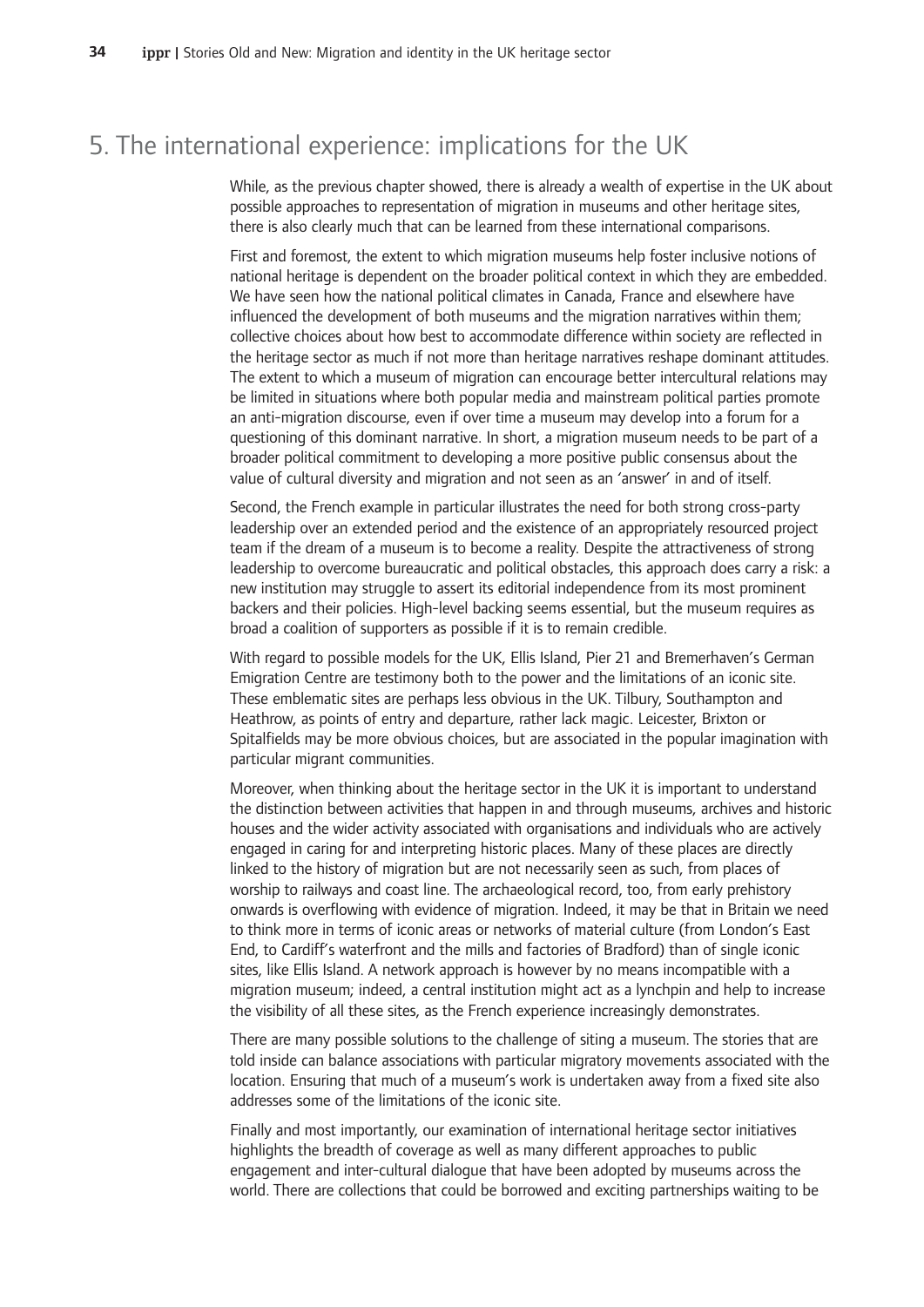# 5. The international experience: implications for the UK

While, as the previous chapter showed, there is already a wealth of expertise in the UK about possible approaches to representation of migration in museums and other heritage sites, there is also clearly much that can be learned from these international comparisons.

First and foremost, the extent to which migration museums help foster inclusive notions of national heritage is dependent on the broader political context in which they are embedded. We have seen how the national political climates in Canada, France and elsewhere have influenced the development of both museums and the migration narratives within them; collective choices about how best to accommodate difference within society are reflected in the heritage sector as much if not more than heritage narratives reshape dominant attitudes. The extent to which a museum of migration can encourage better intercultural relations may be limited in situations where both popular media and mainstream political parties promote an anti-migration discourse, even if over time a museum may develop into a forum for a questioning of this dominant narrative. In short, a migration museum needs to be part of a broader political commitment to developing a more positive public consensus about the value of cultural diversity and migration and not seen as an 'answer' in and of itself.

Second, the French example in particular illustrates the need for both strong cross-party leadership over an extended period and the existence of an appropriately resourced project team if the dream of a museum is to become a reality. Despite the attractiveness of strong leadership to overcome bureaucratic and political obstacles, this approach does carry a risk: a new institution may struggle to assert its editorial independence from its most prominent backers and their policies. High-level backing seems essential, but the museum requires as broad a coalition of supporters as possible if it is to remain credible.

With regard to possible models for the UK, Ellis Island, Pier 21 and Bremerhaven's German Emigration Centre are testimony both to the power and the limitations of an iconic site. These emblematic sites are perhaps less obvious in the UK. Tilbury, Southampton and Heathrow, as points of entry and departure, rather lack magic. Leicester, Brixton or Spitalfields may be more obvious choices, but are associated in the popular imagination with particular migrant communities.

Moreover, when thinking about the heritage sector in the UK it is important to understand the distinction between activities that happen in and through museums, archives and historic houses and the wider activity associated with organisations and individuals who are actively engaged in caring for and interpreting historic places. Many of these places are directly linked to the history of migration but are not necessarily seen as such, from places of worship to railways and coast line. The archaeological record, too, from early prehistory onwards is overflowing with evidence of migration. Indeed, it may be that in Britain we need to think more in terms of iconic areas or networks of material culture (from London's East End, to Cardiff's waterfront and the mills and factories of Bradford) than of single iconic sites, like Ellis Island. A network approach is however by no means incompatible with a migration museum; indeed, a central institution might act as a lynchpin and help to increase the visibility of all these sites, as the French experience increasingly demonstrates.

There are many possible solutions to the challenge of siting a museum. The stories that are told inside can balance associations with particular migratory movements associated with the location. Ensuring that much of a museum's work is undertaken away from a fixed site also addresses some of the limitations of the iconic site.

Finally and most importantly, our examination of international heritage sector initiatives highlights the breadth of coverage as well as many different approaches to public engagement and inter-cultural dialogue that have been adopted by museums across the world. There are collections that could be borrowed and exciting partnerships waiting to be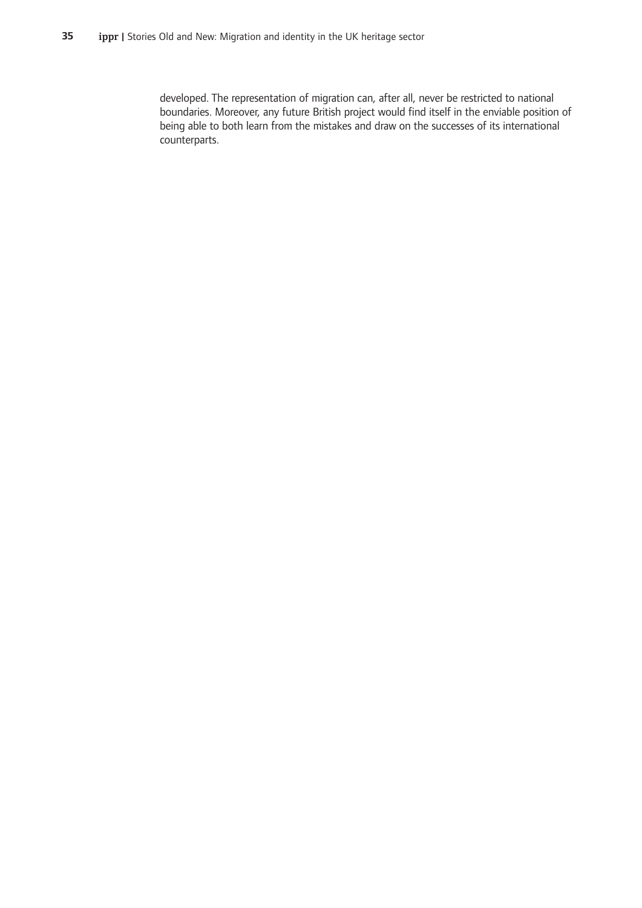developed. The representation of migration can, after all, never be restricted to national boundaries. Moreover, any future British project would find itself in the enviable position of being able to both learn from the mistakes and draw on the successes of its international counterparts.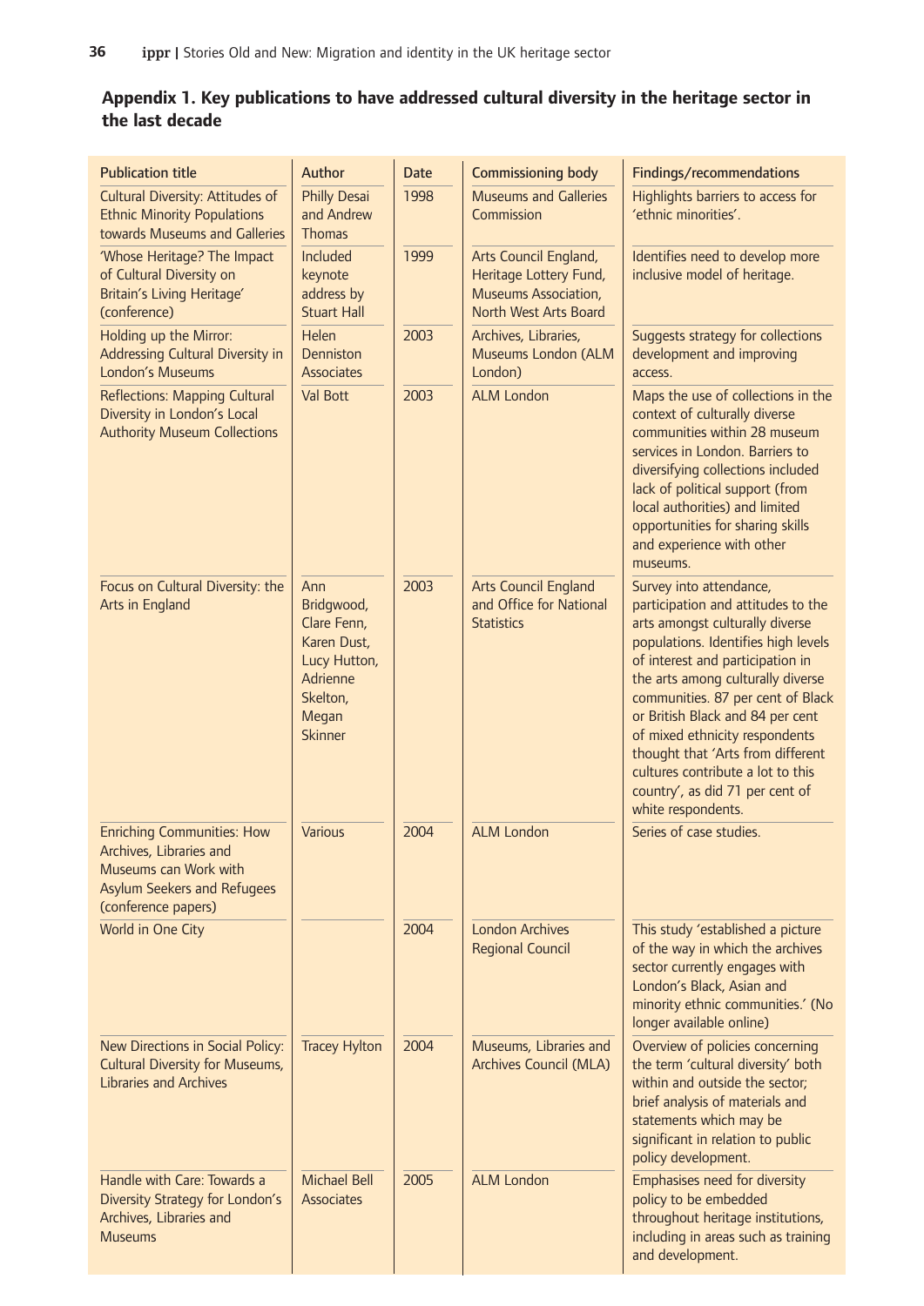## Appendix 1. Key publications to have addressed cultural diversity in the heritage sector in the last decade

| Publication title | Author | Date | Commissioning body | Findings/recommendations |
|---|---|---|---|---|
| Cultural Diversity: Attitudes of Ethnic Minority Populations towards Museums and Galleries | Philly Desai and Andrew Thomas | 1998 | Museums and Galleries Commission | Highlights barriers to access for 'ethnic minorities'. |
| 'Whose Heritage? The Impact of Cultural Diversity on Britain's Living Heritage' (conference) | Included keynote address by Stuart Hall | 1999 | Arts Council England, Heritage Lottery Fund, Museums Association, North West Arts Board | Identifies need to develop more inclusive model of heritage. |
| Holding up the Mirror: Addressing Cultural Diversity in London's Museums | Helen Denniston Associates | 2003 | Archives, Libraries, Museums London (ALM London) | Suggests strategy for collections development and improving access. |
| Reflections: Mapping Cultural Diversity in London's Local Authority Museum Collections | Val Bott | 2003 | ALM London | Maps the use of collections in the context of culturally diverse communities within 28 museum services in London. Barriers to diversifying collections included lack of political support (from local authorities) and limited opportunities for sharing skills and experience with other museums. |
| Focus on Cultural Diversity: the Arts in England | Ann Bridgwood, Clare Fenn, Karen Dust, Lucy Hutton, Adrienne Skelton, Megan Skinner | 2003 | Arts Council England and Office for National Statistics | Survey into attendance, participation and attitudes to the arts amongst culturally diverse populations. Identifies high levels of interest and participation in the arts among culturally diverse communities. 87 per cent of Black or British Black and 84 per cent of mixed ethnicity respondents thought that 'Arts from different cultures contribute a lot to this country', as did 71 per cent of white respondents. |
| Enriching Communities: How Archives, Libraries and Museums can Work with Asylum Seekers and Refugees (conference papers) | Various | 2004 | ALM London | Series of case studies. |
| World in One City | | 2004 | London Archives Regional Council | This study 'established a picture of the way in which the archives sector currently engages with London's Black, Asian and minority ethnic communities.' (No longer available online) |
| New Directions in Social Policy: Cultural Diversity for Museums, Libraries and Archives | Tracey Hylton | 2004 | Museums, Libraries and Archives Council (MLA) | Overview of policies concerning the term 'cultural diversity' both within and outside the sector; brief analysis of materials and statements which may be significant in relation to public policy development. |
| Handle with Care: Towards a Diversity Strategy for London's Archives, Libraries and Museums | Michael Bell Associates | 2005 | ALM London | Emphasises need for diversity policy to be embedded throughout heritage institutions, including in areas such as training and development. |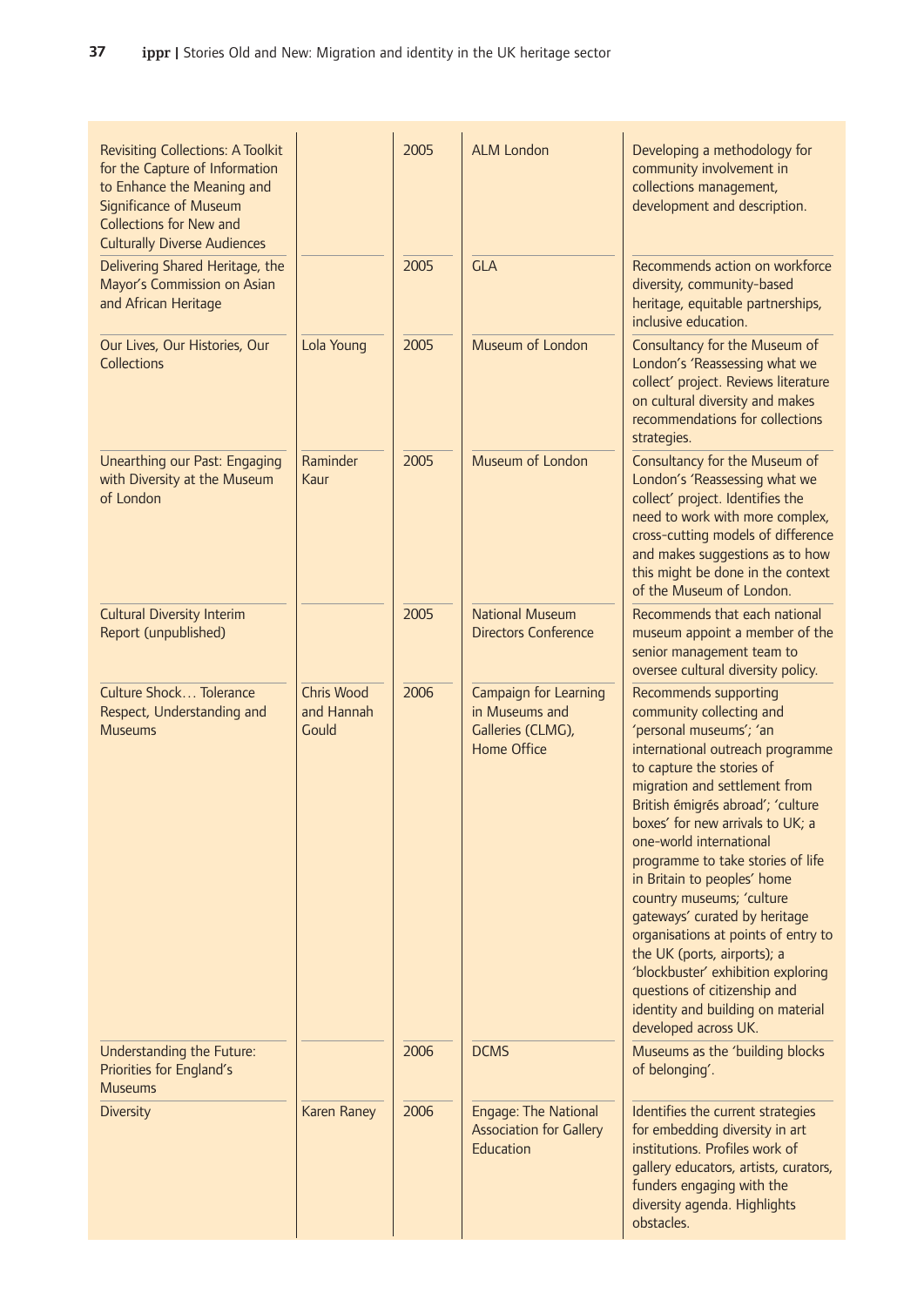| | | | | |
|---|---|---|---|---|
| Revisiting Collections: A Toolkit for the Capture of Information to Enhance the Meaning and Significance of Museum Collections for New and Culturally Diverse Audiences | | 2005 | ALM London | Developing a methodology for community involvement in collections management, development and description. |
| Delivering Shared Heritage, the Mayor's Commission on Asian and African Heritage | | 2005 | GLA | Recommends action on workforce diversity, community-based heritage, equitable partnerships, inclusive education. |
| Our Lives, Our Histories, Our Collections | Lola Young | 2005 | Museum of London | Consultancy for the Museum of London's 'Reassessing what we collect' project. Reviews literature on cultural diversity and makes recommendations for collections strategies. |
| Unearthing our Past: Engaging with Diversity at the Museum of London | Raminder Kaur | 2005 | Museum of London | Consultancy for the Museum of London's 'Reassessing what we collect' project. Identifies the need to work with more complex, cross-cutting models of difference and makes suggestions as to how this might be done in the context of the Museum of London. |
| Cultural Diversity Interim Report (unpublished) | | 2005 | National Museum Directors Conference | Recommends that each national museum appoint a member of the senior management team to oversee cultural diversity policy. |
| Culture Shock… Tolerance Respect, Understanding and Museums | Chris Wood and Hannah Gould | 2006 | Campaign for Learning in Museums and Galleries (CLMG), Home Office | Recommends supporting community collecting and 'personal museums'; 'an international outreach programme to capture the stories of migration and settlement from British émigrés abroad'; 'culture boxes' for new arrivals to UK; a one-world international programme to take stories of life in Britain to peoples' home country museums; 'culture gateways' curated by heritage organisations at points of entry to the UK (ports, airports); a 'blockbuster' exhibition exploring questions of citizenship and identity and building on material developed across UK. |
| Understanding the Future: Priorities for England's Museums | | 2006 | DCMS | Museums as the 'building blocks of belonging'. |
| Diversity | Karen Raney | 2006 | Engage: The National Association for Gallery Education | Identifies the current strategies for embedding diversity in art institutions. Profiles work of gallery educators, artists, curators, funders engaging with the diversity agenda. Highlights obstacles. |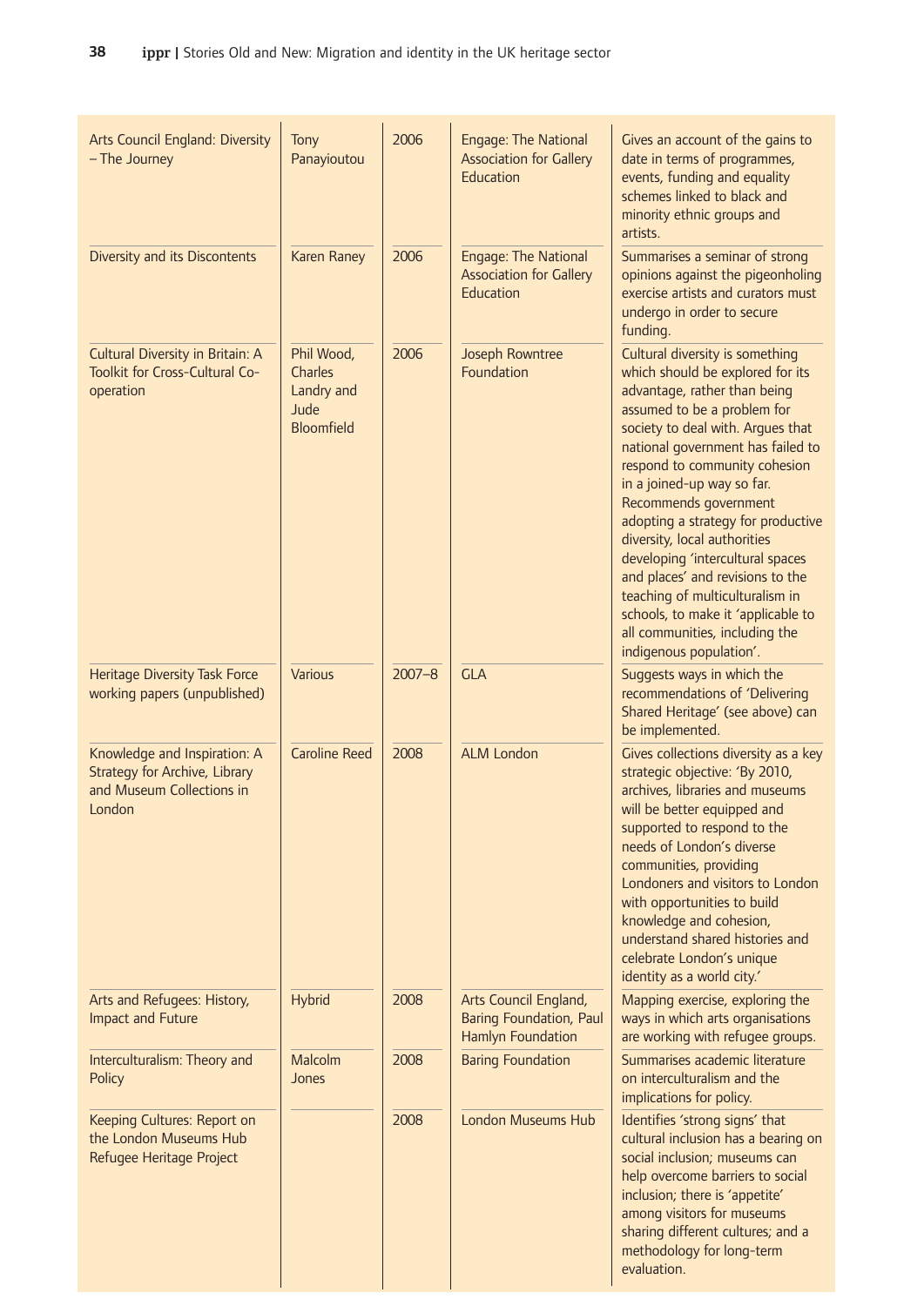| | | | | |
|---|---|---|---|---|
| Arts Council England: Diversity – The Journey | Tony Panayioutou | 2006 | Engage: The National Association for Gallery Education | Gives an account of the gains to date in terms of programmes, events, funding and equality schemes linked to black and minority ethnic groups and artists. |
| Diversity and its Discontents | Karen Raney | 2006 | Engage: The National Association for Gallery Education | Summarises a seminar of strong opinions against the pigeonholing exercise artists and curators must undergo in order to secure funding. |
| Cultural Diversity in Britain: A Toolkit for Cross-Cultural Co-operation | Phil Wood, Charles Landry and Jude Bloomfield | 2006 | Joseph Rowntree Foundation | Cultural diversity is something which should be explored for its advantage, rather than being assumed to be a problem for society to deal with. Argues that national government has failed to respond to community cohesion in a joined-up way so far. Recommends government adopting a strategy for productive diversity, local authorities developing 'intercultural spaces and places' and revisions to the teaching of multiculturalism in schools, to make it 'applicable to all communities, including the indigenous population'. |
| Heritage Diversity Task Force working papers (unpublished) | Various | 2007–8 | GLA | Suggests ways in which the recommendations of 'Delivering Shared Heritage' (see above) can be implemented. |
| Knowledge and Inspiration: A Strategy for Archive, Library and Museum Collections in London | Caroline Reed | 2008 | ALM London | Gives collections diversity as a key strategic objective: 'By 2010, archives, libraries and museums will be better equipped and supported to respond to the needs of London's diverse communities, providing Londoners and visitors to London with opportunities to build knowledge and cohesion, understand shared histories and celebrate London's unique identity as a world city.' |
| Arts and Refugees: History, Impact and Future | Hybrid | 2008 | Arts Council England, Baring Foundation, Paul Hamlyn Foundation | Mapping exercise, exploring the ways in which arts organisations are working with refugee groups. |
| Interculturalism: Theory and Policy | Malcolm Jones | 2008 | Baring Foundation | Summarises academic literature on interculturalism and the implications for policy. |
| Keeping Cultures: Report on the London Museums Hub Refugee Heritage Project | | 2008 | London Museums Hub | Identifies 'strong signs' that cultural inclusion has a bearing on social inclusion; museums can help overcome barriers to social inclusion; there is 'appetite' among visitors for museums sharing different cultures; and a methodology for long-term evaluation. |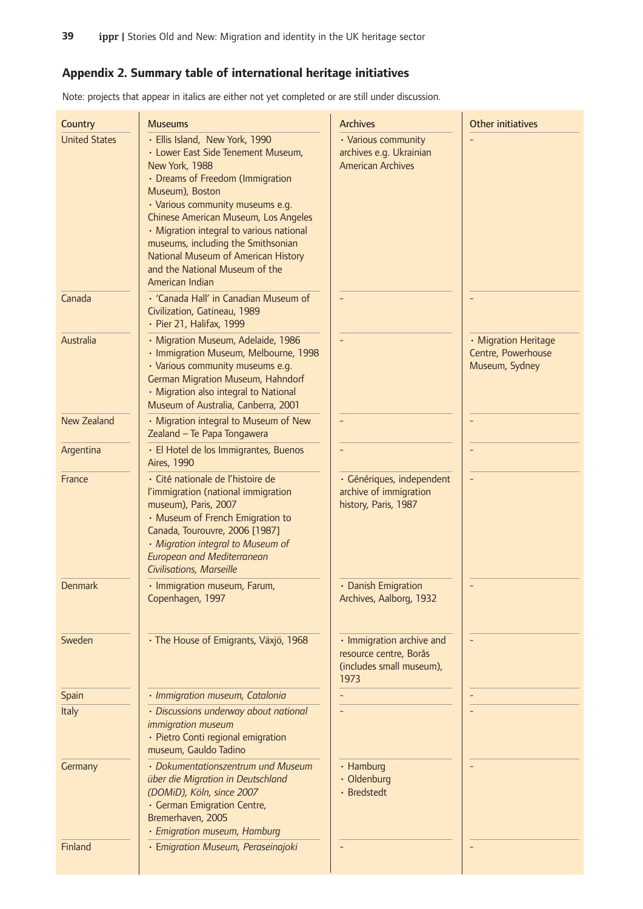## Appendix 2. Summary table of international heritage initiatives

Note: projects that appear in italics are either not yet completed or are still under discussion.

| Country | Museums | Archives | Other initiatives |
|---|---|---|---|
| United States | • Ellis Island, New York, 1990<br>• Lower East Side Tenement Museum, New York, 1988<br>• Dreams of Freedom (Immigration Museum), Boston<br>• Various community museums e.g. Chinese American Museum, Los Angeles<br>• Migration integral to various national museums, including the Smithsonian National Museum of American History and the National Museum of the American Indian | • Various community archives e.g. Ukrainian American Archives | – |
| Canada | • 'Canada Hall' in Canadian Museum of Civilization, Gatineau, 1989<br>• Pier 21, Halifax, 1999 | – | – |
| Australia | • Migration Museum, Adelaide, 1986<br>• Immigration Museum, Melbourne, 1998<br>• Various community museums e.g. German Migration Museum, Hahndorf<br>• Migration also integral to National Museum of Australia, Canberra, 2001 | – | • Migration Heritage Centre, Powerhouse Museum, Sydney |
| New Zealand | • Migration integral to Museum of New Zealand – Te Papa Tongawera | – | – |
| Argentina | • El Hotel de los Immigrantes, Buenos Aires, 1990 | – | – |
| France | • Cité nationale de l'histoire de l'immigration (national immigration museum), Paris, 2007<br>• Museum of French Emigration to Canada, Tourouvre, 2006 [1987]<br>*• Migration integral to Museum of European and Mediterranean Civilisations, Marseille* | • Génériques, independent archive of immigration history, Paris, 1987 | – |
| Denmark | • Immigration museum, Farum, Copenhagen, 1997 | • Danish Emigration Archives, Aalborg, 1932 | – |
| Sweden | • The House of Emigrants, Växjö, 1968 | • Immigration archive and resource centre, Borås (includes small museum), 1973 | – |
| Spain | *• Immigration museum, Catalonia* | – | – |
| Italy | *• Discussions underway about national immigration museum*<br>• Pietro Conti regional emigration museum, Gauldo Tadino | – | – |
| Germany | *• Dokumentationszentrum und Museum über die Migration in Deutschland (DOMiD), Köln, since 2007*<br>• German Emigration Centre, Bremerhaven, 2005<br>*• Emigration museum, Hamburg* | • Hamburg<br>• Oldenburg<br>• Bredstedt | – |
| Finland | *• Emigration Museum, Peraseinajoki* | – | – |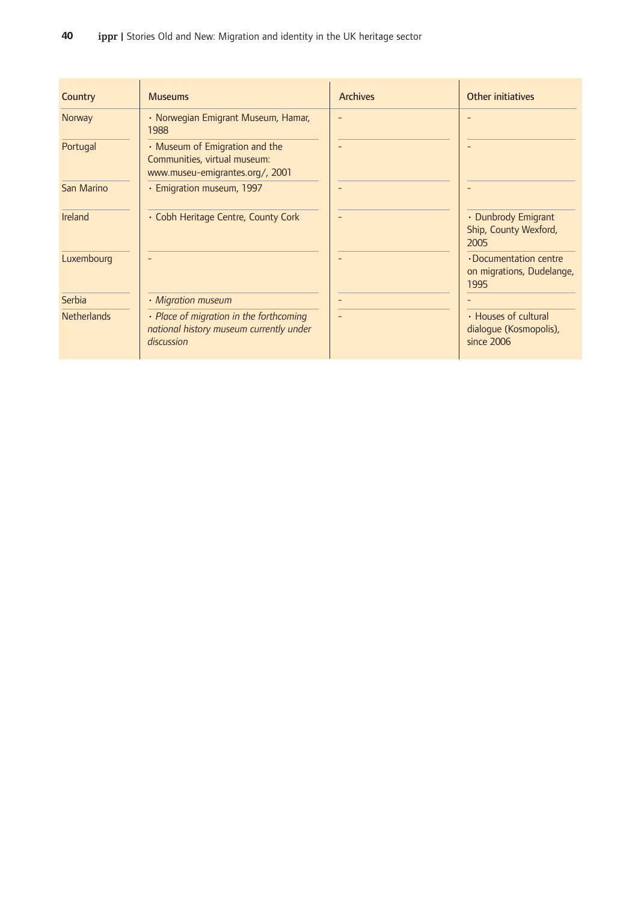| Country | Museums | Archives | Other initiatives |
|---|---|---|---|
| Norway | • Norwegian Emigrant Museum, Hamar, 1988 | – | – |
| Portugal | • Museum of Emigration and the Communities, virtual museum: www.museu-emigrantes.org/, 2001 | – | – |
| San Marino | • Emigration museum, 1997 | – | – |
| Ireland | • Cobh Heritage Centre, County Cork | – | • Dunbrody Emigrant Ship, County Wexford, 2005 |
| Luxembourg | – | – | •Documentation centre on migrations, Dudelange, 1995 |
| Serbia | • *Migration museum* | – | – |
| Netherlands | • *Place of migration in the forthcoming national history museum currently under discussion* | – | • Houses of cultural dialogue (Kosmopolis), since 2006 |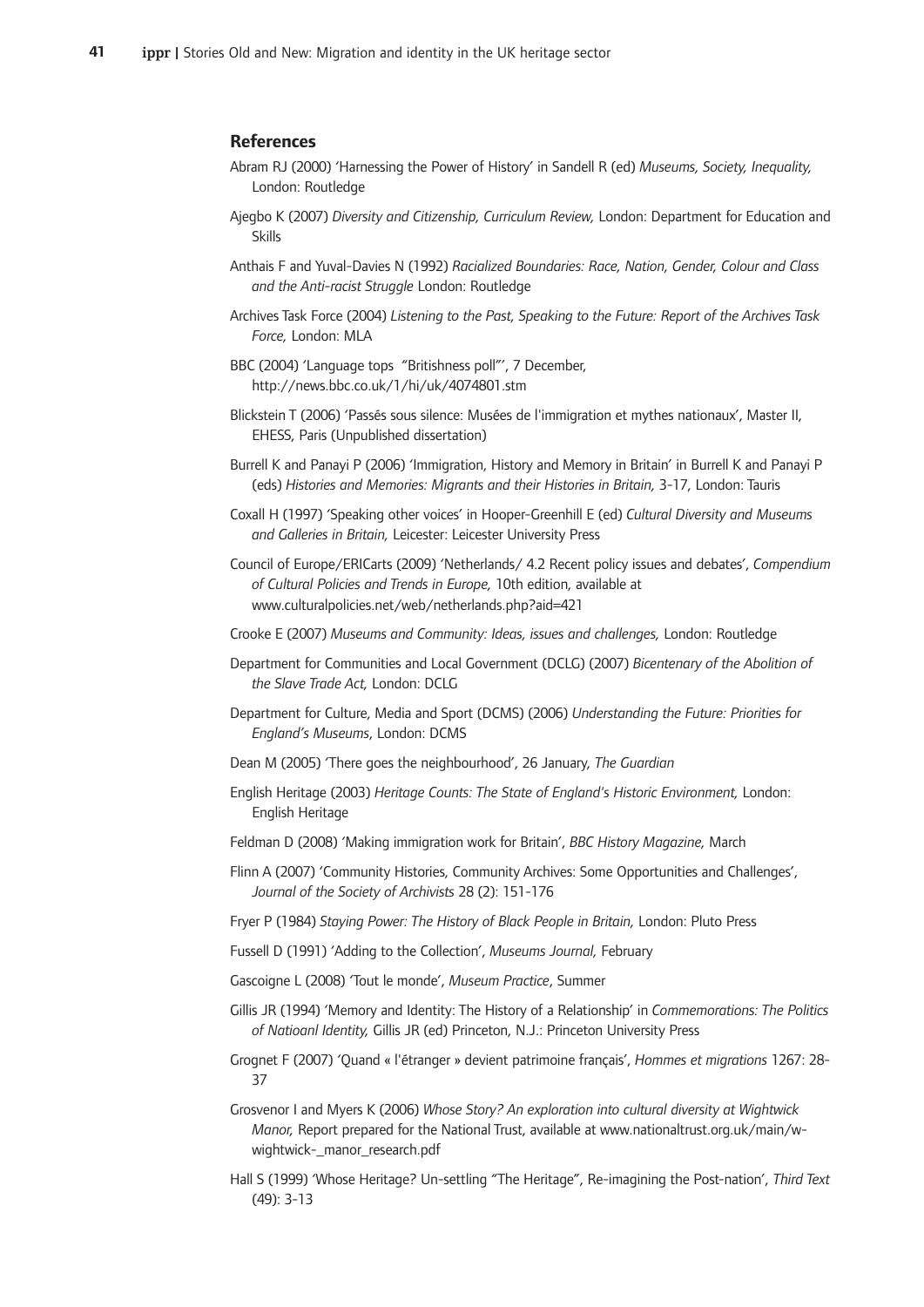## References

Abram RJ (2000) 'Harnessing the Power of History' in Sandell R (ed) *Museums, Society, Inequality,* London: Routledge

Ajegbo K (2007) *Diversity and Citizenship, Curriculum Review,* London: Department for Education and Skills

Anthais F and Yuval-Davies N (1992) *Racialized Boundaries: Race, Nation, Gender, Colour and Class and the Anti-racist Struggle* London: Routledge

Archives Task Force (2004) *Listening to the Past, Speaking to the Future: Report of the Archives Task Force,* London: MLA

BBC (2004) 'Language tops "Britishness poll"', 7 December, http://news.bbc.co.uk/1/hi/uk/4074801.stm

Blickstein T (2006) 'Passés sous silence: Musées de l'immigration et mythes nationaux', Master II, EHESS, Paris (Unpublished dissertation)

Burrell K and Panayi P (2006) 'Immigration, History and Memory in Britain' in Burrell K and Panayi P (eds) *Histories and Memories: Migrants and their Histories in Britain,* 3-17, London: Tauris

Coxall H (1997) 'Speaking other voices' in Hooper-Greenhill E (ed) *Cultural Diversity and Museums and Galleries in Britain,* Leicester: Leicester University Press

Council of Europe/ERICarts (2009) 'Netherlands/ 4.2 Recent policy issues and debates', *Compendium of Cultural Policies and Trends in Europe,* 10th edition, available at www.culturalpolicies.net/web/netherlands.php?aid=421

Crooke E (2007) *Museums and Community: Ideas, issues and challenges,* London: Routledge

Department for Communities and Local Government (DCLG) (2007) *Bicentenary of the Abolition of the Slave Trade Act,* London: DCLG

Department for Culture, Media and Sport (DCMS) (2006) *Understanding the Future: Priorities for England's Museums*, London: DCMS

Dean M (2005) 'There goes the neighbourhood', 26 January, *The Guardian*

English Heritage (2003) *Heritage Counts: The State of England's Historic Environment,* London: English Heritage

Feldman D (2008) 'Making immigration work for Britain', *BBC History Magazine,* March

Flinn A (2007) 'Community Histories, Community Archives: Some Opportunities and Challenges', *Journal of the Society of Archivists* 28 (2): 151-176

Fryer P (1984) *Staying Power: The History of Black People in Britain,* London: Pluto Press

Fussell D (1991) 'Adding to the Collection', *Museums Journal,* February

Gascoigne L (2008) 'Tout le monde', *Museum Practice*, Summer

Gillis JR (1994) 'Memory and Identity: The History of a Relationship' in *Commemorations: The Politics of Natioanl Identity,* Gillis JR (ed) Princeton, N.J.: Princeton University Press

Grognet F (2007) 'Quand « l'étranger » devient patrimoine français', *Hommes et migrations* 1267: 28-37

Grosvenor I and Myers K (2006) *Whose Story? An exploration into cultural diversity at Wightwick Manor,* Report prepared for the National Trust, available at www.nationaltrust.org.uk/main/w-wightwick-_manor_research.pdf

Hall S (1999) 'Whose Heritage? Un-settling "The Heritage", Re-imagining the Post-nation', *Third Text* (49): 3-13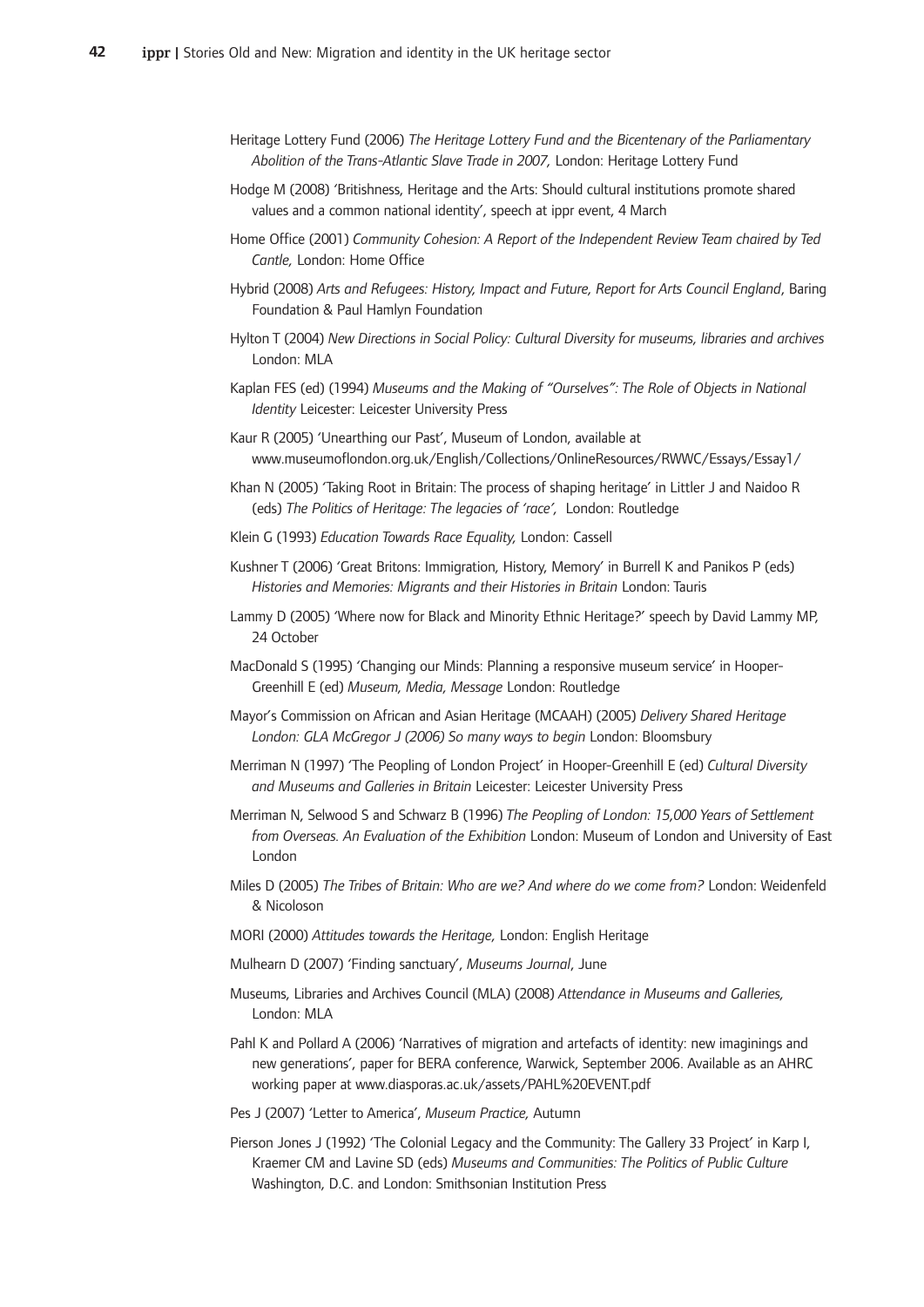Heritage Lottery Fund (2006) *The Heritage Lottery Fund and the Bicentenary of the Parliamentary Abolition of the Trans-Atlantic Slave Trade in 2007,* London: Heritage Lottery Fund

Hodge M (2008) 'Britishness, Heritage and the Arts: Should cultural institutions promote shared values and a common national identity', speech at ippr event, 4 March

Home Office (2001) *Community Cohesion: A Report of the Independent Review Team chaired by Ted Cantle,* London: Home Office

Hybrid (2008) *Arts and Refugees: History, Impact and Future, Report for Arts Council England*, Baring Foundation & Paul Hamlyn Foundation

Hylton T (2004) *New Directions in Social Policy: Cultural Diversity for museums, libraries and archives* London: MLA

Kaplan FES (ed) (1994) *Museums and the Making of "Ourselves": The Role of Objects in National Identity* Leicester: Leicester University Press

Kaur R (2005) 'Unearthing our Past', Museum of London, available at www.museumoflondon.org.uk/English/Collections/OnlineResources/RWWC/Essays/Essay1/

Khan N (2005) 'Taking Root in Britain: The process of shaping heritage' in Littler J and Naidoo R (eds) *The Politics of Heritage: The legacies of 'race',* London: Routledge

Klein G (1993) *Education Towards Race Equality,* London: Cassell

Kushner T (2006) 'Great Britons: Immigration, History, Memory' in Burrell K and Panikos P (eds) *Histories and Memories: Migrants and their Histories in Britain* London: Tauris

Lammy D (2005) 'Where now for Black and Minority Ethnic Heritage?' speech by David Lammy MP, 24 October

MacDonald S (1995) 'Changing our Minds: Planning a responsive museum service' in Hooper-Greenhill E (ed) *Museum, Media, Message* London: Routledge

Mayor's Commission on African and Asian Heritage (MCAAH) (2005) *Delivery Shared Heritage London: GLA McGregor J (2006) So many ways to begin* London: Bloomsbury

Merriman N (1997) 'The Peopling of London Project' in Hooper-Greenhill E (ed) *Cultural Diversity and Museums and Galleries in Britain* Leicester: Leicester University Press

Merriman N, Selwood S and Schwarz B (1996) *The Peopling of London: 15,000 Years of Settlement from Overseas. An Evaluation of the Exhibition* London: Museum of London and University of East London

Miles D (2005) *The Tribes of Britain: Who are we? And where do we come from?* London: Weidenfeld & Nicoloson

MORI (2000) *Attitudes towards the Heritage,* London: English Heritage

Mulhearn D (2007) 'Finding sanctuary', *Museums Journal*, June

Museums, Libraries and Archives Council (MLA) (2008) *Attendance in Museums and Galleries,* London: MLA

Pahl K and Pollard A (2006) 'Narratives of migration and artefacts of identity: new imaginings and new generations', paper for BERA conference, Warwick, September 2006. Available as an AHRC working paper at www.diasporas.ac.uk/assets/PAHL%20EVENT.pdf

Pes J (2007) 'Letter to America', *Museum Practice,* Autumn

Pierson Jones J (1992) 'The Colonial Legacy and the Community: The Gallery 33 Project' in Karp I, Kraemer CM and Lavine SD (eds) *Museums and Communities: The Politics of Public Culture* Washington, D.C. and London: Smithsonian Institution Press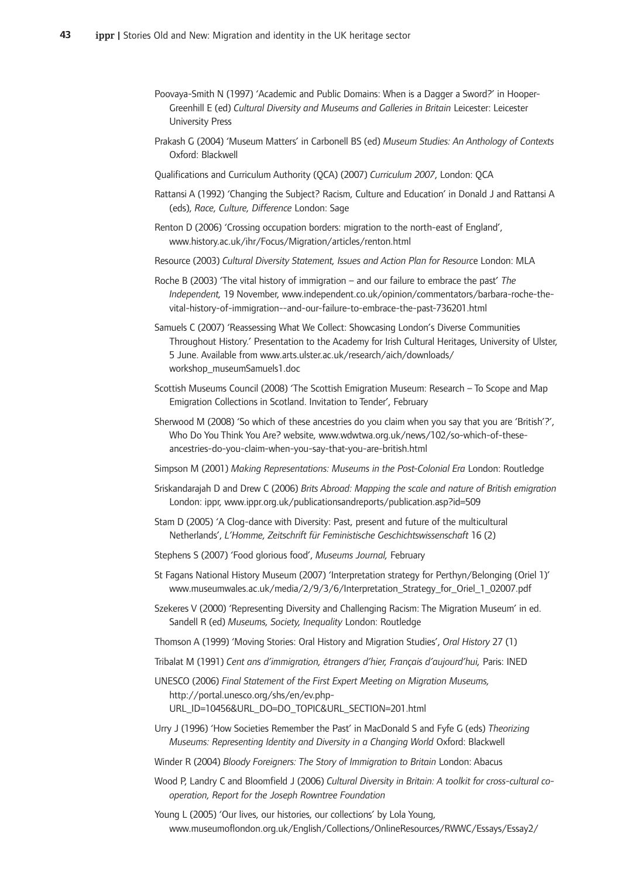Poovaya-Smith N (1997) 'Academic and Public Domains: When is a Dagger a Sword?' in Hooper-Greenhill E (ed) *Cultural Diversity and Museums and Galleries in Britain* Leicester: Leicester University Press

Prakash G (2004) 'Museum Matters' in Carbonell BS (ed) *Museum Studies: An Anthology of Contexts* Oxford: Blackwell

Qualifications and Curriculum Authority (QCA) (2007) *Curriculum 2007*, London: QCA

Rattansi A (1992) 'Changing the Subject? Racism, Culture and Education' in Donald J and Rattansi A (eds), *Race, Culture, Difference* London: Sage

Renton D (2006) 'Crossing occupation borders: migration to the north-east of England', www.history.ac.uk/ihr/Focus/Migration/articles/renton.html

Resource (2003) *Cultural Diversity Statement, Issues and Action Plan for Resource* London: MLA

Roche B (2003) 'The vital history of immigration – and our failure to embrace the past' *The Independent*, 19 November, www.independent.co.uk/opinion/commentators/barbara-roche-the-vital-history-of-immigration--and-our-failure-to-embrace-the-past-736201.html

Samuels C (2007) 'Reassessing What We Collect: Showcasing London's Diverse Communities Throughout History.' Presentation to the Academy for Irish Cultural Heritages, University of Ulster, 5 June. Available from www.arts.ulster.ac.uk/research/aich/downloads/workshop_museumSamuels1.doc

Scottish Museums Council (2008) 'The Scottish Emigration Museum: Research – To Scope and Map Emigration Collections in Scotland. Invitation to Tender', February

Sherwood M (2008) 'So which of these ancestries do you claim when you say that you are 'British'?', Who Do You Think You Are? website, www.wdwtwa.org.uk/news/102/so-which-of-these-ancestries-do-you-claim-when-you-say-that-you-are-british.html

Simpson M (2001) *Making Representations: Museums in the Post-Colonial Era* London: Routledge

Sriskandarajah D and Drew C (2006) *Brits Abroad: Mapping the scale and nature of British emigration* London: ippr, www.ippr.org.uk/publicationsandreports/publication.asp?id=509

Stam D (2005) 'A Clog-dance with Diversity: Past, present and future of the multicultural Netherlands', *L'Homme, Zeitschrift für Feministische Geschichtswissenschaft* 16 (2)

Stephens S (2007) 'Food glorious food', *Museums Journal,* February

St Fagans National History Museum (2007) 'Interpretation strategy for Perthyn/Belonging (Oriel 1)' www.museumwales.ac.uk/media/2/9/3/6/Interpretation_Strategy_for_Oriel_1_02007.pdf

Szekeres V (2000) 'Representing Diversity and Challenging Racism: The Migration Museum' in ed. Sandell R (ed) *Museums, Society, Inequality* London: Routledge

Thomson A (1999) 'Moving Stories: Oral History and Migration Studies', *Oral History* 27 (1)

Tribalat M (1991) *Cent ans d'immigration, étrangers d'hier, Français d'aujourd'hui,* Paris: INED

UNESCO (2006) *Final Statement of the First Expert Meeting on Migration Museums,* http://portal.unesco.org/shs/en/ev.php-URL_ID=10456&URL_DO=DO_TOPIC&URL_SECTION=201.html

Urry J (1996) 'How Societies Remember the Past' in MacDonald S and Fyfe G (eds) *Theorizing Museums: Representing Identity and Diversity in a Changing World* Oxford: Blackwell

Winder R (2004) *Bloody Foreigners: The Story of Immigration to Britain* London: Abacus

Wood P, Landry C and Bloomfield J (2006) *Cultural Diversity in Britain: A toolkit for cross-cultural co-operation, Report for the Joseph Rowntree Foundation*

Young L (2005) 'Our lives, our histories, our collections' by Lola Young, www.museumoflondon.org.uk/English/Collections/OnlineResources/RWWC/Essays/Essay2/